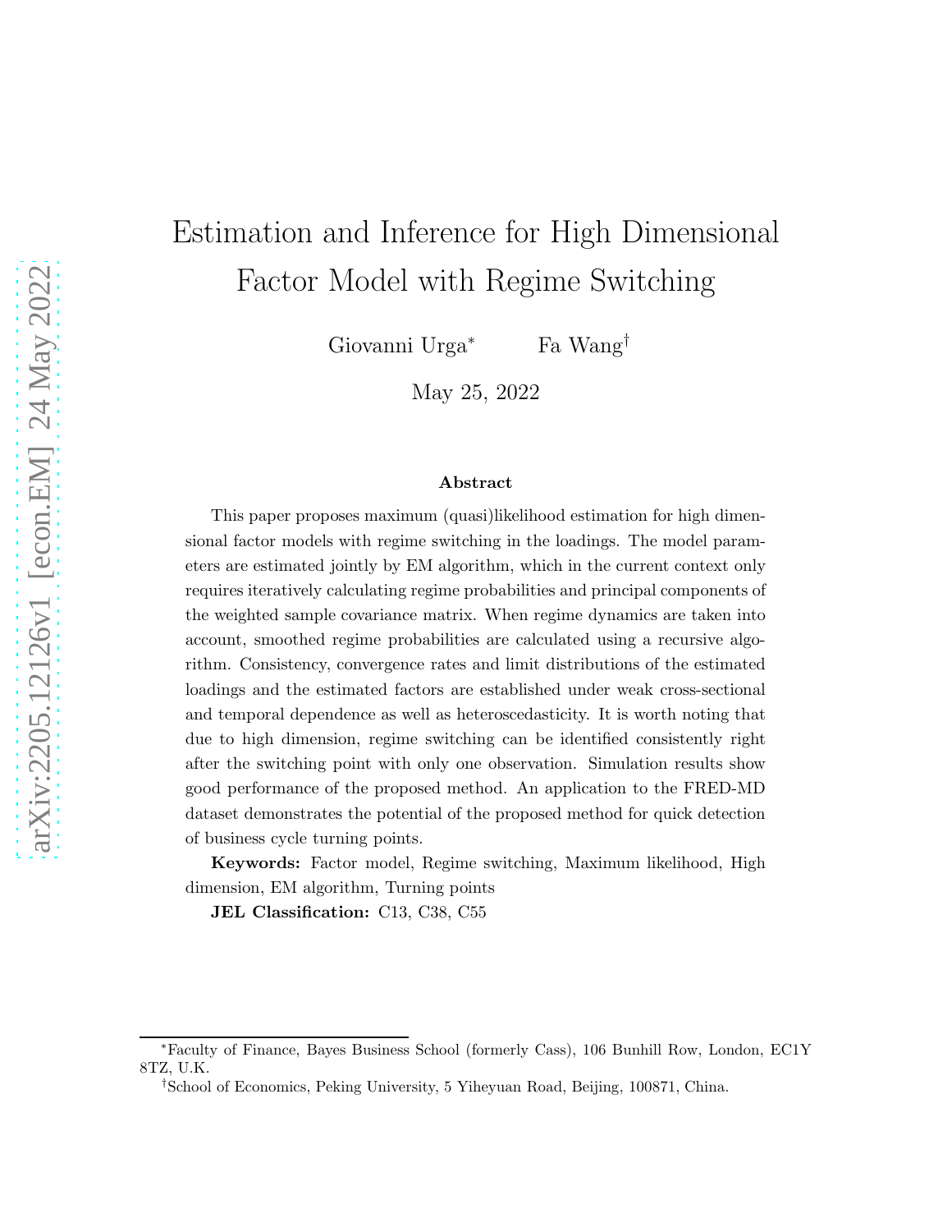# Estimation and Inference for High Dimensional Factor Model with Regime Switching

Giovanni Urga[*] Fa Wang[†]

May 25, 2022

### Abstract

This paper proposes maximum (quasi)likelihood estimation for high dimensional factor models with regime switching in the loadings. The model parameters are estimated jointly by EM algorithm, which in the current context only requires iteratively calculating regime probabilities and principal components of the weighted sample covariance matrix. When regime dynamics are taken into account, smoothed regime probabilities are calculated using a recursive algorithm. Consistency, convergence rates and limit distributions of the estimated loadings and the estimated factors are established under weak cross-sectional and temporal dependence as well as heteroscedasticity. It is worth noting that due to high dimension, regime switching can be identified consistently right after the switching point with only one observation. Simulation results show good performance of the proposed method. An application to the FRED-MD dataset demonstrates the potential of the proposed method for quick detection of business cycle turning points.

**Keywords:** Factor model, Regime switching, Maximum likelihood, High dimension, EM algorithm, Turning points

**JEL Classification:** C13, C38, C55

---

[*]Faculty of Finance, Bayes Business School (formerly Cass), 106 Bunhill Row, London, EC1Y 8TZ, U.K.

[†]School of Economics, Peking University, 5 Yiheyuan Road, Beijing, 100871, China.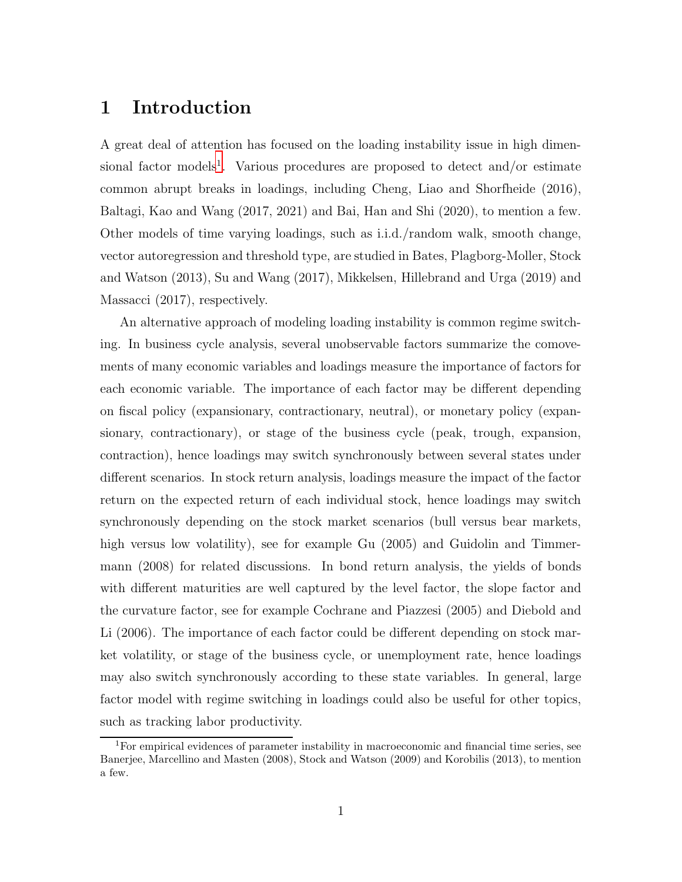# 1 Introduction

A great deal of attention has focused on the loading instability issue in high dimensional factor models[1]. Various procedures are proposed to detect and/or estimate common abrupt breaks in loadings, including Cheng, Liao and Shorfheide (2016), Baltagi, Kao and Wang (2017, 2021) and Bai, Han and Shi (2020), to mention a few. Other models of time varying loadings, such as i.i.d./random walk, smooth change, vector autoregression and threshold type, are studied in Bates, Plagborg-Moller, Stock and Watson (2013), Su and Wang (2017), Mikkelsen, Hillebrand and Urga (2019) and Massacci (2017), respectively.

An alternative approach of modeling loading instability is common regime switching. In business cycle analysis, several unobservable factors summarize the comovements of many economic variables and loadings measure the importance of factors for each economic variable. The importance of each factor may be different depending on fiscal policy (expansionary, contractionary, neutral), or monetary policy (expansionary, contractionary), or stage of the business cycle (peak, trough, expansion, contraction), hence loadings may switch synchronously between several states under different scenarios. In stock return analysis, loadings measure the impact of the factor return on the expected return of each individual stock, hence loadings may switch synchronously depending on the stock market scenarios (bull versus bear markets, high versus low volatility), see for example Gu (2005) and Guidolin and Timmermann (2008) for related discussions. In bond return analysis, the yields of bonds with different maturities are well captured by the level factor, the slope factor and the curvature factor, see for example Cochrane and Piazzesi (2005) and Diebold and Li (2006). The importance of each factor could be different depending on stock market volatility, or stage of the business cycle, or unemployment rate, hence loadings may also switch synchronously according to these state variables. In general, large factor model with regime switching in loadings could also be useful for other topics, such as tracking labor productivity.

[1] For empirical evidences of parameter instability in macroeconomic and financial time series, see Banerjee, Marcellino and Masten (2008), Stock and Watson (2009) and Korobilis (2013), to mention a few.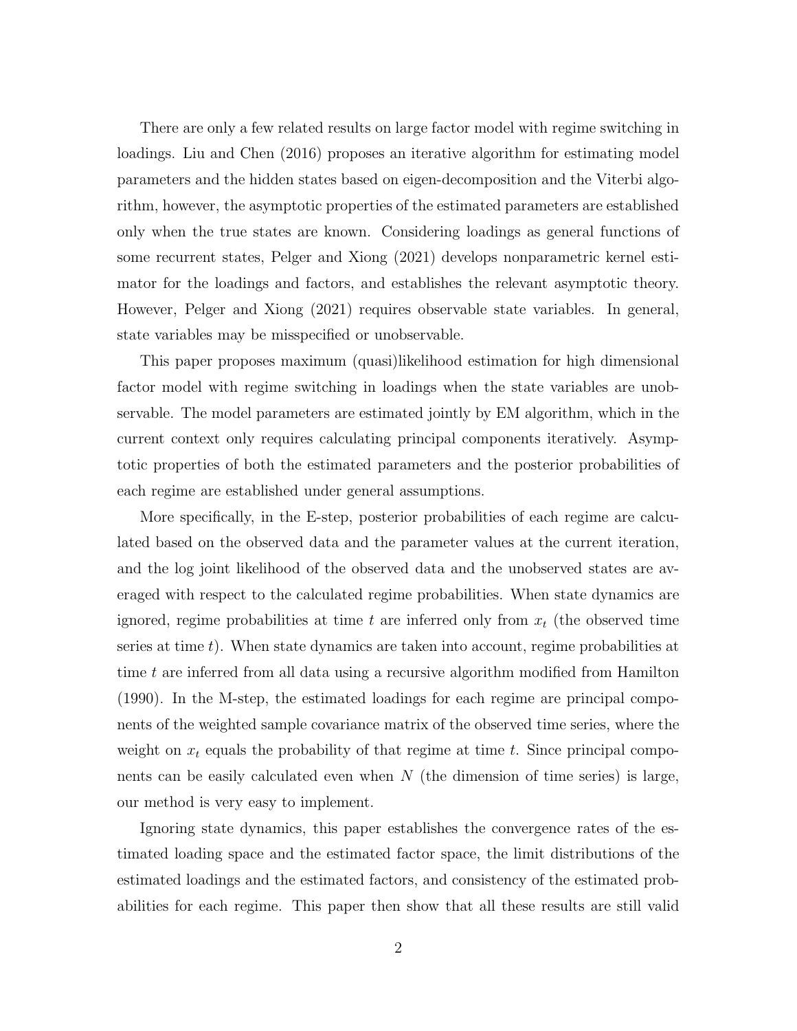There are only a few related results on large factor model with regime switching in loadings. Liu and Chen (2016) proposes an iterative algorithm for estimating model parameters and the hidden states based on eigen-decomposition and the Viterbi algorithm, however, the asymptotic properties of the estimated parameters are established only when the true states are known. Considering loadings as general functions of some recurrent states, Pelger and Xiong (2021) develops nonparametric kernel estimator for the loadings and factors, and establishes the relevant asymptotic theory. However, Pelger and Xiong (2021) requires observable state variables. In general, state variables may be misspecified or unobservable.

This paper proposes maximum (quasi)likelihood estimation for high dimensional factor model with regime switching in loadings when the state variables are unobservable. The model parameters are estimated jointly by EM algorithm, which in the current context only requires calculating principal components iteratively. Asymptotic properties of both the estimated parameters and the posterior probabilities of each regime are established under general assumptions.

More specifically, in the E-step, posterior probabilities of each regime are calculated based on the observed data and the parameter values at the current iteration, and the log joint likelihood of the observed data and the unobserved states are averaged with respect to the calculated regime probabilities. When state dynamics are ignored, regime probabilities at time $t$ are inferred only from $x_t$ (the observed time series at time $t$). When state dynamics are taken into account, regime probabilities at time $t$ are inferred from all data using a recursive algorithm modified from Hamilton (1990). In the M-step, the estimated loadings for each regime are principal components of the weighted sample covariance matrix of the observed time series, where the weight on $x_t$ equals the probability of that regime at time $t$. Since principal components can be easily calculated even when $N$ (the dimension of time series) is large, our method is very easy to implement.

Ignoring state dynamics, this paper establishes the convergence rates of the estimated loading space and the estimated factor space, the limit distributions of the estimated loadings and the estimated factors, and consistency of the estimated probabilities for each regime. This paper then show that all these results are still valid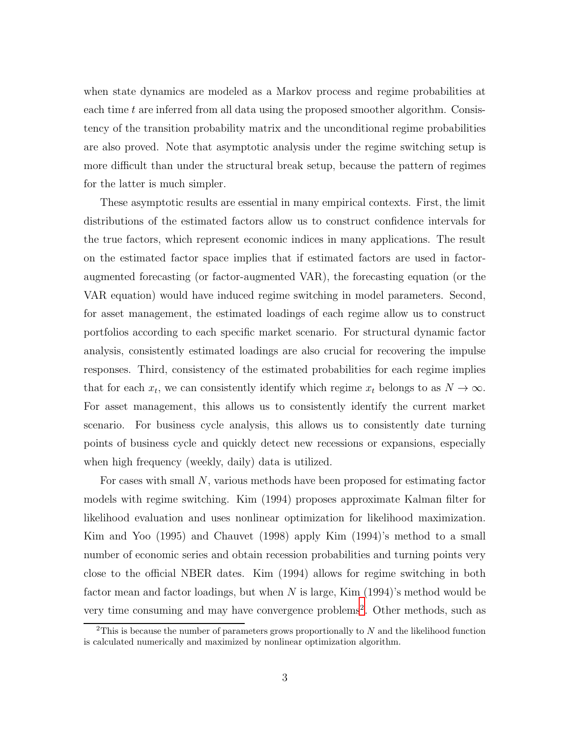when state dynamics are modeled as a Markov process and regime probabilities at each time $t$ are inferred from all data using the proposed smoother algorithm. Consistency of the transition probability matrix and the unconditional regime probabilities are also proved. Note that asymptotic analysis under the regime switching setup is more difficult than under the structural break setup, because the pattern of regimes for the latter is much simpler.

These asymptotic results are essential in many empirical contexts. First, the limit distributions of the estimated factors allow us to construct confidence intervals for the true factors, which represent economic indices in many applications. The result on the estimated factor space implies that if estimated factors are used in factor-augmented forecasting (or factor-augmented VAR), the forecasting equation (or the VAR equation) would have induced regime switching in model parameters. Second, for asset management, the estimated loadings of each regime allow us to construct portfolios according to each specific market scenario. For structural dynamic factor analysis, consistently estimated loadings are also crucial for recovering the impulse responses. Third, consistency of the estimated probabilities for each regime implies that for each $x_t$, we can consistently identify which regime $x_t$ belongs to as $N \to \infty$. For asset management, this allows us to consistently identify the current market scenario. For business cycle analysis, this allows us to consistently date turning points of business cycle and quickly detect new recessions or expansions, especially when high frequency (weekly, daily) data is utilized.

For cases with small $N$, various methods have been proposed for estimating factor models with regime switching. Kim (1994) proposes approximate Kalman filter for likelihood evaluation and uses nonlinear optimization for likelihood maximization. Kim and Yoo (1995) and Chauvet (1998) apply Kim (1994)'s method to a small number of economic series and obtain recession probabilities and turning points very close to the official NBER dates. Kim (1994) allows for regime switching in both factor mean and factor loadings, but when $N$ is large, Kim (1994)'s method would be very time consuming and may have convergence problems[2]. Other methods, such as

[2]This is because the number of parameters grows proportionally to $N$ and the likelihood function is calculated numerically and maximized by nonlinear optimization algorithm.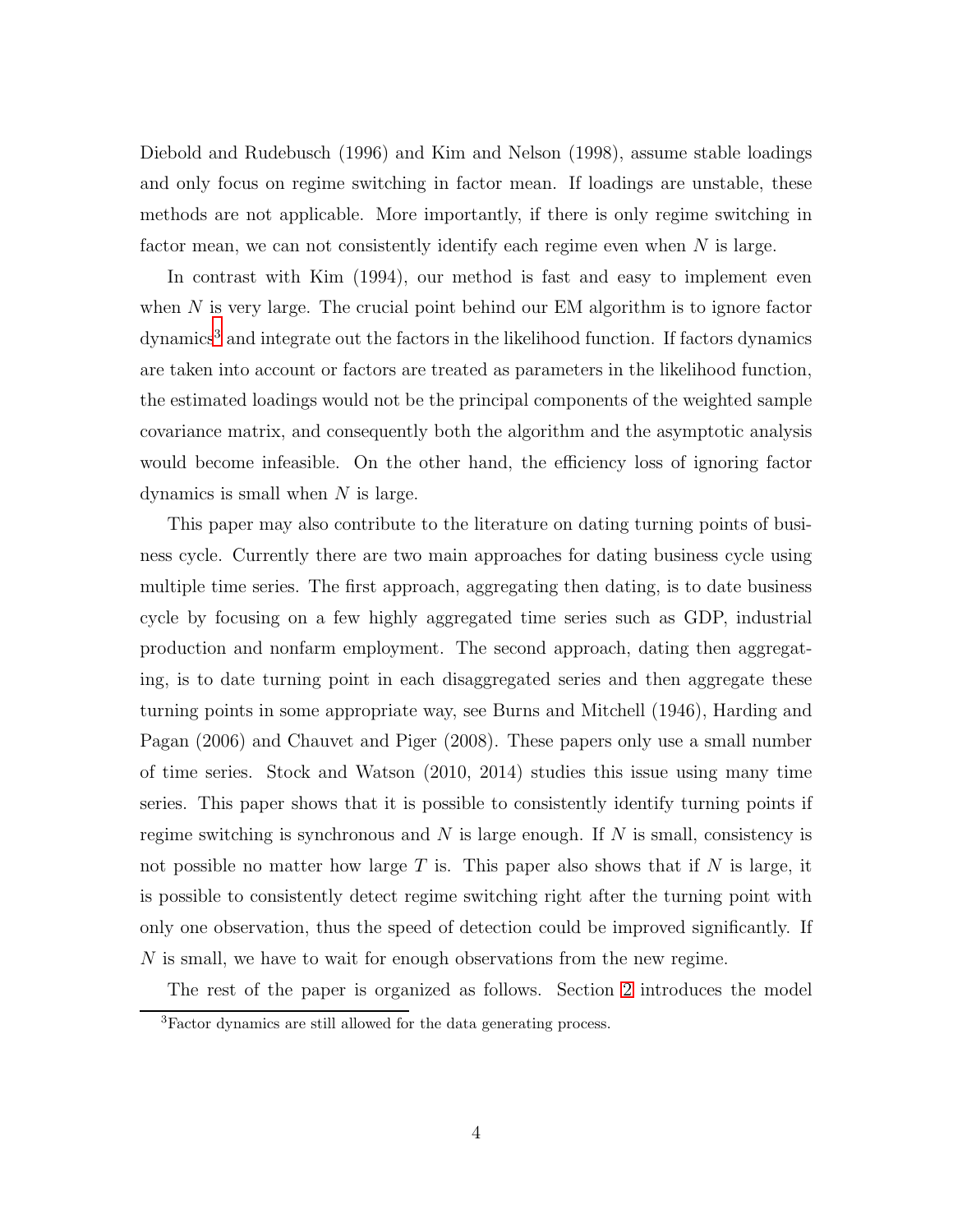Diebold and Rudebusch (1996) and Kim and Nelson (1998), assume stable loadings and only focus on regime switching in factor mean. If loadings are unstable, these methods are not applicable. More importantly, if there is only regime switching in factor mean, we can not consistently identify each regime even when $N$ is large.

In contrast with Kim (1994), our method is fast and easy to implement even when $N$ is very large. The crucial point behind our EM algorithm is to ignore factor dynamics[3] and integrate out the factors in the likelihood function. If factors dynamics are taken into account or factors are treated as parameters in the likelihood function, the estimated loadings would not be the principal components of the weighted sample covariance matrix, and consequently both the algorithm and the asymptotic analysis would become infeasible. On the other hand, the efficiency loss of ignoring factor dynamics is small when $N$ is large.

This paper may also contribute to the literature on dating turning points of business cycle. Currently there are two main approaches for dating business cycle using multiple time series. The first approach, aggregating then dating, is to date business cycle by focusing on a few highly aggregated time series such as GDP, industrial production and nonfarm employment. The second approach, dating then aggregating, is to date turning point in each disaggregated series and then aggregate these turning points in some appropriate way, see Burns and Mitchell (1946), Harding and Pagan (2006) and Chauvet and Piger (2008). These papers only use a small number of time series. Stock and Watson (2010, 2014) studies this issue using many time series. This paper shows that it is possible to consistently identify turning points if regime switching is synchronous and $N$ is large enough. If $N$ is small, consistency is not possible no matter how large $T$ is. This paper also shows that if $N$ is large, it is possible to consistently detect regime switching right after the turning point with only one observation, thus the speed of detection could be improved significantly. If $N$ is small, we have to wait for enough observations from the new regime.

The rest of the paper is organized as follows. Section 2 introduces the model

[3] Factor dynamics are still allowed for the data generating process.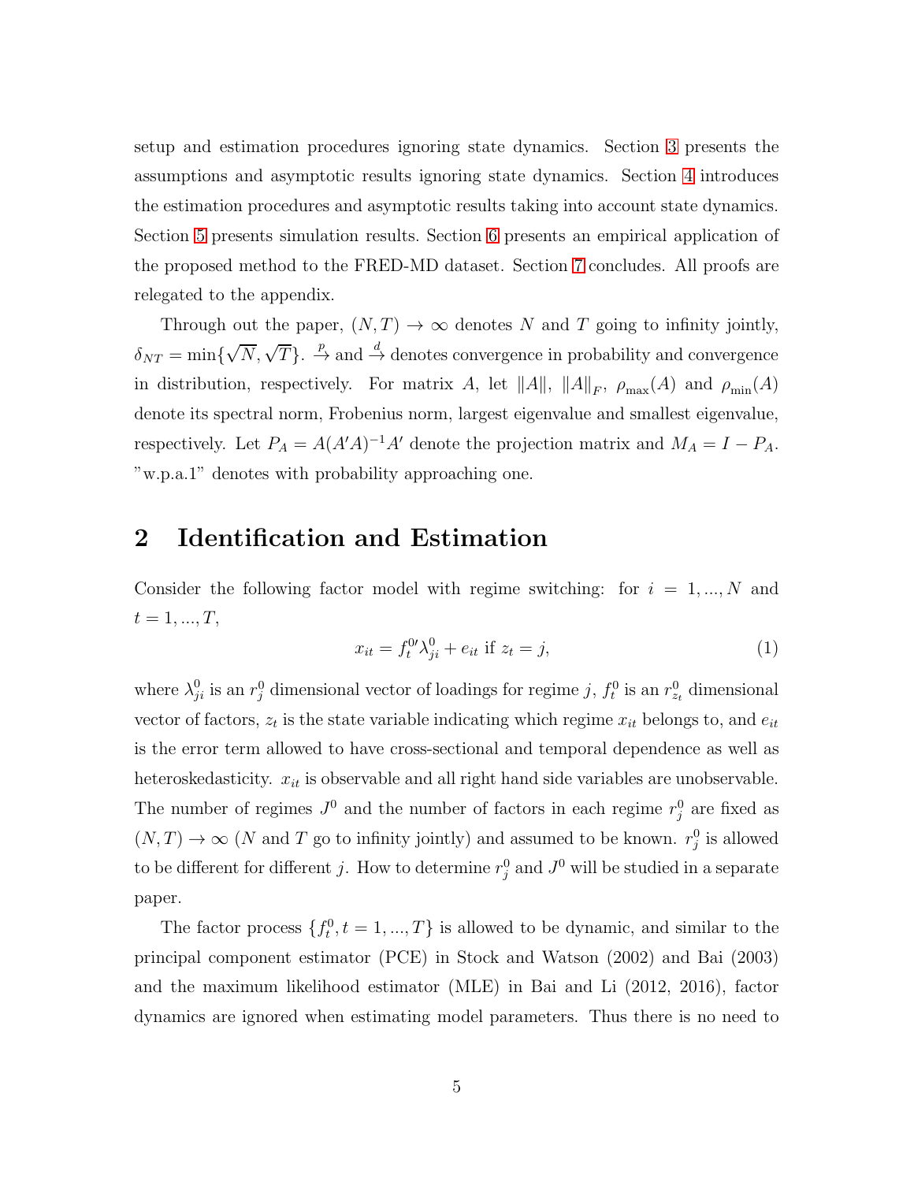setup and estimation procedures ignoring state dynamics. Section 3 presents the assumptions and asymptotic results ignoring state dynamics. Section 4 introduces the estimation procedures and asymptotic results taking into account state dynamics. Section 5 presents simulation results. Section 6 presents an empirical application of the proposed method to the FRED-MD dataset. Section 7 concludes. All proofs are relegated to the appendix.

Through out the paper, $(N,T) \to \infty$ denotes $N$ and $T$ going to infinity jointly, $\delta_{NT} = \min\{\sqrt{N}, \sqrt{T}\}$. $\xrightarrow{p}$ and $\xrightarrow{d}$ denotes convergence in probability and convergence in distribution, respectively. For matrix $A$, let $\|A\|$, $\|A\|_F$, $\rho_{\max}(A)$ and $\rho_{\min}(A)$ denote its spectral norm, Frobenius norm, largest eigenvalue and smallest eigenvalue, respectively. Let $P_A = A(A'A)^{-1}A'$ denote the projection matrix and $M_A = I - P_A$. "w.p.a.1" denotes with probability approaching one.

## 2 Identification and Estimation

Consider the following factor model with regime switching: for $i = 1, ..., N$ and $t = 1, ..., T$,

$$x_{it} = f_t^{0\prime} \lambda_{ji}^0 + e_{it} \text{ if } z_t = j, \tag{1}$$

where $\lambda_{ji}^0$ is an $r_j^0$ dimensional vector of loadings for regime $j$, $f_t^0$ is an $r_{z_t}^0$ dimensional vector of factors, $z_t$ is the state variable indicating which regime $x_{it}$ belongs to, and $e_{it}$ is the error term allowed to have cross-sectional and temporal dependence as well as heteroskedasticity. $x_{it}$ is observable and all right hand side variables are unobservable. The number of regimes $J^0$ and the number of factors in each regime $r_j^0$ are fixed as $(N,T) \to \infty$ ($N$ and $T$ go to infinity jointly) and assumed to be known. $r_j^0$ is allowed to be different for different $j$. How to determine $r_j^0$ and $J^0$ will be studied in a separate paper.

The factor process $\{f_t^0, t = 1, ..., T\}$ is allowed to be dynamic, and similar to the principal component estimator (PCE) in Stock and Watson (2002) and Bai (2003) and the maximum likelihood estimator (MLE) in Bai and Li (2012, 2016), factor dynamics are ignored when estimating model parameters. Thus there is no need to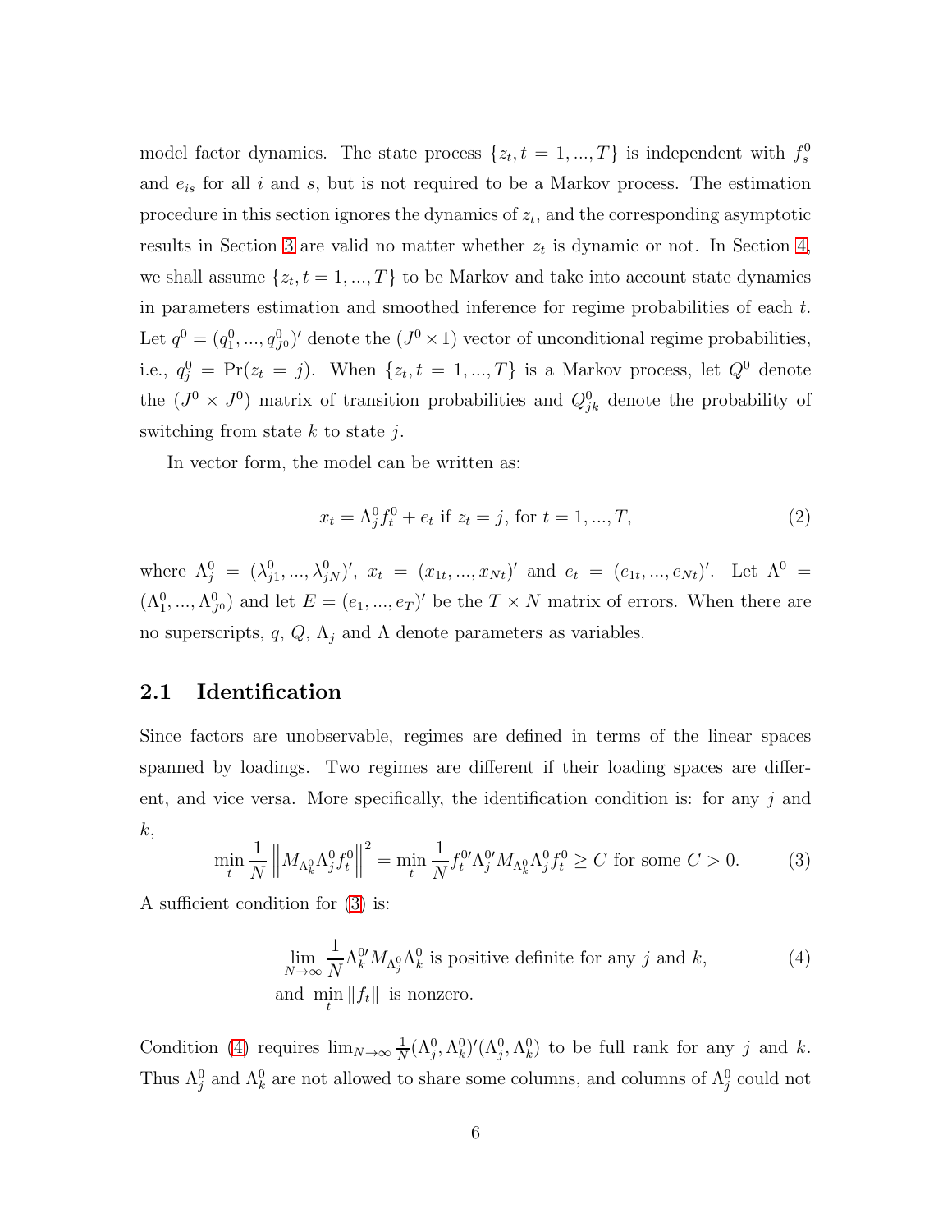model factor dynamics. The state process $\{z_t, t = 1, ..., T\}$ is independent with $f_s^0$ and $e_{is}$ for all $i$ and $s$, but is not required to be a Markov process. The estimation procedure in this section ignores the dynamics of $z_t$, and the corresponding asymptotic results in Section 3 are valid no matter whether $z_t$ is dynamic or not. In Section 4, we shall assume $\{z_t, t = 1, ..., T\}$ to be Markov and take into account state dynamics in parameters estimation and smoothed inference for regime probabilities of each $t$. Let $q^0 = (q_1^0, ..., q_{J^0}^0)'$ denote the $(J^0 \times 1)$ vector of unconditional regime probabilities, i.e., $q_j^0 = \Pr(z_t = j)$. When $\{z_t, t = 1, ..., T\}$ is a Markov process, let $Q^0$ denote the $(J^0 \times J^0)$ matrix of transition probabilities and $Q_{jk}^0$ denote the probability of switching from state $k$ to state $j$.

In vector form, the model can be written as:

$$x_t = \Lambda_j^0 f_t^0 + e_t \text{ if } z_t = j, \text{ for } t = 1, ..., T, \tag{2}$$

where $\Lambda_j^0 = (\lambda_{j1}^0, ..., \lambda_{jN}^0)'$, $x_t = (x_{1t}, ..., x_{Nt})'$ and $e_t = (e_{1t}, ..., e_{Nt})'$. Let $\Lambda^0 = (\Lambda_1^0, ..., \Lambda_{J^0}^0)$ and let $E = (e_1, ..., e_T)'$ be the $T \times N$ matrix of errors. When there are no superscripts, $q$, $Q$, $\Lambda_j$ and $\Lambda$ denote parameters as variables.

## 2.1 Identification

Since factors are unobservable, regimes are defined in terms of the linear spaces spanned by loadings. Two regimes are different if their loading spaces are different, and vice versa. More specifically, the identification condition is: for any $j$ and $k$,

$$\min_t \frac{1}{N} \left\| M_{\Lambda_k^0} \Lambda_j^0 f_t^0 \right\|^2 = \min_t \frac{1}{N} f_t^{0\prime} \Lambda_j^{0\prime} M_{\Lambda_k^0} \Lambda_j^0 f_t^0 \geq C \text{ for some } C > 0. \tag{3}$$

A sufficient condition for (3) is:

$$\begin{aligned} &\lim_{N \to \infty} \frac{1}{N} \Lambda_k^{0\prime} M_{\Lambda_j^0} \Lambda_k^0 \text{ is positive definite for any } j \text{ and } k, \\ &\text{and } \min_t \|f_t\| \text{ is nonzero.} \end{aligned} \tag{4}$$

Condition (4) requires $\lim_{N \to \infty} \frac{1}{N} (\Lambda_j^0, \Lambda_k^0)'(\Lambda_j^0, \Lambda_k^0)$ to be full rank for any $j$ and $k$. Thus $\Lambda_j^0$ and $\Lambda_k^0$ are not allowed to share some columns, and columns of $\Lambda_j^0$ could not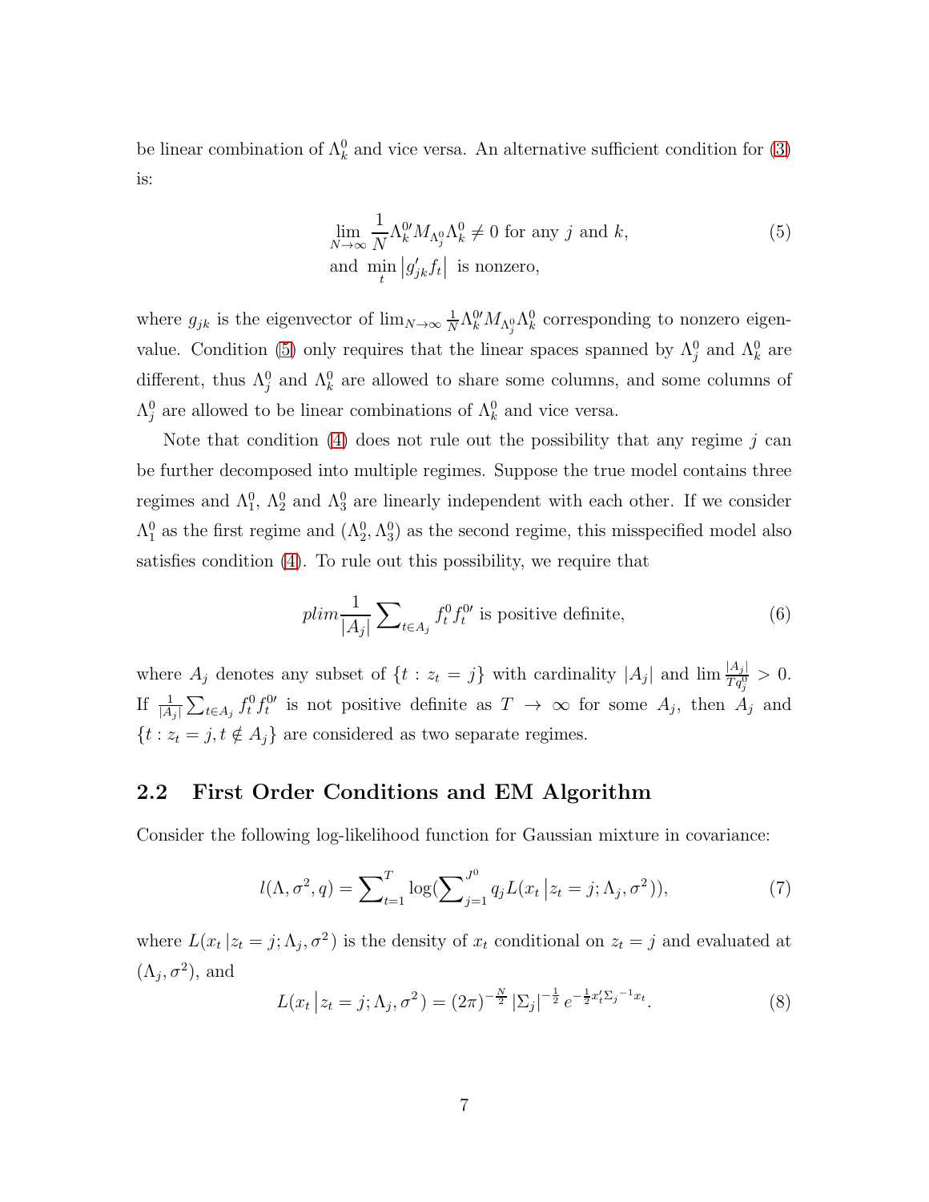be linear combination of $\Lambda_k^0$ and vice versa. An alternative sufficient condition for (3) is:

$$
\begin{aligned}
&\lim_{N\to\infty} \frac{1}{N}\Lambda_k^{0\prime} M_{\Lambda_j^0}\Lambda_k^0 \neq 0 \text{ for any } j \text{ and } k, \\
&\text{and } \min_t \left| g_{jk}' f_t \right| \text{ is nonzero,}
\end{aligned} \tag{5}
$$

where $g_{jk}$ is the eigenvector of $\lim_{N\to\infty} \frac{1}{N}\Lambda_k^{0\prime} M_{\Lambda_j^0}\Lambda_k^0$ corresponding to nonzero eigenvalue. Condition (5) only requires that the linear spaces spanned by $\Lambda_j^0$ and $\Lambda_k^0$ are different, thus $\Lambda_j^0$ and $\Lambda_k^0$ are allowed to share some columns, and some columns of $\Lambda_j^0$ are allowed to be linear combinations of $\Lambda_k^0$ and vice versa.

Note that condition (4) does not rule out the possibility that any regime $j$ can be further decomposed into multiple regimes. Suppose the true model contains three regimes and $\Lambda_1^0$, $\Lambda_2^0$ and $\Lambda_3^0$ are linearly independent with each other. If we consider $\Lambda_1^0$ as the first regime and $(\Lambda_2^0, \Lambda_3^0)$ as the second regime, this misspecified model also satisfies condition (4). To rule out this possibility, we require that

$$
plim \frac{1}{|A_j|} \sum\nolimits_{t\in A_j} f_t^0 f_t^{0\prime} \text{ is positive definite,} \tag{6}
$$

where $A_j$ denotes any subset of $\{t : z_t = j\}$ with cardinality $|A_j|$ and $\lim \frac{|A_j|}{Tq_j^0} > 0$. If $\frac{1}{|A_j|}\sum_{t\in A_j} f_t^0 f_t^{0\prime}$ is not positive definite as $T \to \infty$ for some $A_j$, then $A_j$ and $\{t : z_t = j, t \notin A_j\}$ are considered as two separate regimes.

## 2.2 First Order Conditions and EM Algorithm

Consider the following log-likelihood function for Gaussian mixture in covariance:

$$
l(\Lambda, \sigma^2, q) = \sum\nolimits_{t=1}^{T} \log(\sum\nolimits_{j=1}^{J^0} q_j L(x_t \left| z_t = j; \Lambda_j, \sigma^2 \right.)), \tag{7}
$$

where $L(x_t \left| z_t = j; \Lambda_j, \sigma^2 \right.)$ is the density of $x_t$ conditional on $z_t = j$ and evaluated at $(\Lambda_j, \sigma^2)$, and

$$
L(x_t \left| z_t = j; \Lambda_j, \sigma^2 \right.) = (2\pi)^{-\frac{N}{2}} \left|\Sigma_j\right|^{-\frac{1}{2}} e^{-\frac{1}{2}x_t'\Sigma_j^{-1}x_t}. \tag{8}
$$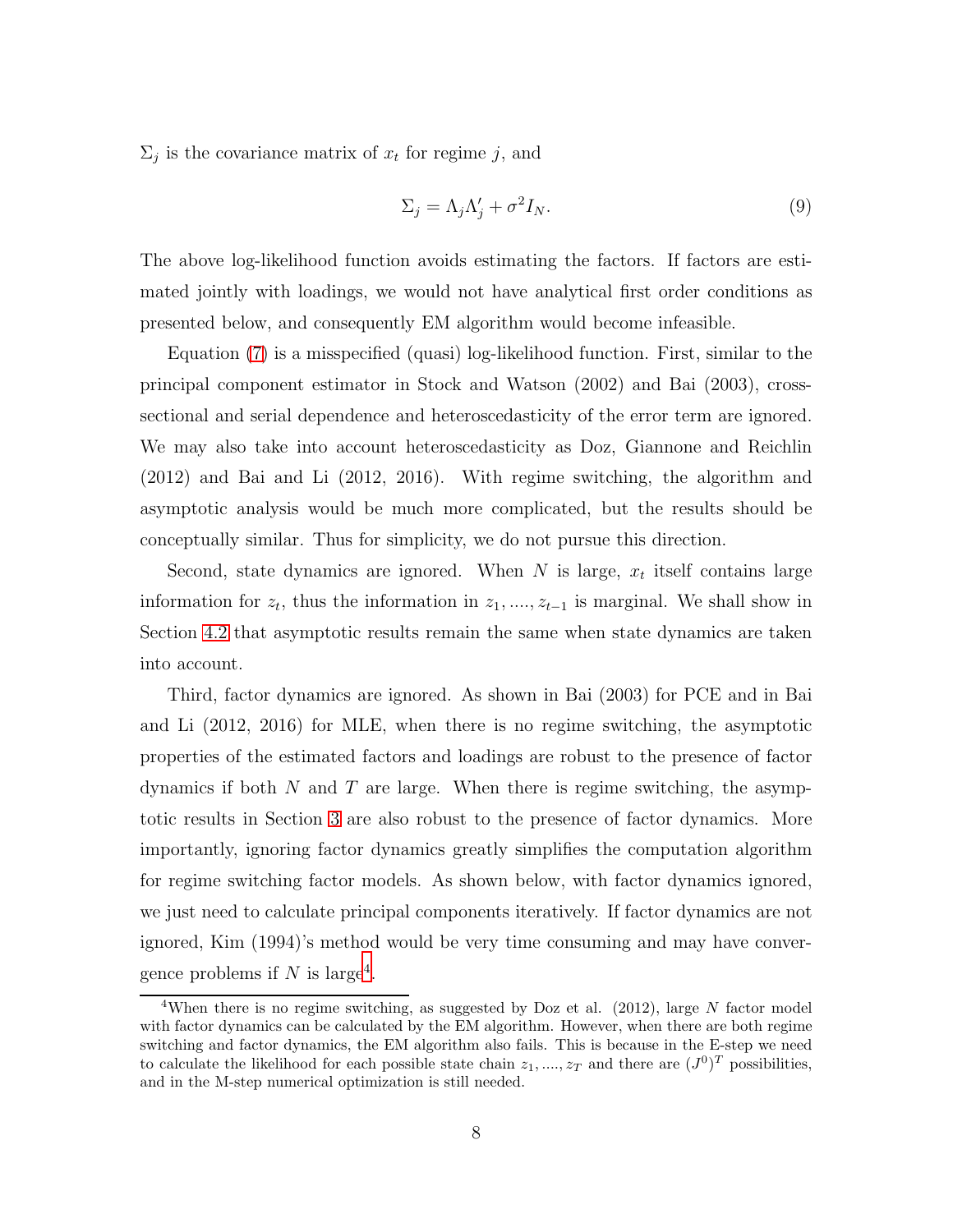$\Sigma_j$ is the covariance matrix of $x_t$ for regime $j$, and

$$\Sigma_j = \Lambda_j \Lambda_j' + \sigma^2 I_N. \tag{9}$$

The above log-likelihood function avoids estimating the factors. If factors are estimated jointly with loadings, we would not have analytical first order conditions as presented below, and consequently EM algorithm would become infeasible.

Equation (7) is a misspecified (quasi) log-likelihood function. First, similar to the principal component estimator in Stock and Watson (2002) and Bai (2003), cross-sectional and serial dependence and heteroscedasticity of the error term are ignored. We may also take into account heteroscedasticity as Doz, Giannone and Reichlin (2012) and Bai and Li (2012, 2016). With regime switching, the algorithm and asymptotic analysis would be much more complicated, but the results should be conceptually similar. Thus for simplicity, we do not pursue this direction.

Second, state dynamics are ignored. When $N$ is large, $x_t$ itself contains large information for $z_t$, thus the information in $z_1, ...., z_{t-1}$ is marginal. We shall show in Section 4.2 that asymptotic results remain the same when state dynamics are taken into account.

Third, factor dynamics are ignored. As shown in Bai (2003) for PCE and in Bai and Li (2012, 2016) for MLE, when there is no regime switching, the asymptotic properties of the estimated factors and loadings are robust to the presence of factor dynamics if both $N$ and $T$ are large. When there is regime switching, the asymptotic results in Section 3 are also robust to the presence of factor dynamics. More importantly, ignoring factor dynamics greatly simplifies the computation algorithm for regime switching factor models. As shown below, with factor dynamics ignored, we just need to calculate principal components iteratively. If factor dynamics are not ignored, Kim (1994)'s method would be very time consuming and may have convergence problems if $N$ is large[4].

---

[4]When there is no regime switching, as suggested by Doz et al. (2012), large $N$ factor model with factor dynamics can be calculated by the EM algorithm. However, when there are both regime switching and factor dynamics, the EM algorithm also fails. This is because in the E-step we need to calculate the likelihood for each possible state chain $z_1, ...., z_T$ and there are $(J^0)^T$ possibilities, and in the M-step numerical optimization is still needed.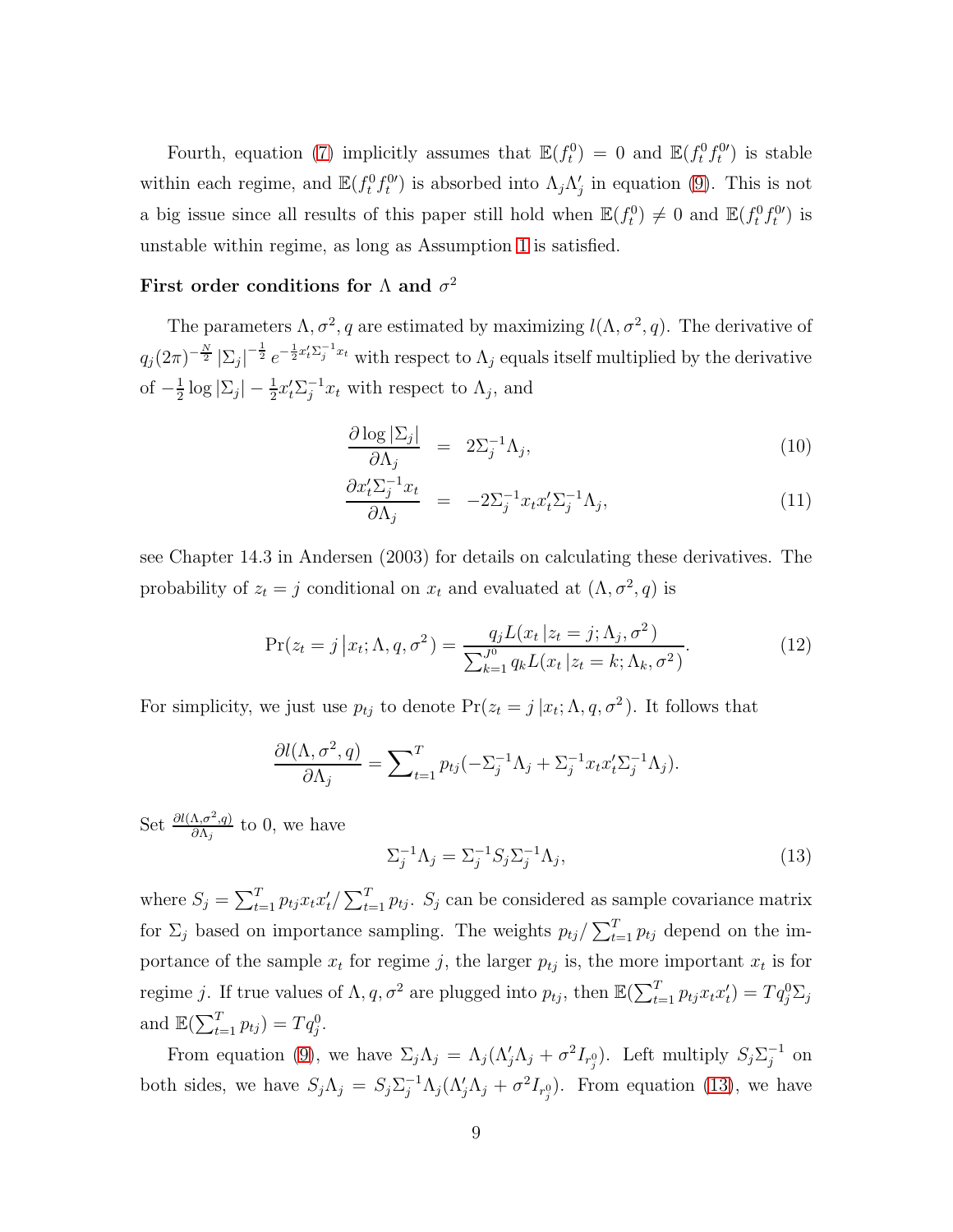Fourth, equation (7) implicitly assumes that $\mathbb{E}(f_t^0) = 0$ and $\mathbb{E}(f_t^0 f_t^{0\prime})$ is stable within each regime, and $\mathbb{E}(f_t^0 f_t^{0\prime})$ is absorbed into $\Lambda_j \Lambda_j'$ in equation (9). This is not a big issue since all results of this paper still hold when $\mathbb{E}(f_t^0) \neq 0$ and $\mathbb{E}(f_t^0 f_t^{0\prime})$ is unstable within regime, as long as Assumption 1 is satisfied.

**First order conditions for $\Lambda$ and $\sigma^2$**

The parameters $\Lambda, \sigma^2, q$ are estimated by maximizing $l(\Lambda, \sigma^2, q)$. The derivative of $q_j (2\pi)^{-\frac{N}{2}} |\Sigma_j|^{-\frac{1}{2}} e^{-\frac{1}{2} x_t' \Sigma_j^{-1} x_t}$ with respect to $\Lambda_j$ equals itself multiplied by the derivative of $-\frac{1}{2} \log |\Sigma_j| - \frac{1}{2} x_t' \Sigma_j^{-1} x_t$ with respect to $\Lambda_j$, and

$$\frac{\partial \log |\Sigma_j|}{\partial \Lambda_j} = 2 \Sigma_j^{-1} \Lambda_j, \tag{10}$$

$$\frac{\partial x_t' \Sigma_j^{-1} x_t}{\partial \Lambda_j} = -2 \Sigma_j^{-1} x_t x_t' \Sigma_j^{-1} \Lambda_j, \tag{11}$$

see Chapter 14.3 in Andersen (2003) for details on calculating these derivatives. The probability of $z_t = j$ conditional on $x_t$ and evaluated at $(\Lambda, \sigma^2, q)$ is

$$\Pr(z_t = j \,|x_t; \Lambda, q, \sigma^2) = \frac{q_j L(x_t \,|z_t = j; \Lambda_j, \sigma^2)}{\sum_{k=1}^{J^0} q_k L(x_t \,|z_t = k; \Lambda_k, \sigma^2)}. \tag{12}$$

For simplicity, we just use $p_{tj}$ to denote $\Pr(z_t = j \,|x_t; \Lambda, q, \sigma^2)$. It follows that

$$\frac{\partial l(\Lambda, \sigma^2, q)}{\partial \Lambda_j} = \sum\nolimits_{t=1}^{T} p_{tj} (-\Sigma_j^{-1} \Lambda_j + \Sigma_j^{-1} x_t x_t' \Sigma_j^{-1} \Lambda_j).$$

Set $\frac{\partial l(\Lambda, \sigma^2, q)}{\partial \Lambda_j}$ to 0, we have

$$\Sigma_j^{-1} \Lambda_j = \Sigma_j^{-1} S_j \Sigma_j^{-1} \Lambda_j, \tag{13}$$

where $S_j = \sum_{t=1}^{T} p_{tj} x_t x_t' / \sum_{t=1}^{T} p_{tj}$. $S_j$ can be considered as sample covariance matrix for $\Sigma_j$ based on importance sampling. The weights $p_{tj} / \sum_{t=1}^{T} p_{tj}$ depend on the importance of the sample $x_t$ for regime $j$, the larger $p_{tj}$ is, the more important $x_t$ is for regime $j$. If true values of $\Lambda, q, \sigma^2$ are plugged into $p_{tj}$, then $\mathbb{E}(\sum_{t=1}^{T} p_{tj} x_t x_t') = T q_j^0 \Sigma_j$ and $\mathbb{E}(\sum_{t=1}^{T} p_{tj}) = T q_j^0$.

From equation (9), we have $\Sigma_j \Lambda_j = \Lambda_j (\Lambda_j' \Lambda_j + \sigma^2 I_{r_j^0})$. Left multiply $S_j \Sigma_j^{-1}$ on both sides, we have $S_j \Lambda_j = S_j \Sigma_j^{-1} \Lambda_j (\Lambda_j' \Lambda_j + \sigma^2 I_{r_j^0})$. From equation (13), we have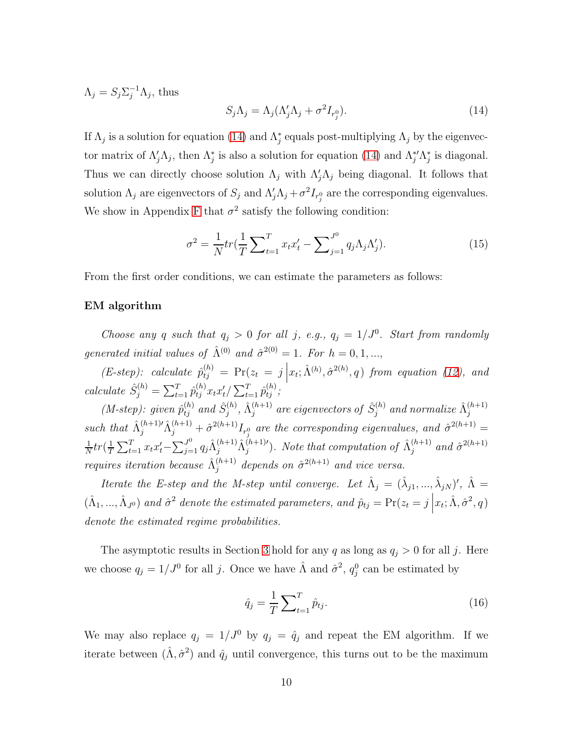$\Lambda_j = S_j \Sigma_j^{-1} \Lambda_j$, thus

$$S_j \Lambda_j = \Lambda_j (\Lambda_j' \Lambda_j + \sigma^2 I_{r_j^0}). \tag{14}$$

If $\Lambda_j$ is a solution for equation (14) and $\Lambda_j^*$ equals post-multiplying $\Lambda_j$ by the eigenvector matrix of $\Lambda_j' \Lambda_j$, then $\Lambda_j^*$ is also a solution for equation (14) and $\Lambda_j^{*\prime} \Lambda_j^*$ is diagonal. Thus we can directly choose solution $\Lambda_j$ with $\Lambda_j' \Lambda_j$ being diagonal. It follows that solution $\Lambda_j$ are eigenvectors of $S_j$ and $\Lambda_j' \Lambda_j + \sigma^2 I_{r_j^0}$ are the corresponding eigenvalues. We show in Appendix F that $\sigma^2$ satisfy the following condition:

$$\sigma^2 = \frac{1}{N} tr\left(\frac{1}{T} \sum\nolimits_{t=1}^{T} x_t x_t' - \sum\nolimits_{j=1}^{J^0} q_j \Lambda_j \Lambda_j'\right). \tag{15}$$

From the first order conditions, we can estimate the parameters as follows:

**EM algorithm**

*Choose any $q$ such that $q_j > 0$ for all $j$, e.g., $q_j = 1/J^0$. Start from randomly generated initial values of $\hat{\Lambda}^{(0)}$ and $\hat{\sigma}^{2(0)} = 1$. For $h = 0, 1, \ldots,$*

*(E-step): calculate $\hat{p}_{tj}^{(h)} = \Pr(z_t = j \,|\, x_t; \hat{\Lambda}^{(h)}, \hat{\sigma}^{2(h)}, q)$ from equation (12), and calculate $\hat{S}_j^{(h)} = \sum_{t=1}^{T} \hat{p}_{tj}^{(h)} x_t x_t' / \sum_{t=1}^{T} \hat{p}_{tj}^{(h)}$;*

*(M-step): given $\hat{p}_{tj}^{(h)}$ and $\hat{S}_j^{(h)}$, $\hat{\Lambda}_j^{(h+1)}$ are eigenvectors of $\hat{S}_j^{(h)}$ and normalize $\hat{\Lambda}_j^{(h+1)}$ such that $\hat{\Lambda}_j^{(h+1)\prime} \hat{\Lambda}_j^{(h+1)} + \hat{\sigma}^{2(h+1)} I_{r_j^0}$ are the corresponding eigenvalues, and $\hat{\sigma}^{2(h+1)} = \frac{1}{N} tr(\frac{1}{T} \sum_{t=1}^{T} x_t x_t' - \sum_{j=1}^{J^0} q_j \hat{\Lambda}_j^{(h+1)} \hat{\Lambda}_j^{(h+1)\prime})$. Note that computation of $\hat{\Lambda}_j^{(h+1)}$ and $\hat{\sigma}^{2(h+1)}$ requires iteration because $\hat{\Lambda}_j^{(h+1)}$ depends on $\hat{\sigma}^{2(h+1)}$ and vice versa.*

*Iterate the E-step and the M-step until converge. Let $\hat{\Lambda}_j = (\hat{\lambda}_{j1}, \ldots, \hat{\lambda}_{jN})'$, $\hat{\Lambda} = (\hat{\Lambda}_1, \ldots, \hat{\Lambda}_{J^0})$ and $\hat{\sigma}^2$ denote the estimated parameters, and $\hat{p}_{tj} = \Pr(z_t = j \,|\, x_t; \hat{\Lambda}, \hat{\sigma}^2, q)$ denote the estimated regime probabilities.*

The asymptotic results in Section 3 hold for any $q$ as long as $q_j > 0$ for all $j$. Here we choose $q_j = 1/J^0$ for all $j$. Once we have $\hat{\Lambda}$ and $\hat{\sigma}^2$, $q_j^0$ can be estimated by

$$\hat{q}_j = \frac{1}{T} \sum\nolimits_{t=1}^{T} \hat{p}_{tj}. \tag{16}$$

We may also replace $q_j = 1/J^0$ by $q_j = \hat{q}_j$ and repeat the EM algorithm. If we iterate between $(\hat{\Lambda}, \hat{\sigma}^2)$ and $\hat{q}_j$ until convergence, this turns out to be the maximum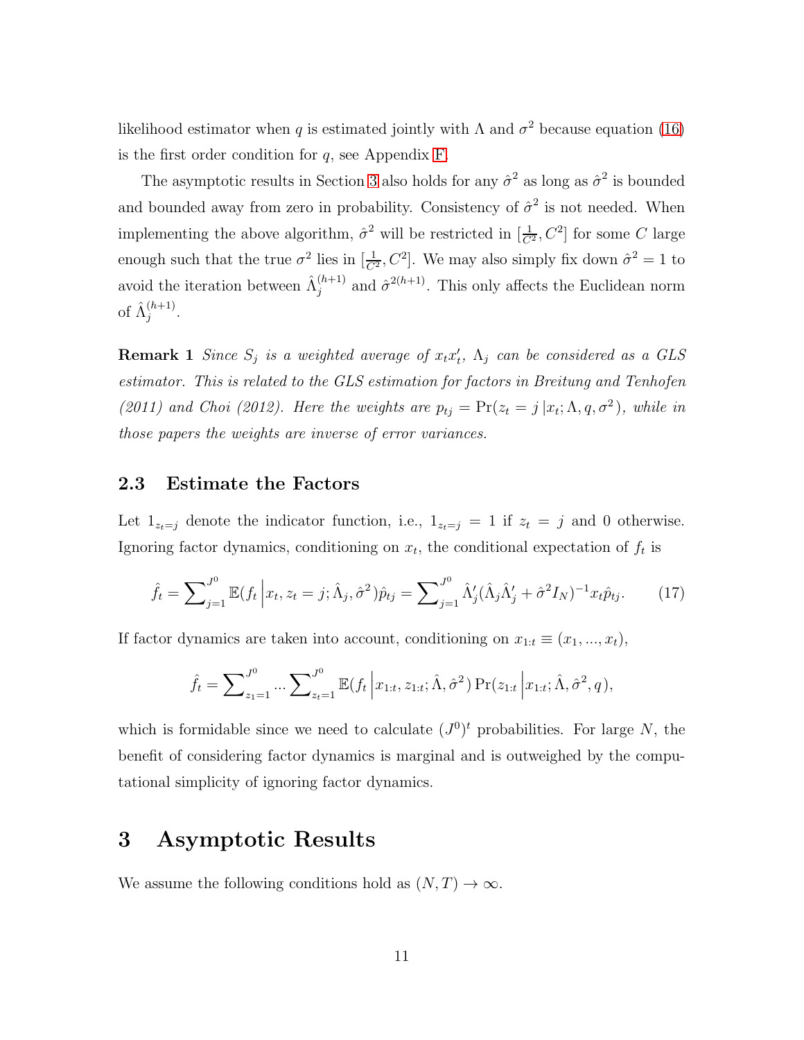likelihood estimator when $q$ is estimated jointly with $\Lambda$ and $\sigma^2$ because equation (16) is the first order condition for $q$, see Appendix F.

The asymptotic results in Section 3 also holds for any $\hat{\sigma}^2$ as long as $\hat{\sigma}^2$ is bounded and bounded away from zero in probability. Consistency of $\hat{\sigma}^2$ is not needed. When implementing the above algorithm, $\hat{\sigma}^2$ will be restricted in $[\frac{1}{C^2}, C^2]$ for some $C$ large enough such that the true $\sigma^2$ lies in $[\frac{1}{C^2}, C^2]$. We may also simply fix down $\hat{\sigma}^2 = 1$ to avoid the iteration between $\hat{\Lambda}_j^{(h+1)}$ and $\hat{\sigma}^{2(h+1)}$. This only affects the Euclidean norm of $\hat{\Lambda}_j^{(h+1)}$.

**Remark 1** *Since $S_j$ is a weighted average of $x_t x_t'$, $\Lambda_j$ can be considered as a GLS estimator. This is related to the GLS estimation for factors in Breitung and Tenhofen (2011) and Choi (2012). Here the weights are $p_{tj} = \Pr(z_t = j \,| x_t; \Lambda, q, \sigma^2)$, while in those papers the weights are inverse of error variances.*

### 2.3 Estimate the Factors

Let $1_{z_t=j}$ denote the indicator function, i.e., $1_{z_t=j} = 1$ if $z_t = j$ and 0 otherwise. Ignoring factor dynamics, conditioning on $x_t$, the conditional expectation of $f_t$ is

$$\hat{f}_t = \sum\nolimits_{j=1}^{J^0} \mathbb{E}(f_t \,\Big|\, x_t, z_t = j; \hat{\Lambda}_j, \hat{\sigma}^2)\hat{p}_{tj} = \sum\nolimits_{j=1}^{J^0} \hat{\Lambda}_j'(\hat{\Lambda}_j\hat{\Lambda}_j' + \hat{\sigma}^2 I_N)^{-1} x_t \hat{p}_{tj}. \tag{17}$$

If factor dynamics are taken into account, conditioning on $x_{1:t} \equiv (x_1, ..., x_t)$,

$$\hat{f}_t = \sum\nolimits_{z_1=1}^{J^0} ... \sum\nolimits_{z_t=1}^{J^0} \mathbb{E}(f_t \,\Big|\, x_{1:t}, z_{1:t}; \hat{\Lambda}, \hat{\sigma}^2) \Pr(z_{1:t} \,\Big|\, x_{1:t}; \hat{\Lambda}, \hat{\sigma}^2, q),$$

which is formidable since we need to calculate $(J^0)^t$ probabilities. For large $N$, the benefit of considering factor dynamics is marginal and is outweighed by the computational simplicity of ignoring factor dynamics.

# 3 Asymptotic Results

We assume the following conditions hold as $(N, T) \to \infty$.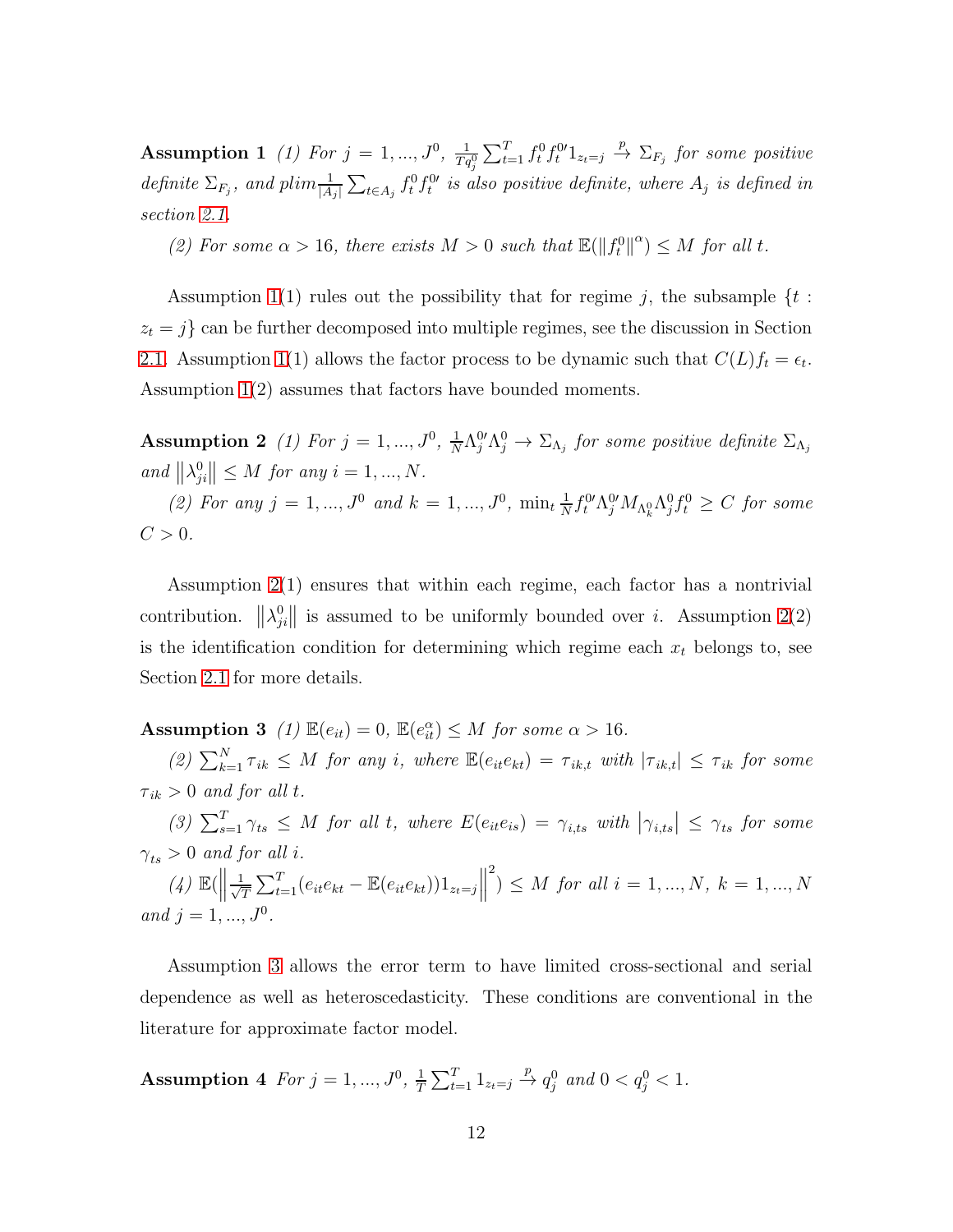**Assumption 1** *(1) For $j = 1, ..., J^0$, $\frac{1}{Tq_j^0}\sum_{t=1}^{T} f_t^0 f_t^{0\prime} 1_{z_t=j} \xrightarrow{p} \Sigma_{F_j}$ for some positive definite $\Sigma_{F_j}$, and $plim \frac{1}{|A_j|}\sum_{t\in A_j} f_t^0 f_t^{0\prime}$ is also positive definite, where $A_j$ is defined in section 2.1.*

*(2) For some $\alpha > 16$, there exists $M > 0$ such that $\mathbb{E}(\|f_t^0\|^{\alpha}) \leq M$ for all $t$.*

Assumption 1(1) rules out the possibility that for regime $j$, the subsample $\{t : z_t = j\}$ can be further decomposed into multiple regimes, see the discussion in Section 2.1. Assumption 1(1) allows the factor process to be dynamic such that $C(L)f_t = \epsilon_t$. Assumption 1(2) assumes that factors have bounded moments.

**Assumption 2** *(1) For $j = 1, ..., J^0$, $\frac{1}{N}\Lambda_j^{0\prime}\Lambda_j^0 \to \Sigma_{\Lambda_j}$ for some positive definite $\Sigma_{\Lambda_j}$ and $\left\|\lambda_{ji}^0\right\| \leq M$ for any $i = 1, ..., N$.*

*(2) For any $j = 1, ..., J^0$ and $k = 1, ..., J^0$, $\min_t \frac{1}{N} f_t^{0\prime}\Lambda_j^{0\prime} M_{\Lambda_k^0}\Lambda_j^0 f_t^0 \geq C$ for some $C > 0$.*

Assumption 2(1) ensures that within each regime, each factor has a nontrivial contribution. $\left\|\lambda_{ji}^0\right\|$ is assumed to be uniformly bounded over $i$. Assumption 2(2) is the identification condition for determining which regime each $x_t$ belongs to, see Section 2.1 for more details.

**Assumption 3** *(1) $\mathbb{E}(e_{it}) = 0$, $\mathbb{E}(e_{it}^{\alpha}) \leq M$ for some $\alpha > 16$.*

*(2) $\sum_{k=1}^{N}\tau_{ik} \leq M$ for any $i$, where $\mathbb{E}(e_{it}e_{kt}) = \tau_{ik,t}$ with $|\tau_{ik,t}| \leq \tau_{ik}$ for some $\tau_{ik} > 0$ and for all $t$.*

*(3) $\sum_{s=1}^{T}\gamma_{ts} \leq M$ for all $t$, where $E(e_{it}e_{is}) = \gamma_{i,ts}$ with $\left|\gamma_{i,ts}\right| \leq \gamma_{ts}$ for some $\gamma_{ts} > 0$ and for all $i$.*

*(4) $\mathbb{E}(\left\|\frac{1}{\sqrt{T}}\sum_{t=1}^{T}(e_{it}e_{kt} - \mathbb{E}(e_{it}e_{kt}))1_{z_t=j}\right\|^2) \leq M$ for all $i = 1, ..., N$, $k = 1, ..., N$ and $j = 1, ..., J^0$.*

Assumption 3 allows the error term to have limited cross-sectional and serial dependence as well as heteroscedasticity. These conditions are conventional in the literature for approximate factor model.

**Assumption 4** *For $j = 1, ..., J^0$, $\frac{1}{T}\sum_{t=1}^{T} 1_{z_t=j} \xrightarrow{p} q_j^0$ and $0 < q_j^0 < 1$.*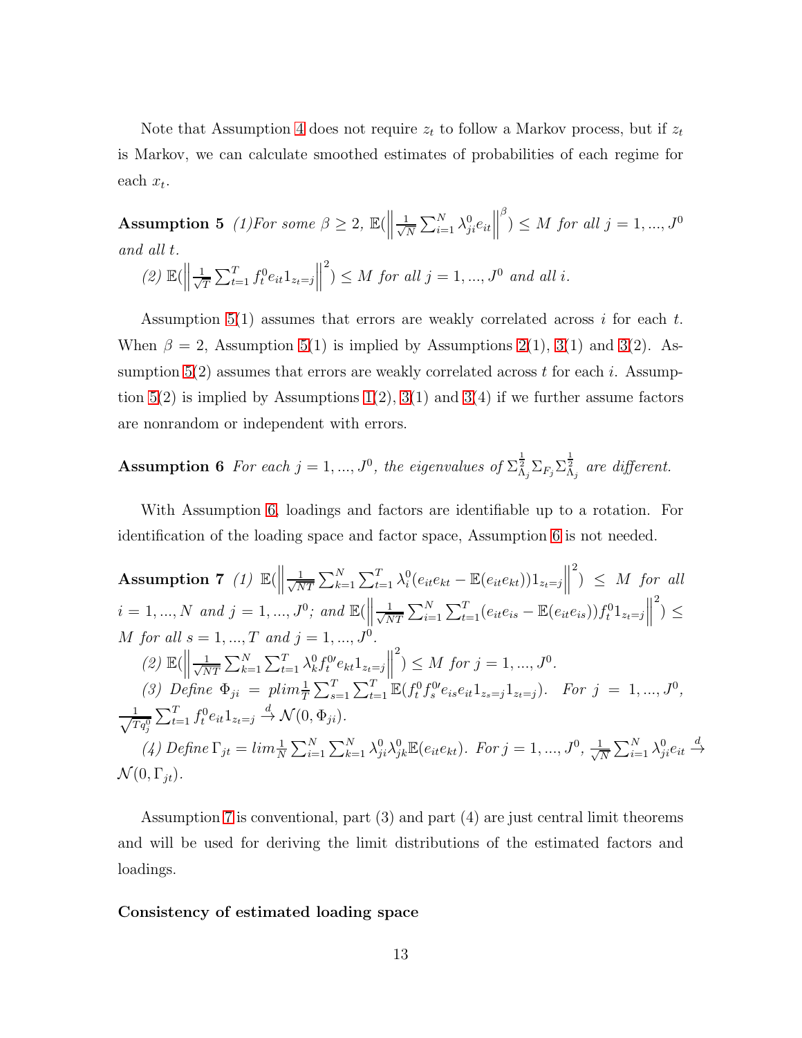Note that Assumption 4 does not require $z_t$ to follow a Markov process, but if $z_t$ is Markov, we can calculate smoothed estimates of probabilities of each regime for each $x_t$.

**Assumption 5** *(1)For some $\beta \geq 2$, $\mathbb{E}(\left\|\frac{1}{\sqrt{N}}\sum_{i=1}^{N}\lambda_{ji}^{0}e_{it}\right\|^{\beta}) \leq M$ for all $j = 1, ..., J^0$ and all $t$.*

*(2) $\mathbb{E}(\left\|\frac{1}{\sqrt{T}}\sum_{t=1}^{T}f_t^0 e_{it}1_{z_t=j}\right\|^{2}) \leq M$ for all $j = 1, ..., J^0$ and all $i$.*

Assumption 5(1) assumes that errors are weakly correlated across $i$ for each $t$. When $\beta = 2$, Assumption 5(1) is implied by Assumptions 2(1), 3(1) and 3(2). Assumption 5(2) assumes that errors are weakly correlated across $t$ for each $i$. Assumption 5(2) is implied by Assumptions 1(2), 3(1) and 3(4) if we further assume factors are nonrandom or independent with errors.

**Assumption 6** *For each $j = 1, ..., J^0$, the eigenvalues of $\Sigma_{\Lambda_j}^{\frac{1}{2}}\Sigma_{F_j}\Sigma_{\Lambda_j}^{\frac{1}{2}}$ are different.*

With Assumption 6, loadings and factors are identifiable up to a rotation. For identification of the loading space and factor space, Assumption 6 is not needed.

**Assumption 7** *(1) $\mathbb{E}(\left\|\frac{1}{\sqrt{NT}}\sum_{k=1}^{N}\sum_{t=1}^{T}\lambda_i^0(e_{it}e_{kt} - \mathbb{E}(e_{it}e_{kt}))1_{z_t=j}\right\|^{2}) \leq M$ for all $i = 1, ..., N$ and $j = 1, ..., J^0$; and $\mathbb{E}(\left\|\frac{1}{\sqrt{NT}}\sum_{i=1}^{N}\sum_{t=1}^{T}(e_{it}e_{is} - \mathbb{E}(e_{it}e_{is}))f_t^0 1_{z_t=j}\right\|^{2}) \leq M$ for all $s = 1, ..., T$ and $j = 1, ..., J^0$.*

*(2) $\mathbb{E}(\left\|\frac{1}{\sqrt{NT}}\sum_{k=1}^{N}\sum_{t=1}^{T}\lambda_k^0 f_t^{0\prime} e_{kt}1_{z_t=j}\right\|^{2}) \leq M$ for $j = 1, ..., J^0$.*

*(3) Define $\Phi_{ji} = plim\frac{1}{T}\sum_{s=1}^{T}\sum_{t=1}^{T}\mathbb{E}(f_t^0 f_s^{0\prime} e_{is}e_{it}1_{z_s=j}1_{z_t=j})$. For $j = 1, ..., J^0$, $\frac{1}{\sqrt{Tq_j^0}}\sum_{t=1}^{T}f_t^0 e_{it}1_{z_t=j} \xrightarrow{d} \mathcal{N}(0, \Phi_{ji})$.*

*(4) Define $\Gamma_{jt} = lim\frac{1}{N}\sum_{i=1}^{N}\sum_{k=1}^{N}\lambda_{ji}^0\lambda_{jk}^0\mathbb{E}(e_{it}e_{kt})$. For $j = 1, ..., J^0$, $\frac{1}{\sqrt{N}}\sum_{i=1}^{N}\lambda_{ji}^0 e_{it} \xrightarrow{d} \mathcal{N}(0, \Gamma_{jt})$.*

Assumption 7 is conventional, part (3) and part (4) are just central limit theorems and will be used for deriving the limit distributions of the estimated factors and loadings.

**Consistency of estimated loading space**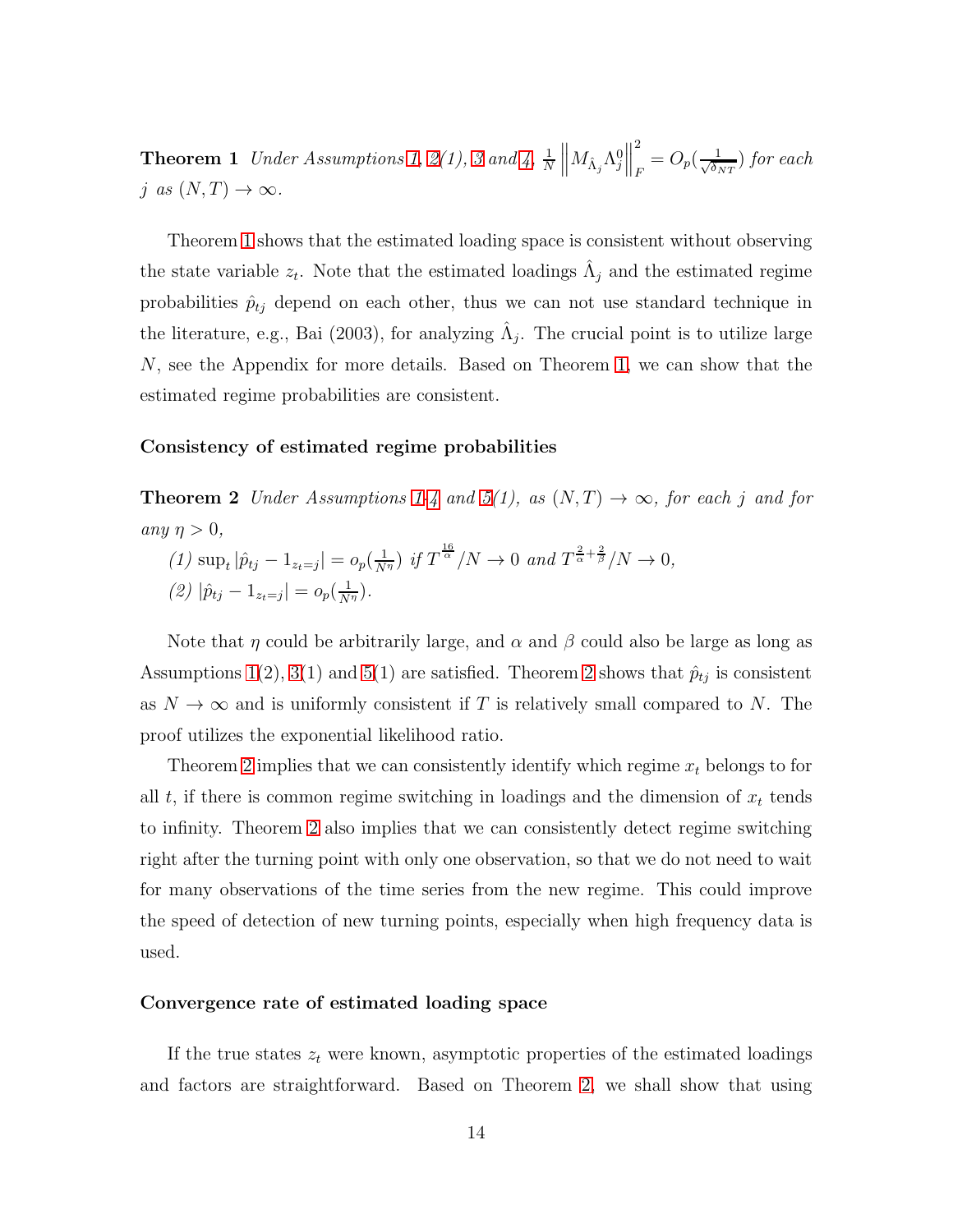**Theorem 1** *Under Assumptions 1, 2(1), 3 and 4, $\frac{1}{N}\left\|M_{\hat{\Lambda}_j}\Lambda_j^0\right\|_F^2 = O_p(\frac{1}{\sqrt{\delta_{NT}}})$ for each $j$ as $(N,T)\to\infty$.*

Theorem 1 shows that the estimated loading space is consistent without observing the state variable $z_t$. Note that the estimated loadings $\hat{\Lambda}_j$ and the estimated regime probabilities $\hat{p}_{tj}$ depend on each other, thus we can not use standard technique in the literature, e.g., Bai (2003), for analyzing $\hat{\Lambda}_j$. The crucial point is to utilize large $N$, see the Appendix for more details. Based on Theorem 1, we can show that the estimated regime probabilities are consistent.

### Consistency of estimated regime probabilities

**Theorem 2** *Under Assumptions 1-4 and 5(1), as $(N,T)\to\infty$, for each $j$ and for any $\eta>0$,*

*(1) $\sup_t |\hat{p}_{tj} - 1_{z_t=j}| = o_p(\frac{1}{N^\eta})$ if $T^{\frac{16}{\alpha}}/N\to 0$ and $T^{\frac{2}{\alpha}+\frac{2}{\beta}}/N\to 0$,*

*(2) $|\hat{p}_{tj} - 1_{z_t=j}| = o_p(\frac{1}{N^\eta})$.*

Note that $\eta$ could be arbitrarily large, and $\alpha$ and $\beta$ could also be large as long as Assumptions 1(2), 3(1) and 5(1) are satisfied. Theorem 2 shows that $\hat{p}_{tj}$ is consistent as $N\to\infty$ and is uniformly consistent if $T$ is relatively small compared to $N$. The proof utilizes the exponential likelihood ratio.

Theorem 2 implies that we can consistently identify which regime $x_t$ belongs to for all $t$, if there is common regime switching in loadings and the dimension of $x_t$ tends to infinity. Theorem 2 also implies that we can consistently detect regime switching right after the turning point with only one observation, so that we do not need to wait for many observations of the time series from the new regime. This could improve the speed of detection of new turning points, especially when high frequency data is used.

### Convergence rate of estimated loading space

If the true states $z_t$ were known, asymptotic properties of the estimated loadings and factors are straightforward. Based on Theorem 2, we shall show that using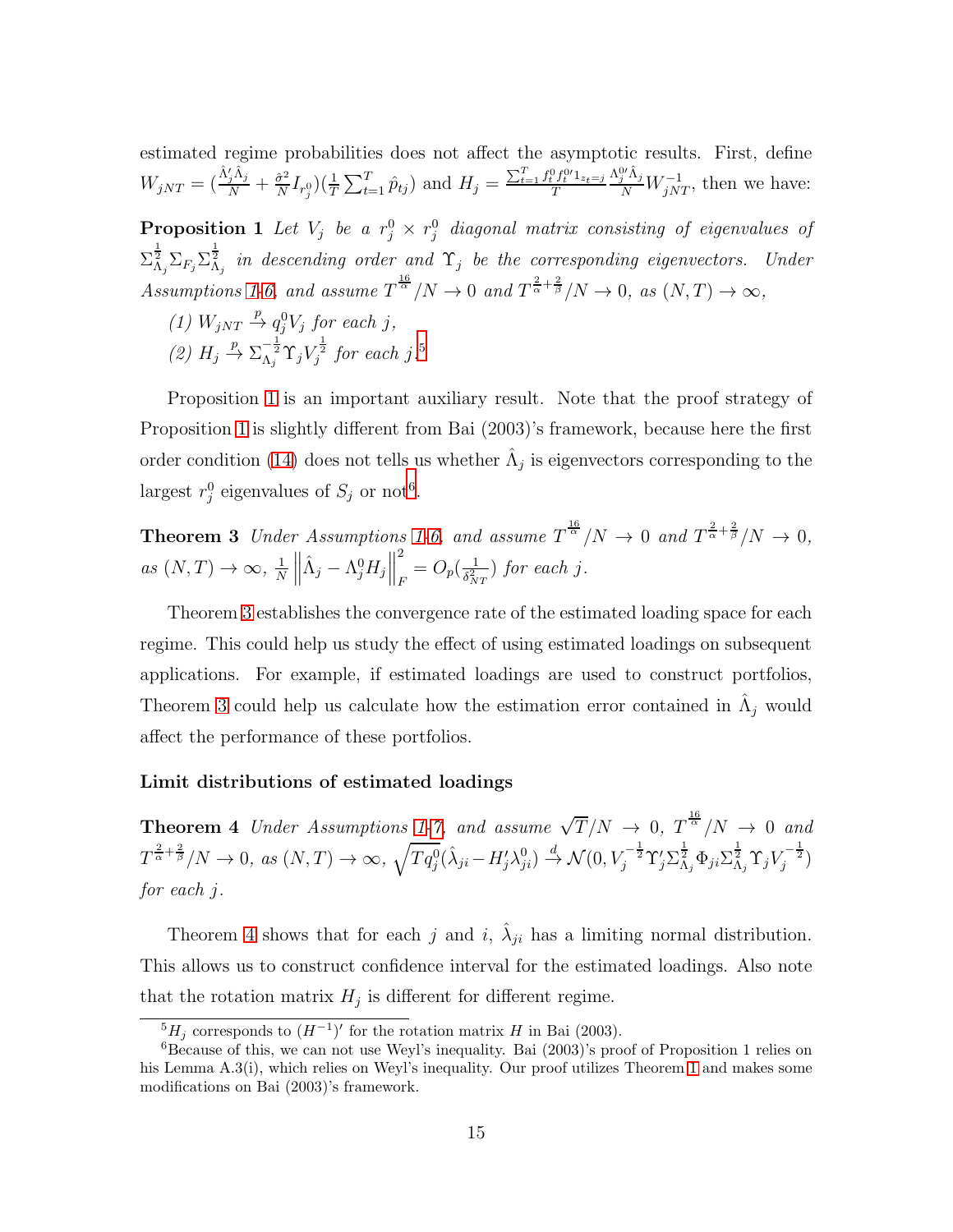estimated regime probabilities does not affect the asymptotic results. First, define $W_{jNT} = (\frac{\hat{\Lambda}_j'\hat{\Lambda}_j}{N} + \frac{\hat{\sigma}^2}{N} I_{r_j^0})(\frac{1}{T}\sum_{t=1}^T \hat{p}_{tj})$ and $H_j = \frac{\sum_{t=1}^T f_t^0 f_t^{0\prime} 1_{z_t=j}}{T} \frac{\Lambda_j^{0\prime}\hat{\Lambda}_j}{N} W_{jNT}^{-1}$, then we have:

**Proposition 1** *Let $V_j$ be a $r_j^0 \times r_j^0$ diagonal matrix consisting of eigenvalues of $\Sigma_{\Lambda_j}^{\frac{1}{2}} \Sigma_{F_j} \Sigma_{\Lambda_j}^{\frac{1}{2}}$ in descending order and $\Upsilon_j$ be the corresponding eigenvectors. Under Assumptions 1-6, and assume $T^{\frac{16}{\alpha}}/N \to 0$ and $T^{\frac{2}{\alpha}+\frac{2}{\beta}}/N \to 0$, as $(N,T) \to \infty$,*

*(1) $W_{jNT} \xrightarrow{p} q_j^0 V_j$ for each $j$,*

*(2) $H_j \xrightarrow{p} \Sigma_{\Lambda_j}^{-\frac{1}{2}} \Upsilon_j V_j^{\frac{1}{2}}$ for each $j$.*[5]

Proposition 1 is an important auxiliary result. Note that the proof strategy of Proposition 1 is slightly different from Bai (2003)'s framework, because here the first order condition (14) does not tells us whether $\hat{\Lambda}_j$ is eigenvectors corresponding to the largest $r_j^0$ eigenvalues of $S_j$ or not[6].

**Theorem 3** *Under Assumptions 1-6, and assume $T^{\frac{16}{\alpha}}/N \to 0$ and $T^{\frac{2}{\alpha}+\frac{2}{\beta}}/N \to 0$, as $(N,T) \to \infty$, $\frac{1}{N}\left\|\hat{\Lambda}_j - \Lambda_j^0 H_j\right\|_F^2 = O_p(\frac{1}{\delta_{NT}^2})$ for each $j$.*

Theorem 3 establishes the convergence rate of the estimated loading space for each regime. This could help us study the effect of using estimated loadings on subsequent applications. For example, if estimated loadings are used to construct portfolios, Theorem 3 could help us calculate how the estimation error contained in $\hat{\Lambda}_j$ would affect the performance of these portfolios.

**Limit distributions of estimated loadings**

**Theorem 4** *Under Assumptions 1-7, and assume $\sqrt{T}/N \to 0$, $T^{\frac{16}{\alpha}}/N \to 0$ and $T^{\frac{2}{\alpha}+\frac{2}{\beta}}/N \to 0$, as $(N,T) \to \infty$, $\sqrt{Tq_j^0}(\hat{\lambda}_{ji} - H_j'\lambda_{ji}^0) \xrightarrow{d} \mathcal{N}(0, V_j^{-\frac{1}{2}}\Upsilon_j'\Sigma_{\Lambda_j}^{\frac{1}{2}}\Phi_{ji}\Sigma_{\Lambda_j}^{\frac{1}{2}}\Upsilon_j V_j^{-\frac{1}{2}})$ for each $j$.*

Theorem 4 shows that for each $j$ and $i$, $\hat{\lambda}_{ji}$ has a limiting normal distribution. This allows us to construct confidence interval for the estimated loadings. Also note that the rotation matrix $H_j$ is different for different regime.

[5] $H_j$ corresponds to $(H^{-1})'$ for the rotation matrix $H$ in Bai (2003).

[6] Because of this, we can not use Weyl's inequality. Bai (2003)'s proof of Proposition 1 relies on his Lemma A.3(i), which relies on Weyl's inequality. Our proof utilizes Theorem 1 and makes some modifications on Bai (2003)'s framework.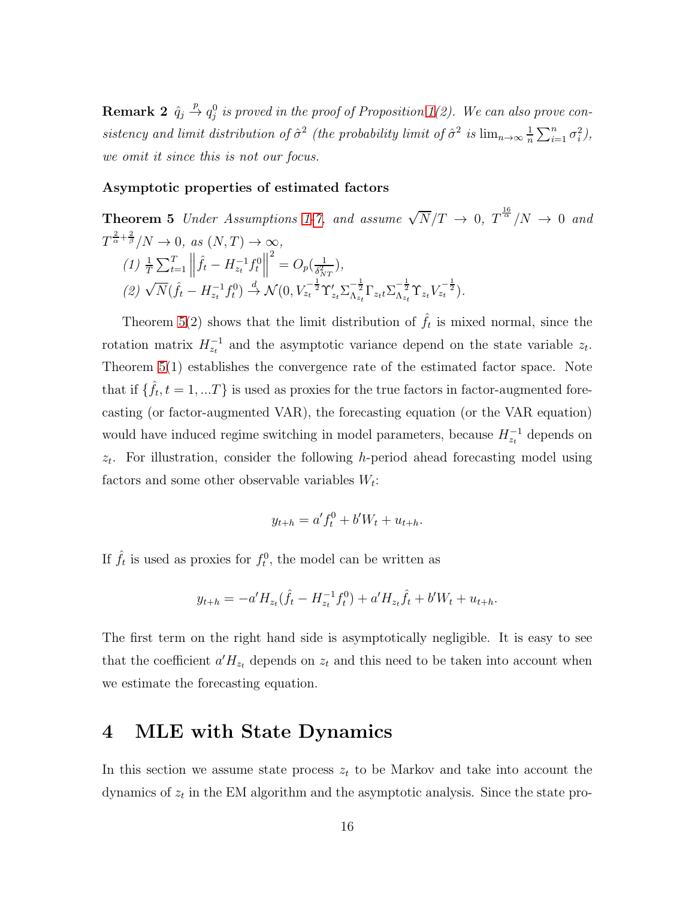**Remark 2** *$\hat{q}_j \xrightarrow{p} q_j^0$ is proved in the proof of Proposition 1(2). We can also prove consistency and limit distribution of $\hat{\sigma}^2$ (the probability limit of $\hat{\sigma}^2$ is $\lim_{n\to\infty} \frac{1}{n}\sum_{i=1}^n \sigma_i^2$), we omit it since this is not our focus.*

**Asymptotic properties of estimated factors**

**Theorem 5** *Under Assumptions 1-7, and assume $\sqrt{N}/T \to 0$, $T^{\frac{16}{\alpha}}/N \to 0$ and $T^{\frac{2}{\alpha}+\frac{2}{\beta}}/N \to 0$, as $(N,T) \to \infty$,*

*(1) $\frac{1}{T}\sum_{t=1}^T \left\| \hat{f}_t - H_{z_t}^{-1} f_t^0 \right\|^2 = O_p(\frac{1}{\delta_{NT}^2})$,*

*(2) $\sqrt{N}(\hat{f}_t - H_{z_t}^{-1} f_t^0) \xrightarrow{d} \mathcal{N}(0, V_{z_t}^{-\frac{1}{2}} \Upsilon_{z_t}' \Sigma_{\Lambda_{z_t}}^{-\frac{1}{2}} \Gamma_{z_t t} \Sigma_{\Lambda_{z_t}}^{-\frac{1}{2}} \Upsilon_{z_t} V_{z_t}^{-\frac{1}{2}})$.*

Theorem 5(2) shows that the limit distribution of $\hat{f}_t$ is mixed normal, since the rotation matrix $H_{z_t}^{-1}$ and the asymptotic variance depend on the state variable $z_t$. Theorem 5(1) establishes the convergence rate of the estimated factor space. Note that if $\{\hat{f}_t, t = 1, ...T\}$ is used as proxies for the true factors in factor-augmented forecasting (or factor-augmented VAR), the forecasting equation (or the VAR equation) would have induced regime switching in model parameters, because $H_{z_t}^{-1}$ depends on $z_t$. For illustration, consider the following $h$-period ahead forecasting model using factors and some other observable variables $W_t$:

$$y_{t+h} = a' f_t^0 + b' W_t + u_{t+h}.$$

If $\hat{f}_t$ is used as proxies for $f_t^0$, the model can be written as

$$y_{t+h} = -a' H_{z_t}(\hat{f}_t - H_{z_t}^{-1} f_t^0) + a' H_{z_t} \hat{f}_t + b' W_t + u_{t+h}.$$

The first term on the right hand side is asymptotically negligible. It is easy to see that the coefficient $a' H_{z_t}$ depends on $z_t$ and this need to be taken into account when we estimate the forecasting equation.

# 4 MLE with State Dynamics

In this section we assume state process $z_t$ to be Markov and take into account the dynamics of $z_t$ in the EM algorithm and the asymptotic analysis. Since the state pro-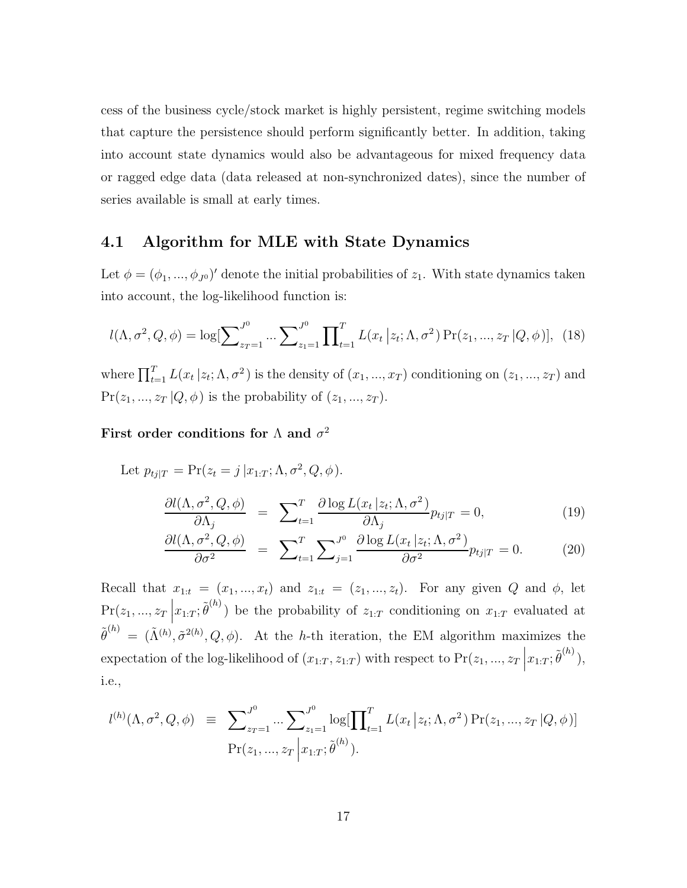cess of the business cycle/stock market is highly persistent, regime switching models that capture the persistence should perform significantly better. In addition, taking into account state dynamics would also be advantageous for mixed frequency data or ragged edge data (data released at non-synchronized dates), since the number of series available is small at early times.

## 4.1 Algorithm for MLE with State Dynamics

Let $\phi = (\phi_1, ..., \phi_{J^0})'$ denote the initial probabilities of $z_1$. With state dynamics taken into account, the log-likelihood function is:

$$l(\Lambda, \sigma^2, Q, \phi) = \log[\sum_{z_T=1}^{J^0} ... \sum_{z_1=1}^{J^0} \prod_{t=1}^{T} L(x_t \left| z_t; \Lambda, \sigma^2 \right.) \Pr(z_1, ..., z_T \left| Q, \phi \right.)], \quad (18)$$

where $\prod_{t=1}^{T} L(x_t \left| z_t; \Lambda, \sigma^2 \right.)$ is the density of $(x_1, ..., x_T)$ conditioning on $(z_1, ..., z_T)$ and $\Pr(z_1, ..., z_T \left| Q, \phi \right.)$ is the probability of $(z_1, ..., z_T)$.

**First order conditions for $\Lambda$ and $\sigma^2$**

Let $p_{tj|T} = \Pr(z_t = j \left| x_{1:T}; \Lambda, \sigma^2, Q, \phi \right.)$.

$$\frac{\partial l(\Lambda, \sigma^2, Q, \phi)}{\partial \Lambda_j} = \sum_{t=1}^{T} \frac{\partial \log L(x_t \left| z_t; \Lambda, \sigma^2 \right.)}{\partial \Lambda_j} p_{tj|T} = 0, \quad (19)$$

$$\frac{\partial l(\Lambda, \sigma^2, Q, \phi)}{\partial \sigma^2} = \sum_{t=1}^{T} \sum_{j=1}^{J^0} \frac{\partial \log L(x_t \left| z_t; \Lambda, \sigma^2 \right.)}{\partial \sigma^2} p_{tj|T} = 0. \quad (20)$$

Recall that $x_{1:t} = (x_1, ..., x_t)$ and $z_{1:t} = (z_1, ..., z_t)$. For any given $Q$ and $\phi$, let $\Pr(z_1, ..., z_T \left| x_{1:T}; \tilde{\theta}^{(h)} \right.)$ be the probability of $z_{1:T}$ conditioning on $x_{1:T}$ evaluated at $\tilde{\theta}^{(h)} = (\tilde{\Lambda}^{(h)}, \tilde{\sigma}^{2(h)}, Q, \phi)$. At the $h$-th iteration, the EM algorithm maximizes the expectation of the log-likelihood of $(x_{1:T}, z_{1:T})$ with respect to $\Pr(z_1, ..., z_T \left| x_{1:T}; \tilde{\theta}^{(h)} \right.)$, i.e.,

$$l^{(h)}(\Lambda, \sigma^2, Q, \phi) \equiv \sum_{z_T=1}^{J^0} ... \sum_{z_1=1}^{J^0} \log[\prod_{t=1}^{T} L(x_t \left| z_t; \Lambda, \sigma^2 \right.) \Pr(z_1, ..., z_T \left| Q, \phi \right.)] \Pr(z_1, ..., z_T \left| x_{1:T}; \tilde{\theta}^{(h)} \right.).$$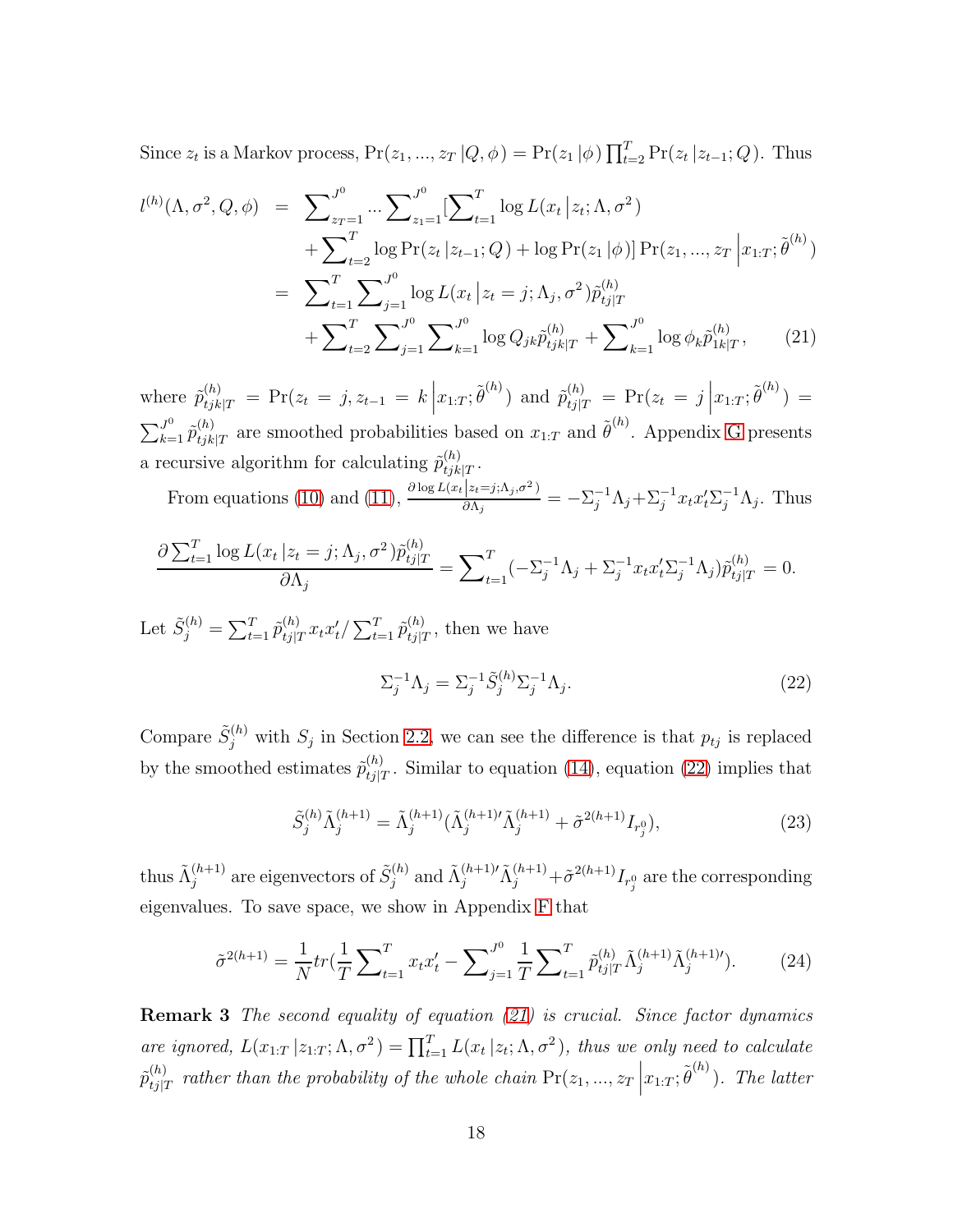Since $z_t$ is a Markov process, $\Pr(z_1, ..., z_T \,|Q, \phi) = \Pr(z_1 \,|\phi) \prod_{t=2}^{T} \Pr(z_t \,|z_{t-1}; Q)$. Thus

$$
\begin{aligned}
l^{(h)}(\Lambda, \sigma^2, Q, \phi) &= \sum_{z_T=1}^{J^0} ... \sum_{z_1=1}^{J^0} [\sum_{t=1}^{T} \log L(x_t \left| z_t; \Lambda, \sigma^2 \right.) \\
&\quad + \sum_{t=2}^{T} \log \Pr(z_t \,|z_{t-1}; Q) + \log \Pr(z_1 \,|\phi)] \Pr(z_1, ..., z_T \left| x_{1:T}; \tilde{\theta}^{(h)} \right.) \\
&= \sum_{t=1}^{T} \sum_{j=1}^{J^0} \log L(x_t \left| z_t = j; \Lambda_j, \sigma^2 \right.) \tilde{p}_{tj|T}^{(h)} \\
&\quad + \sum_{t=2}^{T} \sum_{j=1}^{J^0} \sum_{k=1}^{J^0} \log Q_{jk} \tilde{p}_{tjk|T}^{(h)} + \sum_{k=1}^{J^0} \log \phi_k \tilde{p}_{1k|T}^{(h)}, \qquad (21)
\end{aligned}
$$

where $\tilde{p}_{tjk|T}^{(h)} = \Pr(z_t = j, z_{t-1} = k \left| x_{1:T}; \tilde{\theta}^{(h)} \right.)$ and $\tilde{p}_{tj|T}^{(h)} = \Pr(z_t = j \left| x_{1:T}; \tilde{\theta}^{(h)} \right.) = \sum_{k=1}^{J^0} \tilde{p}_{tjk|T}^{(h)}$ are smoothed probabilities based on $x_{1:T}$ and $\tilde{\theta}^{(h)}$. Appendix G presents a recursive algorithm for calculating $\tilde{p}_{tjk|T}^{(h)}$.

From equations (10) and (11), $\frac{\partial \log L(x_t \left| z_t = j; \Lambda_j, \sigma^2 \right.)}{\partial \Lambda_j} = -\Sigma_j^{-1} \Lambda_j + \Sigma_j^{-1} x_t x_t' \Sigma_j^{-1} \Lambda_j$. Thus

$$
\frac{\partial \sum_{t=1}^{T} \log L(x_t \,|z_t = j; \Lambda_j, \sigma^2) \tilde{p}_{tj|T}^{(h)}}{\partial \Lambda_j} = \sum_{t=1}^{T} (-\Sigma_j^{-1} \Lambda_j + \Sigma_j^{-1} x_t x_t' \Sigma_j^{-1} \Lambda_j) \tilde{p}_{tj|T}^{(h)} = 0.
$$

Let $\tilde{S}_j^{(h)} = \sum_{t=1}^{T} \tilde{p}_{tj|T}^{(h)} x_t x_t' / \sum_{t=1}^{T} \tilde{p}_{tj|T}^{(h)}$, then we have

$$
\Sigma_j^{-1} \Lambda_j = \Sigma_j^{-1} \tilde{S}_j^{(h)} \Sigma_j^{-1} \Lambda_j. \qquad (22)
$$

Compare $\tilde{S}_j^{(h)}$ with $S_j$ in Section 2.2, we can see the difference is that $p_{tj}$ is replaced by the smoothed estimates $\tilde{p}_{tj|T}^{(h)}$. Similar to equation (14), equation (22) implies that

$$
\tilde{S}_j^{(h)} \tilde{\Lambda}_j^{(h+1)} = \tilde{\Lambda}_j^{(h+1)} (\tilde{\Lambda}_j^{(h+1)\prime} \tilde{\Lambda}_j^{(h+1)} + \tilde{\sigma}^{2(h+1)} I_{r_j^0}), \qquad (23)
$$

thus $\tilde{\Lambda}_j^{(h+1)}$ are eigenvectors of $\tilde{S}_j^{(h)}$ and $\tilde{\Lambda}_j^{(h+1)\prime} \tilde{\Lambda}_j^{(h+1)} + \tilde{\sigma}^{2(h+1)} I_{r_j^0}$ are the corresponding eigenvalues. To save space, we show in Appendix F that

$$
\tilde{\sigma}^{2(h+1)} = \frac{1}{N} tr(\frac{1}{T} \sum_{t=1}^{T} x_t x_t' - \sum_{j=1}^{J^0} \frac{1}{T} \sum_{t=1}^{T} \tilde{p}_{tj|T}^{(h)} \tilde{\Lambda}_j^{(h+1)} \tilde{\Lambda}_j^{(h+1)\prime}). \qquad (24)
$$

**Remark 3** *The second equality of equation (21) is crucial. Since factor dynamics are ignored,* $L(x_{1:T} \,|z_{1:T}; \Lambda, \sigma^2) = \prod_{t=1}^{T} L(x_t \,|z_t; \Lambda, \sigma^2)$*, thus we only need to calculate* $\tilde{p}_{tj|T}^{(h)}$ *rather than the probability of the whole chain* $\Pr(z_1, ..., z_T \left| x_{1:T}; \tilde{\theta}^{(h)} \right.)$*. The latter*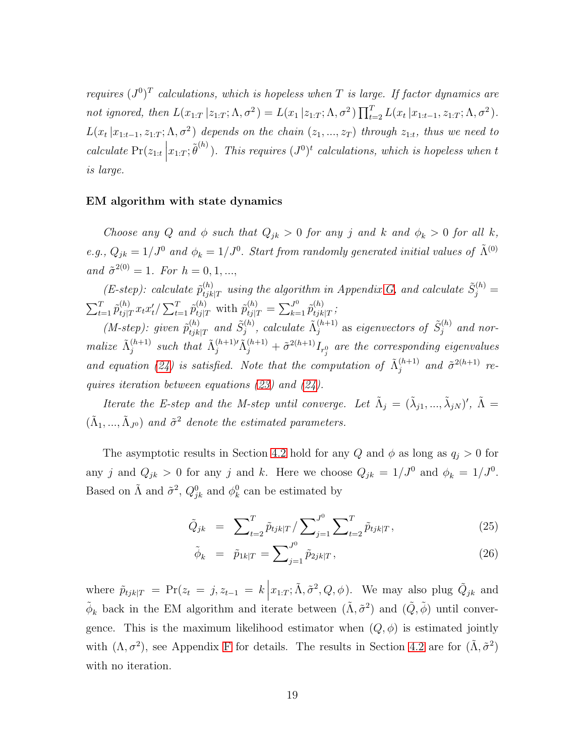*requires $(J^0)^T$ calculations, which is hopeless when $T$ is large. If factor dynamics are not ignored, then $L(x_{1:T}\,|z_{1:T};\Lambda,\sigma^2) = L(x_1\,|z_{1:T};\Lambda,\sigma^2)\prod_{t=2}^{T} L(x_t\,|x_{1:t-1},z_{1:T};\Lambda,\sigma^2)$. $L(x_t\,|x_{1:t-1},z_{1:T};\Lambda,\sigma^2)$ depends on the chain $(z_1,...,z_T)$ through $z_{1:t}$, thus we need to calculate $\Pr(z_{1:t}\,\big|x_{1:T};\tilde{\theta}^{(h)})$. This requires $(J^0)^t$ calculations, which is hopeless when $t$ is large.*

**EM algorithm with state dynamics**

*Choose any $Q$ and $\phi$ such that $Q_{jk} > 0$ for any $j$ and $k$ and $\phi_k > 0$ for all $k$, e.g., $Q_{jk} = 1/J^0$ and $\phi_k = 1/J^0$. Start from randomly generated initial values of $\tilde{\Lambda}^{(0)}$ and $\tilde{\sigma}^{2(0)} = 1$. For $h = 0, 1, ...$,*

*(E-step): calculate $\tilde{p}^{(h)}_{tjk|T}$ using the algorithm in Appendix G, and calculate $\tilde{S}^{(h)}_j = \sum_{t=1}^{T}\tilde{p}^{(h)}_{tj|T}x_t x_t'/\sum_{t=1}^{T}\tilde{p}^{(h)}_{tj|T}$ with $\tilde{p}^{(h)}_{tj|T} = \sum_{k=1}^{J^0}\tilde{p}^{(h)}_{tjk|T}$;*

*(M-step): given $\tilde{p}^{(h)}_{tjk|T}$ and $\tilde{S}^{(h)}_j$, calculate $\tilde{\Lambda}^{(h+1)}_j$ as eigenvectors of $\tilde{S}^{(h)}_j$ and normalize $\tilde{\Lambda}^{(h+1)}_j$ such that $\tilde{\Lambda}^{(h+1)\prime}_j\tilde{\Lambda}^{(h+1)}_j + \tilde{\sigma}^{2(h+1)}I_{r^0_j}$ are the corresponding eigenvalues and equation (24) is satisfied. Note that the computation of $\tilde{\Lambda}^{(h+1)}_j$ and $\tilde{\sigma}^{2(h+1)}$ requires iteration between equations (23) and (24).*

*Iterate the E-step and the M-step until converge. Let $\tilde{\Lambda}_j = (\tilde{\lambda}_{j1},...,\tilde{\lambda}_{jN})'$, $\tilde{\Lambda} = (\tilde{\Lambda}_1,...,\tilde{\Lambda}_{J^0})$ and $\tilde{\sigma}^2$ denote the estimated parameters.*

The asymptotic results in Section 4.2 hold for any $Q$ and $\phi$ as long as $q_j > 0$ for any $j$ and $Q_{jk} > 0$ for any $j$ and $k$. Here we choose $Q_{jk} = 1/J^0$ and $\phi_k = 1/J^0$. Based on $\tilde{\Lambda}$ and $\tilde{\sigma}^2$, $Q^0_{jk}$ and $\phi^0_k$ can be estimated by

$$\tilde{Q}_{jk} = \sum\nolimits_{t=2}^{T}\tilde{p}_{tjk|T}\Big/\sum\nolimits_{j=1}^{J^0}\sum\nolimits_{t=2}^{T}\tilde{p}_{tjk|T}, \tag{25}$$

$$\tilde{\phi}_k = \tilde{p}_{1k|T} = \sum\nolimits_{j=1}^{J^0}\tilde{p}_{2jk|T}, \tag{26}$$

where $\tilde{p}_{tjk|T} = \Pr(z_t = j, z_{t-1} = k\,\big|x_{1:T};\tilde{\Lambda},\tilde{\sigma}^2,Q,\phi)$. We may also plug $\tilde{Q}_{jk}$ and $\tilde{\phi}_k$ back in the EM algorithm and iterate between $(\tilde{\Lambda},\tilde{\sigma}^2)$ and $(\tilde{Q},\tilde{\phi})$ until convergence. This is the maximum likelihood estimator when $(Q,\phi)$ is estimated jointly with $(\Lambda,\sigma^2)$, see Appendix F for details. The results in Section 4.2 are for $(\tilde{\Lambda},\tilde{\sigma}^2)$ with no iteration.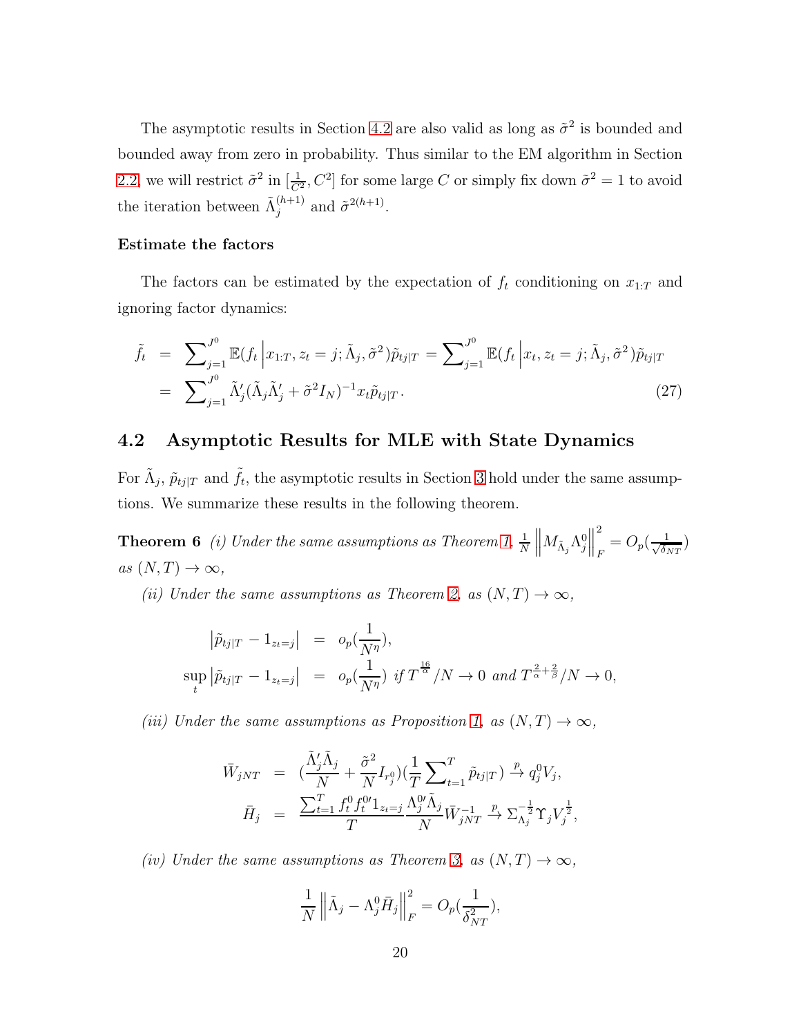The asymptotic results in Section 4.2 are also valid as long as $\tilde{\sigma}^2$ is bounded and bounded away from zero in probability. Thus similar to the EM algorithm in Section 2.2, we will restrict $\tilde{\sigma}^2$ in $[\frac{1}{C^2}, C^2]$ for some large $C$ or simply fix down $\tilde{\sigma}^2 = 1$ to avoid the iteration between $\tilde{\Lambda}_j^{(h+1)}$ and $\tilde{\sigma}^{2(h+1)}$.

**Estimate the factors**

The factors can be estimated by the expectation of $f_t$ conditioning on $x_{1:T}$ and ignoring factor dynamics:

$$
\begin{aligned}
\tilde{f}_t &= \sum\nolimits_{j=1}^{J^0} \mathbb{E}(f_t \Big| x_{1:T}, z_t = j; \tilde{\Lambda}_j, \tilde{\sigma}^2) \tilde{p}_{tj|T} = \sum\nolimits_{j=1}^{J^0} \mathbb{E}(f_t \Big| x_t, z_t = j; \tilde{\Lambda}_j, \tilde{\sigma}^2) \tilde{p}_{tj|T} \\
&= \sum\nolimits_{j=1}^{J^0} \tilde{\Lambda}_j' (\tilde{\Lambda}_j \tilde{\Lambda}_j' + \tilde{\sigma}^2 I_N)^{-1} x_t \tilde{p}_{tj|T}. \qquad (27)
\end{aligned}
$$

## 4.2 Asymptotic Results for MLE with State Dynamics

For $\tilde{\Lambda}_j$, $\tilde{p}_{tj|T}$ and $\tilde{f}_t$, the asymptotic results in Section 3 hold under the same assumptions. We summarize these results in the following theorem.

**Theorem 6** *(i) Under the same assumptions as Theorem 1,* $\frac{1}{N} \left\| M_{\tilde{\Lambda}_j} \Lambda_j^0 \right\|_F^2 = O_p(\frac{1}{\sqrt{\delta_{NT}}})$ *as* $(N, T) \to \infty$,

*(ii) Under the same assumptions as Theorem 2, as* $(N, T) \to \infty$,

$$
\begin{aligned}
\left| \tilde{p}_{tj|T} - 1_{z_t = j} \right| &= o_p(\frac{1}{N^\eta}), \\
\sup_t \left| \tilde{p}_{tj|T} - 1_{z_t = j} \right| &= o_p(\frac{1}{N^\eta}) \text{ if } T^{\frac{16}{\alpha}}/N \to 0 \text{ and } T^{\frac{2}{\alpha} + \frac{2}{\beta}}/N \to 0,
\end{aligned}
$$

*(iii) Under the same assumptions as Proposition 1, as* $(N, T) \to \infty$,

$$
\begin{aligned}
\bar{W}_{jNT} &= (\frac{\tilde{\Lambda}_j' \tilde{\Lambda}_j}{N} + \frac{\tilde{\sigma}^2}{N} I_{r_j^0})(\frac{1}{T} \sum\nolimits_{t=1}^T \tilde{p}_{tj|T}) \xrightarrow{p} q_j^0 V_j, \\
\bar{H}_j &= \frac{\sum_{t=1}^T f_t^0 f_t^{0\prime} 1_{z_t = j}}{T} \frac{\Lambda_j^{0\prime} \tilde{\Lambda}_j}{N} \bar{W}_{jNT}^{-1} \xrightarrow{p} \Sigma_{\Lambda_j}^{-\frac{1}{2}} \Upsilon_j V_j^{\frac{1}{2}},
\end{aligned}
$$

*(iv) Under the same assumptions as Theorem 3, as* $(N, T) \to \infty$,

$$
\frac{1}{N} \left\| \tilde{\Lambda}_j - \Lambda_j^0 \bar{H}_j \right\|_F^2 = O_p(\frac{1}{\delta_{NT}^2}),
$$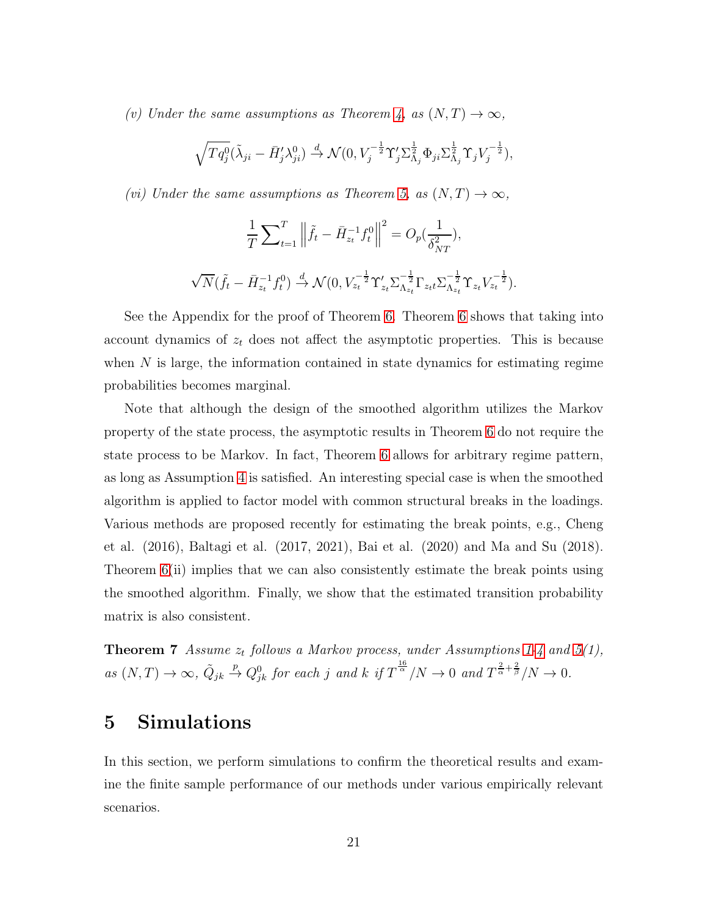*(v) Under the same assumptions as Theorem 4, as $(N,T) \to \infty$,*

$$\sqrt{Tq_j^0}(\tilde{\lambda}_{ji} - \bar{H}_j' \lambda_{ji}^0) \xrightarrow{d} \mathcal{N}(0, V_j^{-\frac{1}{2}} \Upsilon_j' \Sigma_{\Lambda_j}^{\frac{1}{2}} \Phi_{ji} \Sigma_{\Lambda_j}^{\frac{1}{2}} \Upsilon_j V_j^{-\frac{1}{2}}),$$

*(vi) Under the same assumptions as Theorem 5, as $(N,T) \to \infty$,*

$$\frac{1}{T} \sum_{t=1}^{T} \left\| \tilde{f}_t - \bar{H}_{z_t}^{-1} f_t^0 \right\|^2 = O_p(\frac{1}{\delta_{NT}^2}),$$

$$\sqrt{N}(\tilde{f}_t - \bar{H}_{z_t}^{-1} f_t^0) \xrightarrow{d} \mathcal{N}(0, V_{z_t}^{-\frac{1}{2}} \Upsilon_{z_t}' \Sigma_{\Lambda_{z_t}}^{-\frac{1}{2}} \Gamma_{z_t t} \Sigma_{\Lambda_{z_t}}^{-\frac{1}{2}} \Upsilon_{z_t} V_{z_t}^{-\frac{1}{2}}).$$

See the Appendix for the proof of Theorem 6. Theorem 6 shows that taking into account dynamics of $z_t$ does not affect the asymptotic properties. This is because when $N$ is large, the information contained in state dynamics for estimating regime probabilities becomes marginal.

Note that although the design of the smoothed algorithm utilizes the Markov property of the state process, the asymptotic results in Theorem 6 do not require the state process to be Markov. In fact, Theorem 6 allows for arbitrary regime pattern, as long as Assumption 4 is satisfied. An interesting special case is when the smoothed algorithm is applied to factor model with common structural breaks in the loadings. Various methods are proposed recently for estimating the break points, e.g., Cheng et al. (2016), Baltagi et al. (2017, 2021), Bai et al. (2020) and Ma and Su (2018). Theorem 6(ii) implies that we can also consistently estimate the break points using the smoothed algorithm. Finally, we show that the estimated transition probability matrix is also consistent.

**Theorem 7** *Assume $z_t$ follows a Markov process, under Assumptions 1-4 and 5(1), as $(N,T) \to \infty$, $\tilde{Q}_{jk} \xrightarrow{p} Q_{jk}^0$ for each $j$ and $k$ if $T^{\frac{16}{\alpha}}/N \to 0$ and $T^{\frac{2}{\alpha}+\frac{2}{\beta}}/N \to 0$.*

# 5 Simulations

In this section, we perform simulations to confirm the theoretical results and examine the finite sample performance of our methods under various empirically relevant scenarios.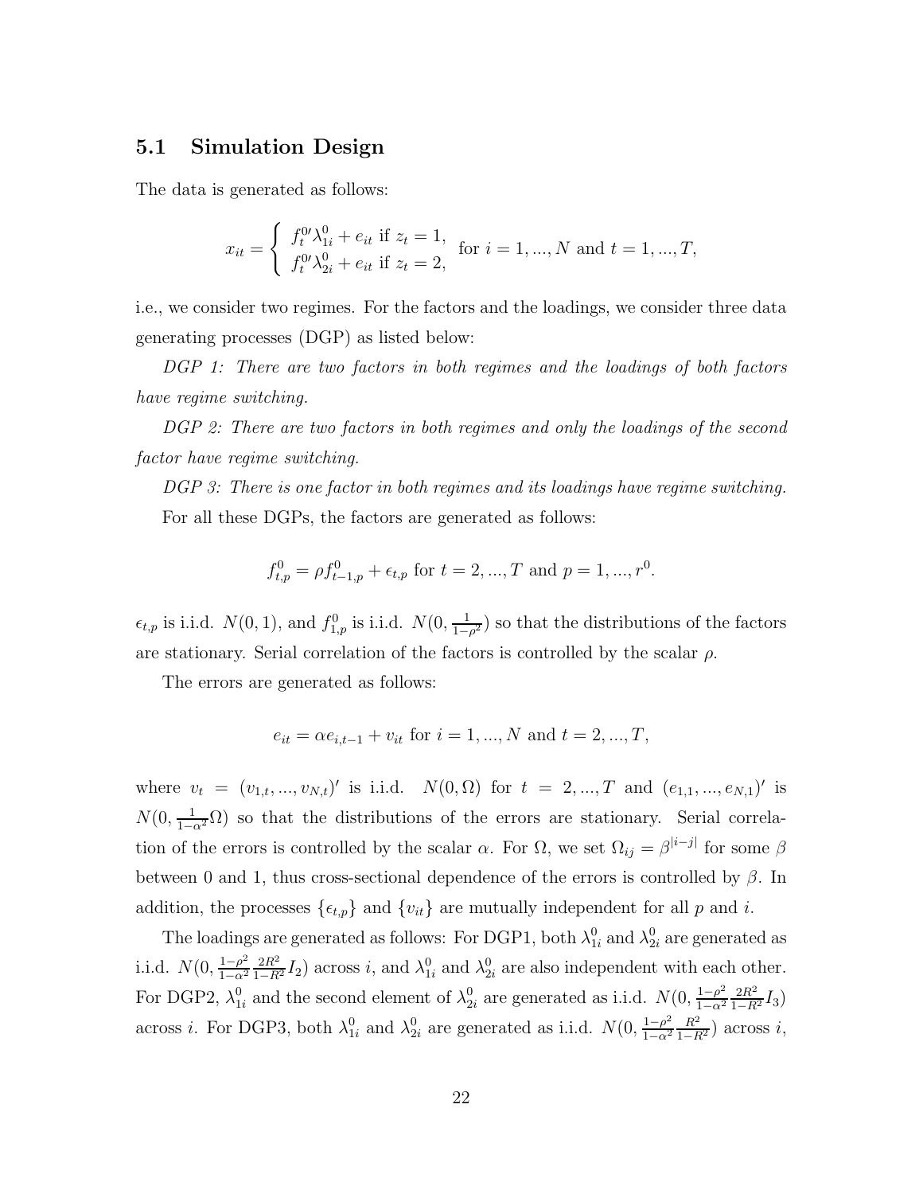## 5.1 Simulation Design

The data is generated as follows:

$$x_{it} = \begin{cases} f_t^{0\prime}\lambda_{1i}^0 + e_{it} \text{ if } z_t = 1, \\ f_t^{0\prime}\lambda_{2i}^0 + e_{it} \text{ if } z_t = 2, \end{cases} \text{ for } i = 1, ..., N \text{ and } t = 1, ..., T,$$

i.e., we consider two regimes. For the factors and the loadings, we consider three data generating processes (DGP) as listed below:

*DGP 1: There are two factors in both regimes and the loadings of both factors have regime switching.*

*DGP 2: There are two factors in both regimes and only the loadings of the second factor have regime switching.*

*DGP 3: There is one factor in both regimes and its loadings have regime switching.*

For all these DGPs, the factors are generated as follows:

$$f_{t,p}^0 = \rho f_{t-1,p}^0 + \epsilon_{t,p} \text{ for } t = 2, ..., T \text{ and } p = 1, ..., r^0.$$

$\epsilon_{t,p}$ is i.i.d. $N(0,1)$, and $f_{1,p}^0$ is i.i.d. $N(0, \frac{1}{1-\rho^2})$ so that the distributions of the factors are stationary. Serial correlation of the factors is controlled by the scalar $\rho$.

The errors are generated as follows:

$$e_{it} = \alpha e_{i,t-1} + v_{it} \text{ for } i = 1, ..., N \text{ and } t = 2, ..., T,$$

where $v_t = (v_{1,t}, ..., v_{N,t})'$ is i.i.d. $N(0, \Omega)$ for $t = 2, ..., T$ and $(e_{1,1}, ..., e_{N,1})'$ is $N(0, \frac{1}{1-\alpha^2}\Omega)$ so that the distributions of the errors are stationary. Serial correlation of the errors is controlled by the scalar $\alpha$. For $\Omega$, we set $\Omega_{ij} = \beta^{|i-j|}$ for some $\beta$ between 0 and 1, thus cross-sectional dependence of the errors is controlled by $\beta$. In addition, the processes $\{\epsilon_{t,p}\}$ and $\{v_{it}\}$ are mutually independent for all $p$ and $i$.

The loadings are generated as follows: For DGP1, both $\lambda_{1i}^0$ and $\lambda_{2i}^0$ are generated as i.i.d. $N(0, \frac{1-\rho^2}{1-\alpha^2}\frac{2R^2}{1-R^2}I_2)$ across $i$, and $\lambda_{1i}^0$ and $\lambda_{2i}^0$ are also independent with each other. For DGP2, $\lambda_{1i}^0$ and the second element of $\lambda_{2i}^0$ are generated as i.i.d. $N(0, \frac{1-\rho^2}{1-\alpha^2}\frac{2R^2}{1-R^2}I_3)$ across $i$. For DGP3, both $\lambda_{1i}^0$ and $\lambda_{2i}^0$ are generated as i.i.d. $N(0, \frac{1-\rho^2}{1-\alpha^2}\frac{R^2}{1-R^2})$ across $i$,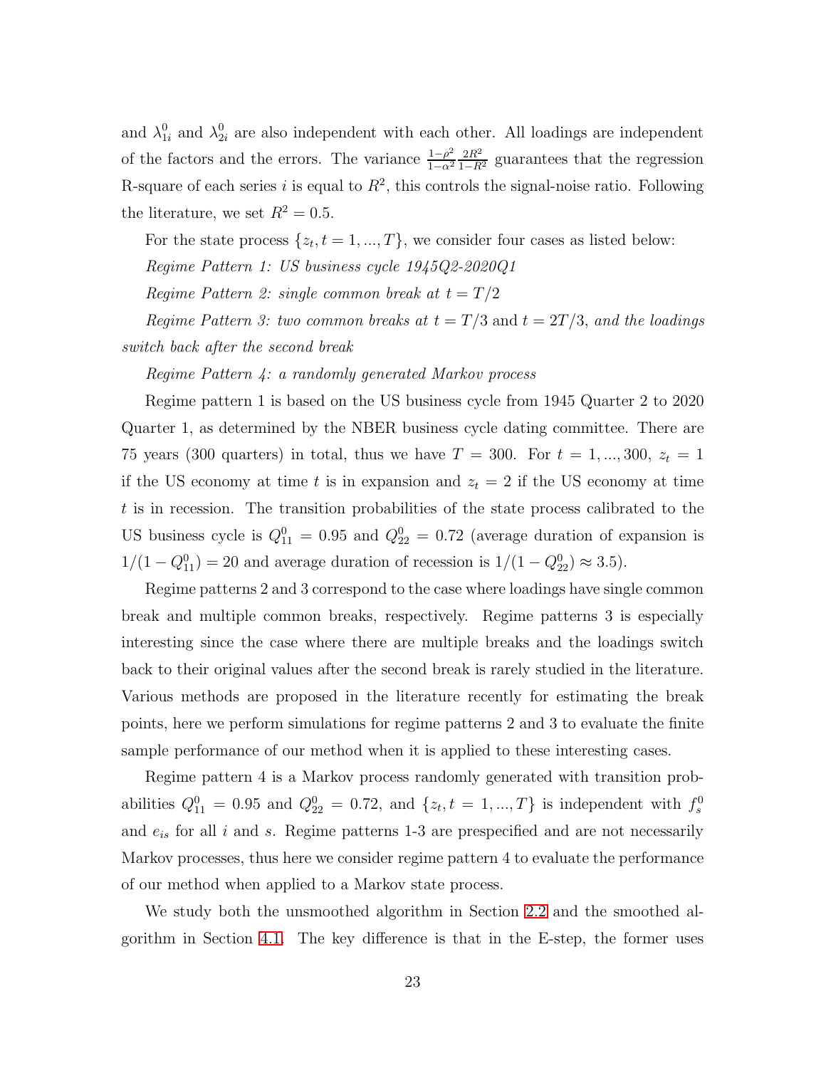and $\lambda_{1i}^0$ and $\lambda_{2i}^0$ are also independent with each other. All loadings are independent of the factors and the errors. The variance $\frac{1-\rho^2}{1-\alpha^2}\frac{2R^2}{1-R^2}$ guarantees that the regression R-square of each series $i$ is equal to $R^2$, this controls the signal-noise ratio. Following the literature, we set $R^2 = 0.5$.

For the state process $\{z_t, t = 1, ..., T\}$, we consider four cases as listed below:

*Regime Pattern 1: US business cycle 1945Q2-2020Q1*

*Regime Pattern 2: single common break at* $t = T/2$

*Regime Pattern 3: two common breaks at* $t = T/3$ and $t = 2T/3$, *and the loadings switch back after the second break*

*Regime Pattern 4: a randomly generated Markov process*

Regime pattern 1 is based on the US business cycle from 1945 Quarter 2 to 2020 Quarter 1, as determined by the NBER business cycle dating committee. There are 75 years (300 quarters) in total, thus we have $T = 300$. For $t = 1, ..., 300$, $z_t = 1$ if the US economy at time $t$ is in expansion and $z_t = 2$ if the US economy at time $t$ is in recession. The transition probabilities of the state process calibrated to the US business cycle is $Q_{11}^0 = 0.95$ and $Q_{22}^0 = 0.72$ (average duration of expansion is $1/(1 - Q_{11}^0) = 20$ and average duration of recession is $1/(1 - Q_{22}^0) \approx 3.5$).

Regime patterns 2 and 3 correspond to the case where loadings have single common break and multiple common breaks, respectively. Regime patterns 3 is especially interesting since the case where there are multiple breaks and the loadings switch back to their original values after the second break is rarely studied in the literature. Various methods are proposed in the literature recently for estimating the break points, here we perform simulations for regime patterns 2 and 3 to evaluate the finite sample performance of our method when it is applied to these interesting cases.

Regime pattern 4 is a Markov process randomly generated with transition probabilities $Q_{11}^0 = 0.95$ and $Q_{22}^0 = 0.72$, and $\{z_t, t = 1, ..., T\}$ is independent with $f_s^0$ and $e_{is}$ for all $i$ and $s$. Regime patterns 1-3 are prespecified and are not necessarily Markov processes, thus here we consider regime pattern 4 to evaluate the performance of our method when applied to a Markov state process.

We study both the unsmoothed algorithm in Section 2.2 and the smoothed algorithm in Section 4.1. The key difference is that in the E-step, the former uses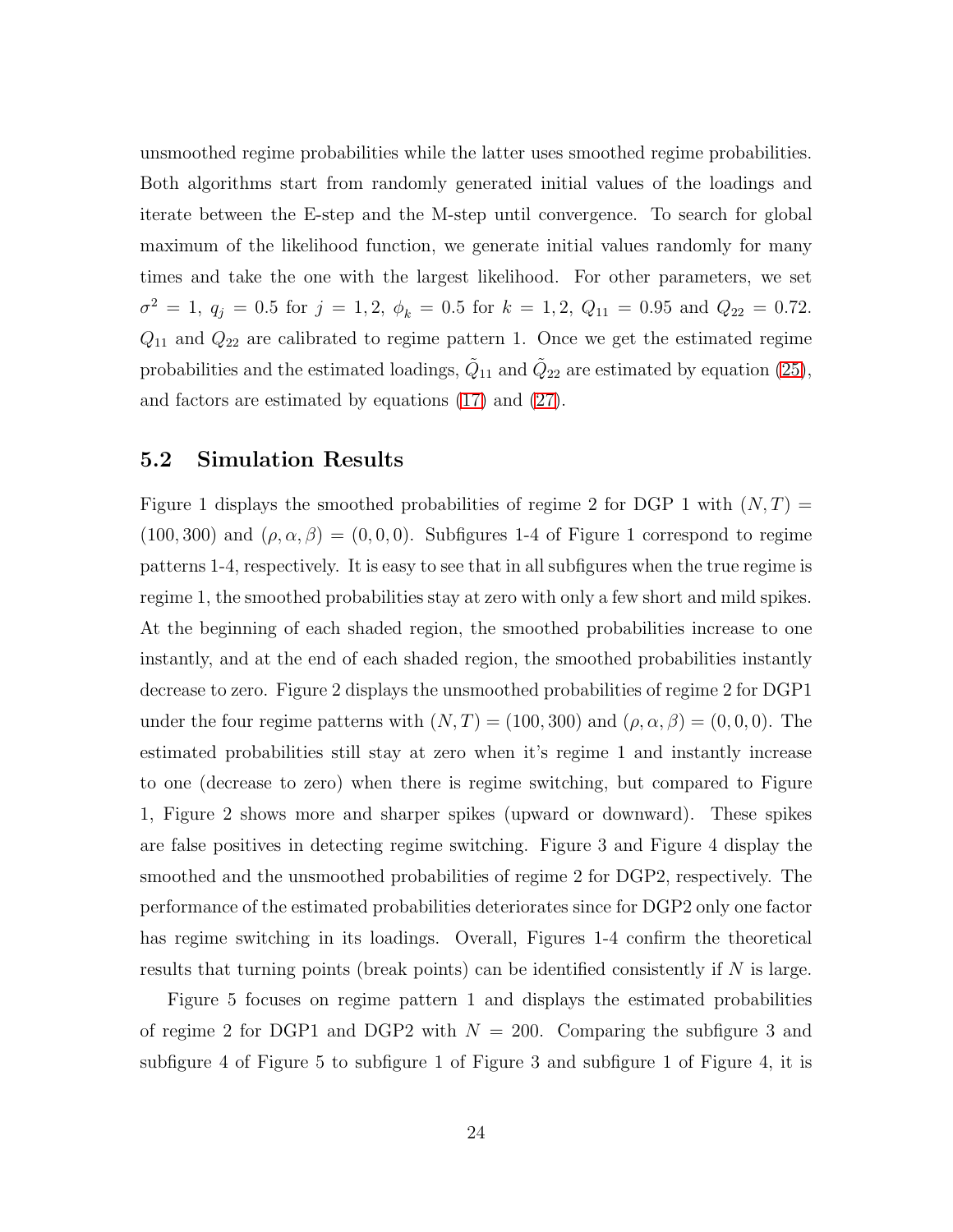unsmoothed regime probabilities while the latter uses smoothed regime probabilities. Both algorithms start from randomly generated initial values of the loadings and iterate between the E-step and the M-step until convergence. To search for global maximum of the likelihood function, we generate initial values randomly for many times and take the one with the largest likelihood. For other parameters, we set $\sigma^2 = 1$, $q_j = 0.5$ for $j = 1, 2$, $\phi_k = 0.5$ for $k = 1, 2$, $Q_{11} = 0.95$ and $Q_{22} = 0.72$. $Q_{11}$ and $Q_{22}$ are calibrated to regime pattern 1. Once we get the estimated regime probabilities and the estimated loadings, $\tilde{Q}_{11}$ and $\tilde{Q}_{22}$ are estimated by equation (25), and factors are estimated by equations (17) and (27).

## 5.2 Simulation Results

Figure 1 displays the smoothed probabilities of regime 2 for DGP 1 with $(N, T) = (100, 300)$ and $(\rho, \alpha, \beta) = (0, 0, 0)$. Subfigures 1-4 of Figure 1 correspond to regime patterns 1-4, respectively. It is easy to see that in all subfigures when the true regime is regime 1, the smoothed probabilities stay at zero with only a few short and mild spikes. At the beginning of each shaded region, the smoothed probabilities increase to one instantly, and at the end of each shaded region, the smoothed probabilities instantly decrease to zero. Figure 2 displays the unsmoothed probabilities of regime 2 for DGP1 under the four regime patterns with $(N, T) = (100, 300)$ and $(\rho, \alpha, \beta) = (0, 0, 0)$. The estimated probabilities still stay at zero when it's regime 1 and instantly increase to one (decrease to zero) when there is regime switching, but compared to Figure 1, Figure 2 shows more and sharper spikes (upward or downward). These spikes are false positives in detecting regime switching. Figure 3 and Figure 4 display the smoothed and the unsmoothed probabilities of regime 2 for DGP2, respectively. The performance of the estimated probabilities deteriorates since for DGP2 only one factor has regime switching in its loadings. Overall, Figures 1-4 confirm the theoretical results that turning points (break points) can be identified consistently if $N$ is large.

Figure 5 focuses on regime pattern 1 and displays the estimated probabilities of regime 2 for DGP1 and DGP2 with $N = 200$. Comparing the subfigure 3 and subfigure 4 of Figure 5 to subfigure 1 of Figure 3 and subfigure 1 of Figure 4, it is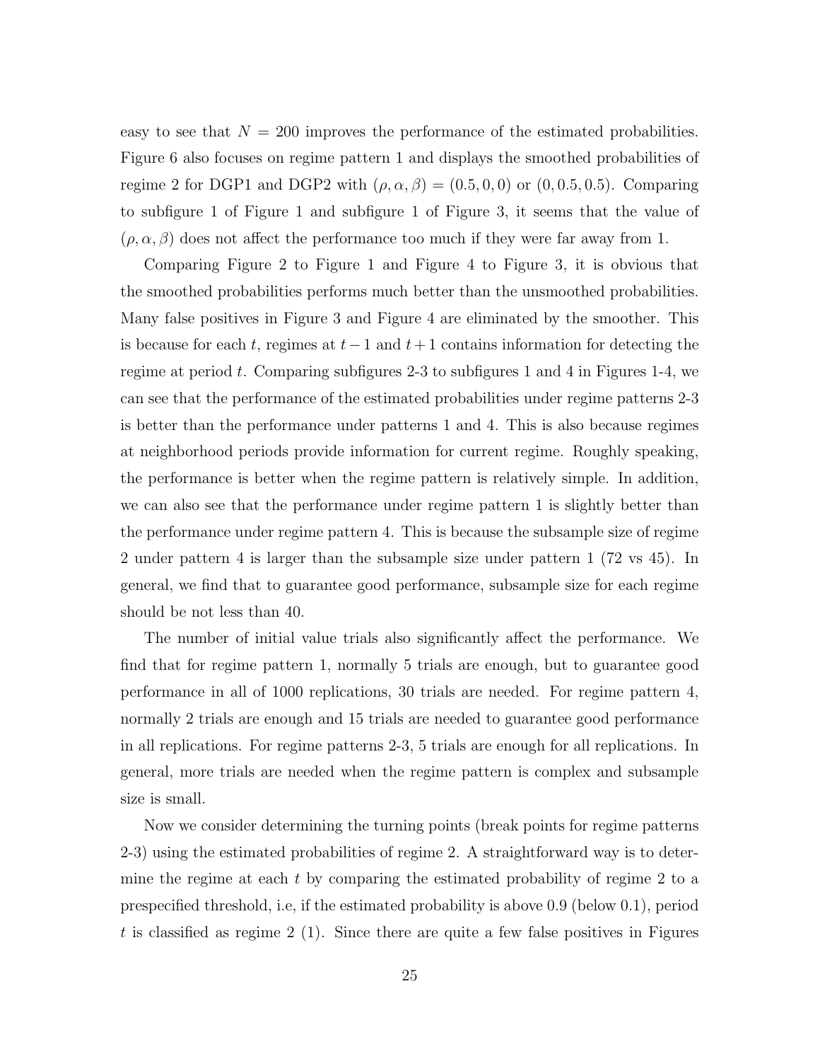easy to see that $N = 200$ improves the performance of the estimated probabilities. Figure 6 also focuses on regime pattern 1 and displays the smoothed probabilities of regime 2 for DGP1 and DGP2 with $(\rho, \alpha, \beta) = (0.5, 0, 0)$ or $(0, 0.5, 0.5)$. Comparing to subfigure 1 of Figure 1 and subfigure 1 of Figure 3, it seems that the value of $(\rho, \alpha, \beta)$ does not affect the performance too much if they were far away from 1.

Comparing Figure 2 to Figure 1 and Figure 4 to Figure 3, it is obvious that the smoothed probabilities performs much better than the unsmoothed probabilities. Many false positives in Figure 3 and Figure 4 are eliminated by the smoother. This is because for each $t$, regimes at $t-1$ and $t+1$ contains information for detecting the regime at period $t$. Comparing subfigures 2-3 to subfigures 1 and 4 in Figures 1-4, we can see that the performance of the estimated probabilities under regime patterns 2-3 is better than the performance under patterns 1 and 4. This is also because regimes at neighborhood periods provide information for current regime. Roughly speaking, the performance is better when the regime pattern is relatively simple. In addition, we can also see that the performance under regime pattern 1 is slightly better than the performance under regime pattern 4. This is because the subsample size of regime 2 under pattern 4 is larger than the subsample size under pattern 1 (72 vs 45). In general, we find that to guarantee good performance, subsample size for each regime should be not less than 40.

The number of initial value trials also significantly affect the performance. We find that for regime pattern 1, normally 5 trials are enough, but to guarantee good performance in all of 1000 replications, 30 trials are needed. For regime pattern 4, normally 2 trials are enough and 15 trials are needed to guarantee good performance in all replications. For regime patterns 2-3, 5 trials are enough for all replications. In general, more trials are needed when the regime pattern is complex and subsample size is small.

Now we consider determining the turning points (break points for regime patterns 2-3) using the estimated probabilities of regime 2. A straightforward way is to determine the regime at each $t$ by comparing the estimated probability of regime 2 to a prespecified threshold, i.e, if the estimated probability is above 0.9 (below 0.1), period $t$ is classified as regime 2 (1). Since there are quite a few false positives in Figures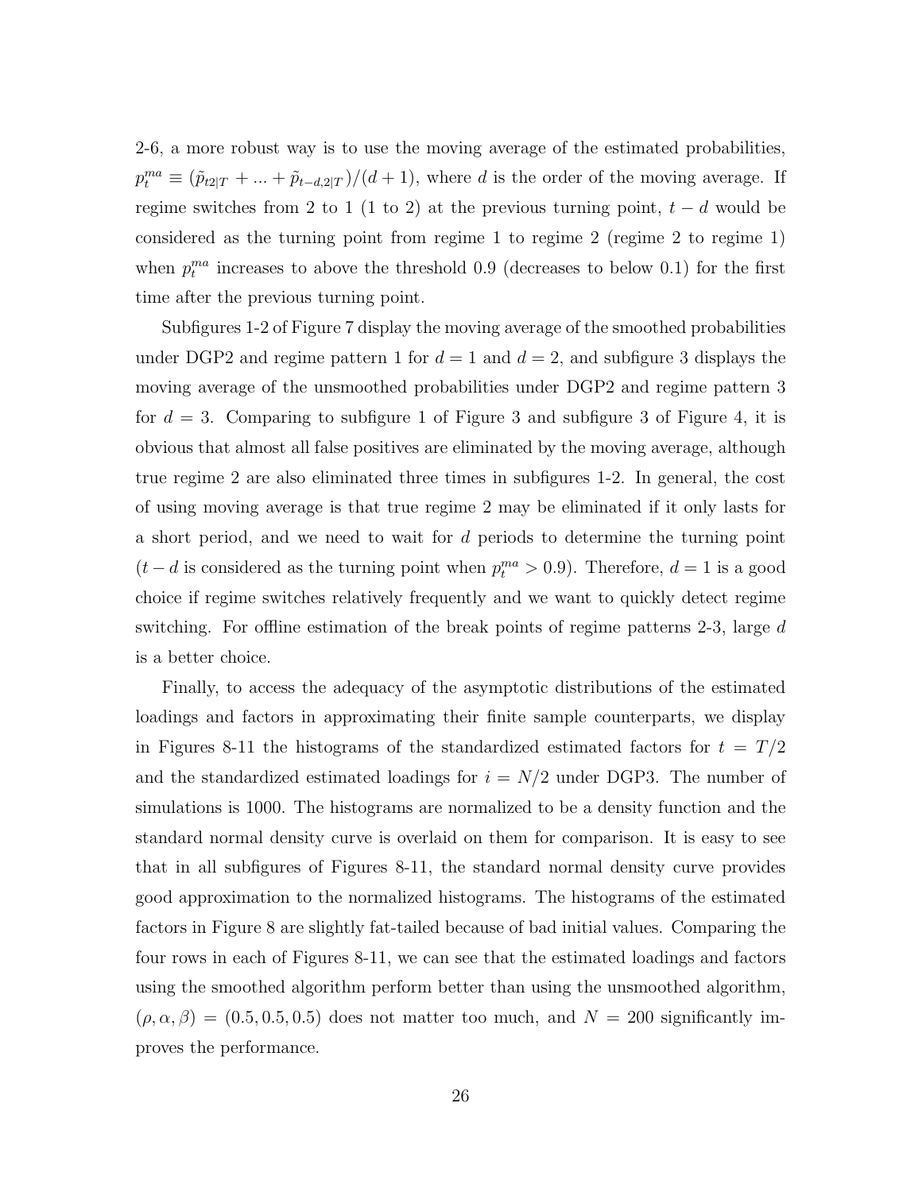2-6, a more robust way is to use the moving average of the estimated probabilities, $p_t^{ma} \equiv (\tilde{p}_{t2|T} + ... + \tilde{p}_{t-d,2|T})/(d+1)$, where $d$ is the order of the moving average. If regime switches from 2 to 1 (1 to 2) at the previous turning point, $t-d$ would be considered as the turning point from regime 1 to regime 2 (regime 2 to regime 1) when $p_t^{ma}$ increases to above the threshold 0.9 (decreases to below 0.1) for the first time after the previous turning point.

Subfigures 1-2 of Figure 7 display the moving average of the smoothed probabilities under DGP2 and regime pattern 1 for $d = 1$ and $d = 2$, and subfigure 3 displays the moving average of the unsmoothed probabilities under DGP2 and regime pattern 3 for $d = 3$. Comparing to subfigure 1 of Figure 3 and subfigure 3 of Figure 4, it is obvious that almost all false positives are eliminated by the moving average, although true regime 2 are also eliminated three times in subfigures 1-2. In general, the cost of using moving average is that true regime 2 may be eliminated if it only lasts for a short period, and we need to wait for $d$ periods to determine the turning point ($t - d$ is considered as the turning point when $p_t^{ma} > 0.9$). Therefore, $d = 1$ is a good choice if regime switches relatively frequently and we want to quickly detect regime switching. For offline estimation of the break points of regime patterns 2-3, large $d$ is a better choice.

Finally, to access the adequacy of the asymptotic distributions of the estimated loadings and factors in approximating their finite sample counterparts, we display in Figures 8-11 the histograms of the standardized estimated factors for $t = T/2$ and the standardized estimated loadings for $i = N/2$ under DGP3. The number of simulations is 1000. The histograms are normalized to be a density function and the standard normal density curve is overlaid on them for comparison. It is easy to see that in all subfigures of Figures 8-11, the standard normal density curve provides good approximation to the normalized histograms. The histograms of the estimated factors in Figure 8 are slightly fat-tailed because of bad initial values. Comparing the four rows in each of Figures 8-11, we can see that the estimated loadings and factors using the smoothed algorithm perform better than using the unsmoothed algorithm, $(\rho, \alpha, \beta) = (0.5, 0.5, 0.5)$ does not matter too much, and $N = 200$ significantly improves the performance.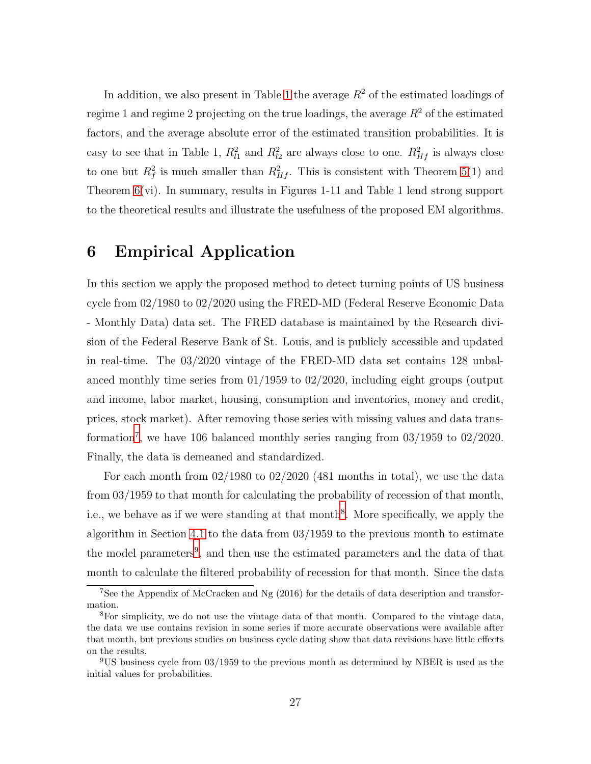In addition, we also present in Table 1 the average $R^2$ of the estimated loadings of regime 1 and regime 2 projecting on the true loadings, the average $R^2$ of the estimated factors, and the average absolute error of the estimated transition probabilities. It is easy to see that in Table 1, $R^2_{l1}$ and $R^2_{l2}$ are always close to one. $R^2_{Hf}$ is always close to one but $R^2_f$ is much smaller than $R^2_{Hf}$. This is consistent with Theorem 5(1) and Theorem 6(vi). In summary, results in Figures 1-11 and Table 1 lend strong support to the theoretical results and illustrate the usefulness of the proposed EM algorithms.

# 6 Empirical Application

In this section we apply the proposed method to detect turning points of US business cycle from 02/1980 to 02/2020 using the FRED-MD (Federal Reserve Economic Data - Monthly Data) data set. The FRED database is maintained by the Research division of the Federal Reserve Bank of St. Louis, and is publicly accessible and updated in real-time. The 03/2020 vintage of the FRED-MD data set contains 128 unbalanced monthly time series from 01/1959 to 02/2020, including eight groups (output and income, labor market, housing, consumption and inventories, money and credit, prices, stock market). After removing those series with missing values and data transformation[7], we have 106 balanced monthly series ranging from 03/1959 to 02/2020. Finally, the data is demeaned and standardized.

For each month from 02/1980 to 02/2020 (481 months in total), we use the data from 03/1959 to that month for calculating the probability of recession of that month, i.e., we behave as if we were standing at that month[8]. More specifically, we apply the algorithm in Section 4.1 to the data from 03/1959 to the previous month to estimate the model parameters[9], and then use the estimated parameters and the data of that month to calculate the filtered probability of recession for that month. Since the data

[7] See the Appendix of McCracken and Ng (2016) for the details of data description and transformation.

[8] For simplicity, we do not use the vintage data of that month. Compared to the vintage data, the data we use contains revision in some series if more accurate observations were available after that month, but previous studies on business cycle dating show that data revisions have little effects on the results.

[9] US business cycle from 03/1959 to the previous month as determined by NBER is used as the initial values for probabilities.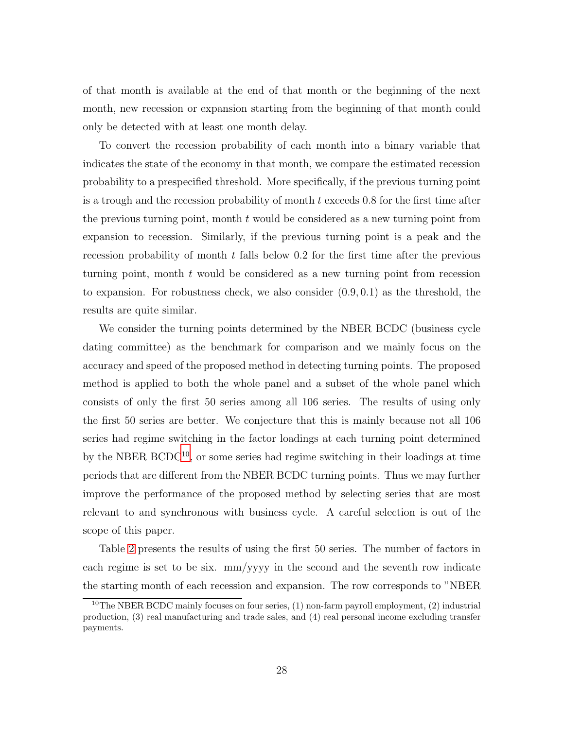of that month is available at the end of that month or the beginning of the next month, new recession or expansion starting from the beginning of that month could only be detected with at least one month delay.

To convert the recession probability of each month into a binary variable that indicates the state of the economy in that month, we compare the estimated recession probability to a prespecified threshold. More specifically, if the previous turning point is a trough and the recession probability of month $t$ exceeds 0.8 for the first time after the previous turning point, month $t$ would be considered as a new turning point from expansion to recession. Similarly, if the previous turning point is a peak and the recession probability of month $t$ falls below 0.2 for the first time after the previous turning point, month $t$ would be considered as a new turning point from recession to expansion. For robustness check, we also consider $(0.9, 0.1)$ as the threshold, the results are quite similar.

We consider the turning points determined by the NBER BCDC (business cycle dating committee) as the benchmark for comparison and we mainly focus on the accuracy and speed of the proposed method in detecting turning points. The proposed method is applied to both the whole panel and a subset of the whole panel which consists of only the first 50 series among all 106 series. The results of using only the first 50 series are better. We conjecture that this is mainly because not all 106 series had regime switching in the factor loadings at each turning point determined by the NBER BCDC[10], or some series had regime switching in their loadings at time periods that are different from the NBER BCDC turning points. Thus we may further improve the performance of the proposed method by selecting series that are most relevant to and synchronous with business cycle. A careful selection is out of the scope of this paper.

Table 2 presents the results of using the first 50 series. The number of factors in each regime is set to be six. mm/yyyy in the second and the seventh row indicate the starting month of each recession and expansion. The row corresponds to "NBER

[10] The NBER BCDC mainly focuses on four series, (1) non-farm payroll employment, (2) industrial production, (3) real manufacturing and trade sales, and (4) real personal income excluding transfer payments.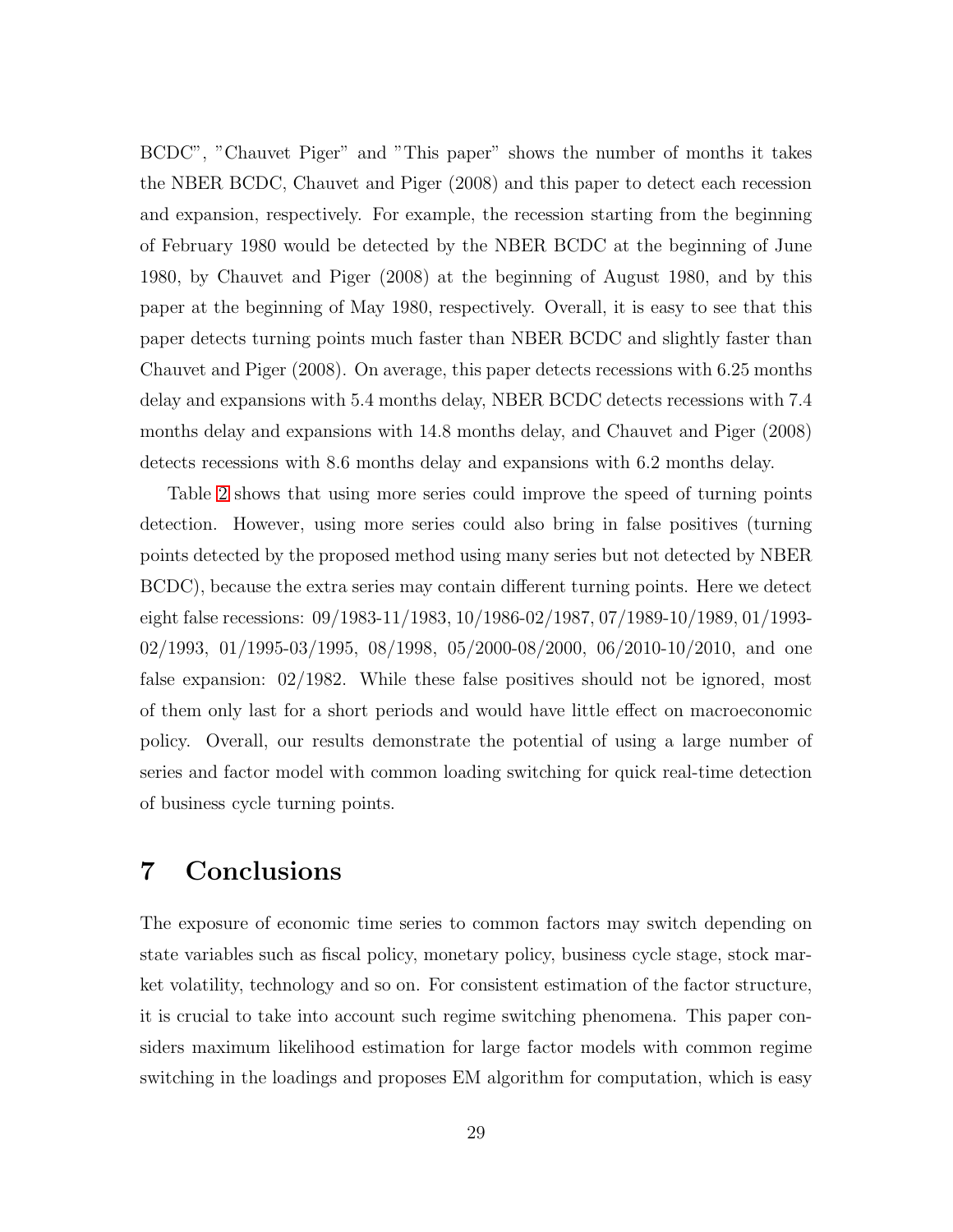BCDC", "Chauvet Piger" and "This paper" shows the number of months it takes the NBER BCDC, Chauvet and Piger (2008) and this paper to detect each recession and expansion, respectively. For example, the recession starting from the beginning of February 1980 would be detected by the NBER BCDC at the beginning of June 1980, by Chauvet and Piger (2008) at the beginning of August 1980, and by this paper at the beginning of May 1980, respectively. Overall, it is easy to see that this paper detects turning points much faster than NBER BCDC and slightly faster than Chauvet and Piger (2008). On average, this paper detects recessions with 6.25 months delay and expansions with 5.4 months delay, NBER BCDC detects recessions with 7.4 months delay and expansions with 14.8 months delay, and Chauvet and Piger (2008) detects recessions with 8.6 months delay and expansions with 6.2 months delay.

Table 2 shows that using more series could improve the speed of turning points detection. However, using more series could also bring in false positives (turning points detected by the proposed method using many series but not detected by NBER BCDC), because the extra series may contain different turning points. Here we detect eight false recessions: 09/1983-11/1983, 10/1986-02/1987, 07/1989-10/1989, 01/1993-02/1993, 01/1995-03/1995, 08/1998, 05/2000-08/2000, 06/2010-10/2010, and one false expansion: 02/1982. While these false positives should not be ignored, most of them only last for a short periods and would have little effect on macroeconomic policy. Overall, our results demonstrate the potential of using a large number of series and factor model with common loading switching for quick real-time detection of business cycle turning points.

# 7 Conclusions

The exposure of economic time series to common factors may switch depending on state variables such as fiscal policy, monetary policy, business cycle stage, stock market volatility, technology and so on. For consistent estimation of the factor structure, it is crucial to take into account such regime switching phenomena. This paper considers maximum likelihood estimation for large factor models with common regime switching in the loadings and proposes EM algorithm for computation, which is easy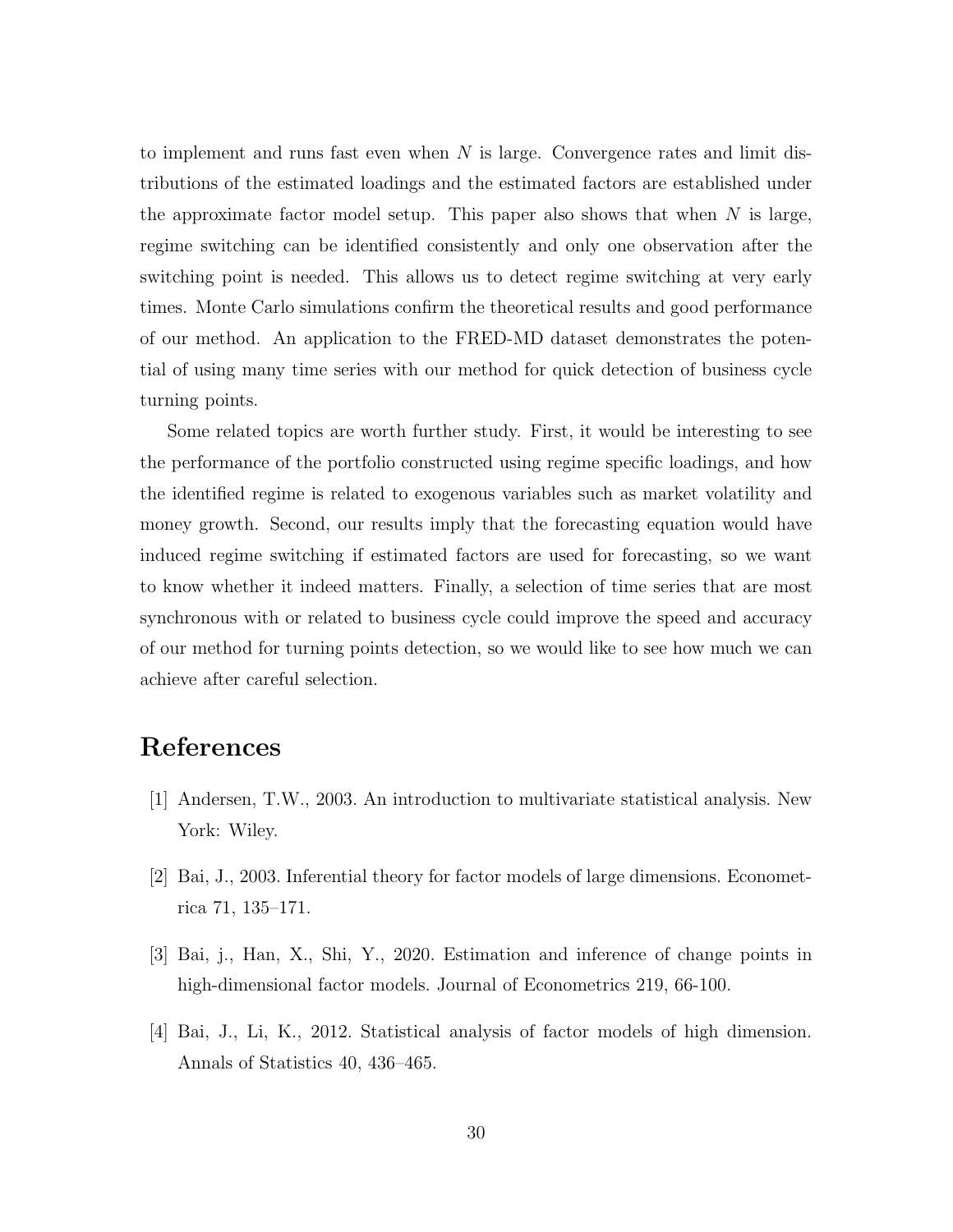to implement and runs fast even when $N$ is large. Convergence rates and limit distributions of the estimated loadings and the estimated factors are established under the approximate factor model setup. This paper also shows that when $N$ is large, regime switching can be identified consistently and only one observation after the switching point is needed. This allows us to detect regime switching at very early times. Monte Carlo simulations confirm the theoretical results and good performance of our method. An application to the FRED-MD dataset demonstrates the potential of using many time series with our method for quick detection of business cycle turning points.

Some related topics are worth further study. First, it would be interesting to see the performance of the portfolio constructed using regime specific loadings, and how the identified regime is related to exogenous variables such as market volatility and money growth. Second, our results imply that the forecasting equation would have induced regime switching if estimated factors are used for forecasting, so we want to know whether it indeed matters. Finally, a selection of time series that are most synchronous with or related to business cycle could improve the speed and accuracy of our method for turning points detection, so we would like to see how much we can achieve after careful selection.

# References

[1] Andersen, T.W., 2003. An introduction to multivariate statistical analysis. New York: Wiley.

[2] Bai, J., 2003. Inferential theory for factor models of large dimensions. Econometrica 71, 135–171.

[3] Bai, j., Han, X., Shi, Y., 2020. Estimation and inference of change points in high-dimensional factor models. Journal of Econometrics 219, 66-100.

[4] Bai, J., Li, K., 2012. Statistical analysis of factor models of high dimension. Annals of Statistics 40, 436–465.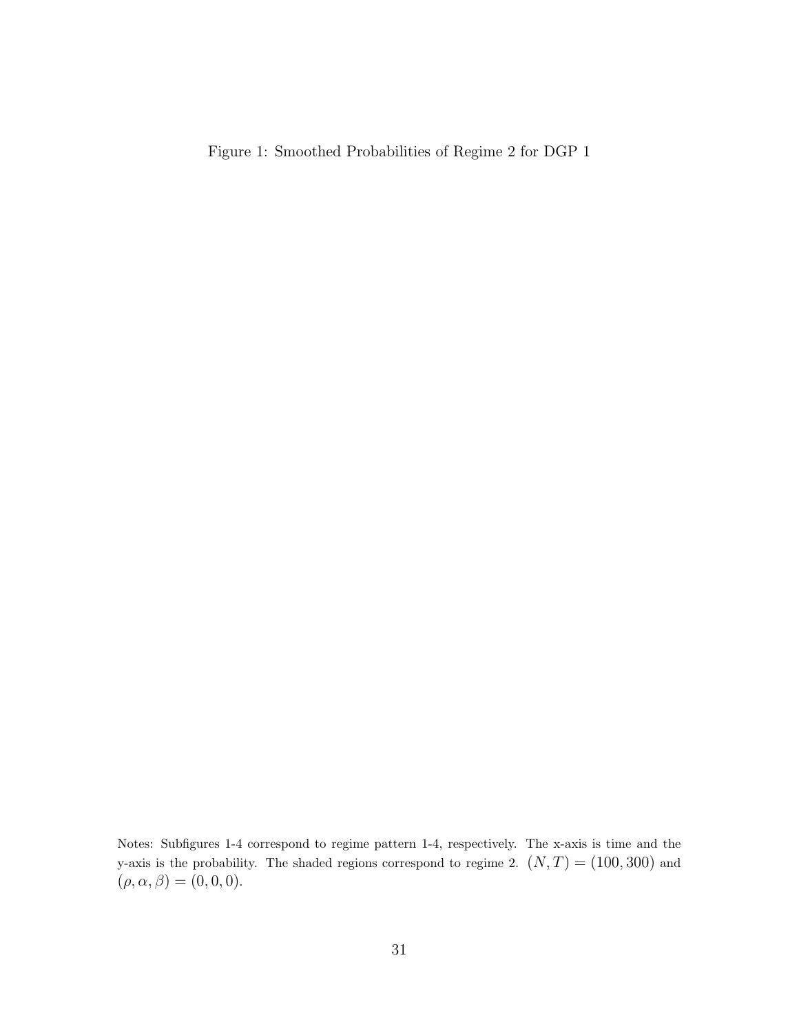Figure 1: Smoothed Probabilities of Regime 2 for DGP 1

Notes: Subfigures 1-4 correspond to regime pattern 1-4, respectively. The x-axis is time and the y-axis is the probability. The shaded regions correspond to regime 2. $(N, T) = (100, 300)$ and $(\rho, \alpha, \beta) = (0, 0, 0)$.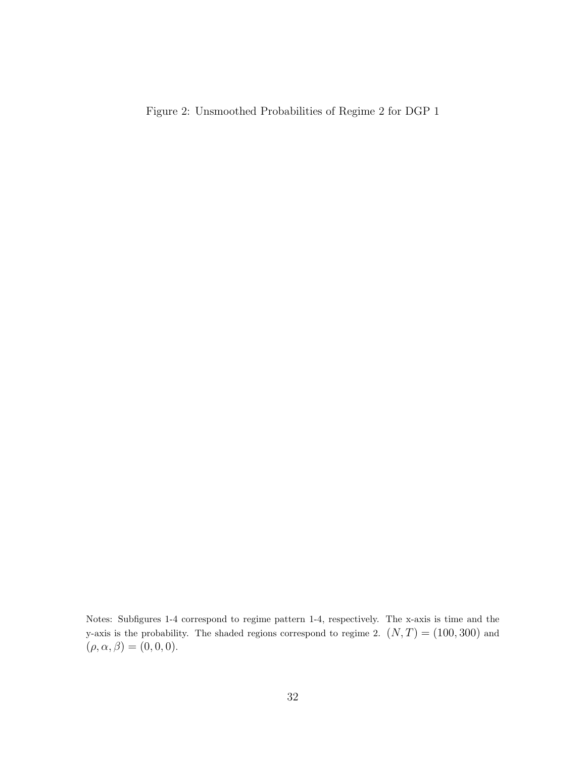Figure 2: Unsmoothed Probabilities of Regime 2 for DGP 1

Notes: Subfigures 1-4 correspond to regime pattern 1-4, respectively. The x-axis is time and the y-axis is the probability. The shaded regions correspond to regime 2. $(N, T) = (100, 300)$ and $(\rho, \alpha, \beta) = (0, 0, 0)$.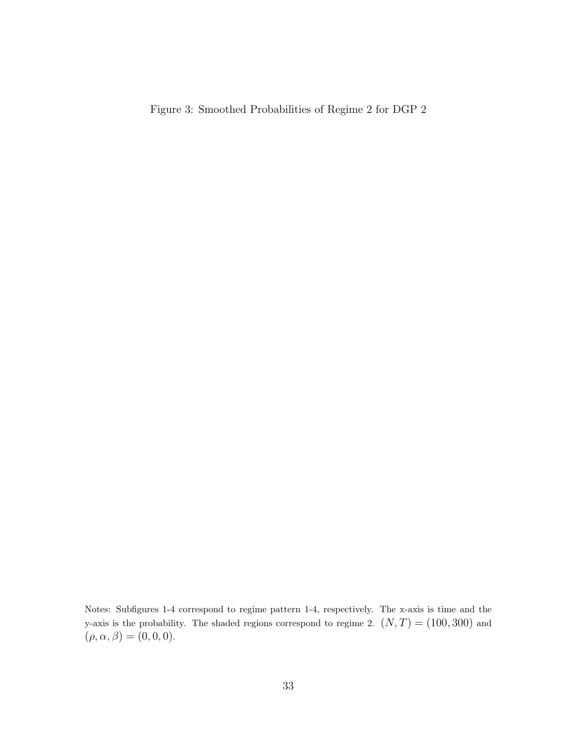Figure 3: Smoothed Probabilities of Regime 2 for DGP 2

Notes: Subfigures 1-4 correspond to regime pattern 1-4, respectively. The x-axis is time and the y-axis is the probability. The shaded regions correspond to regime 2. $(N, T) = (100, 300)$ and $(\rho, \alpha, \beta) = (0, 0, 0)$.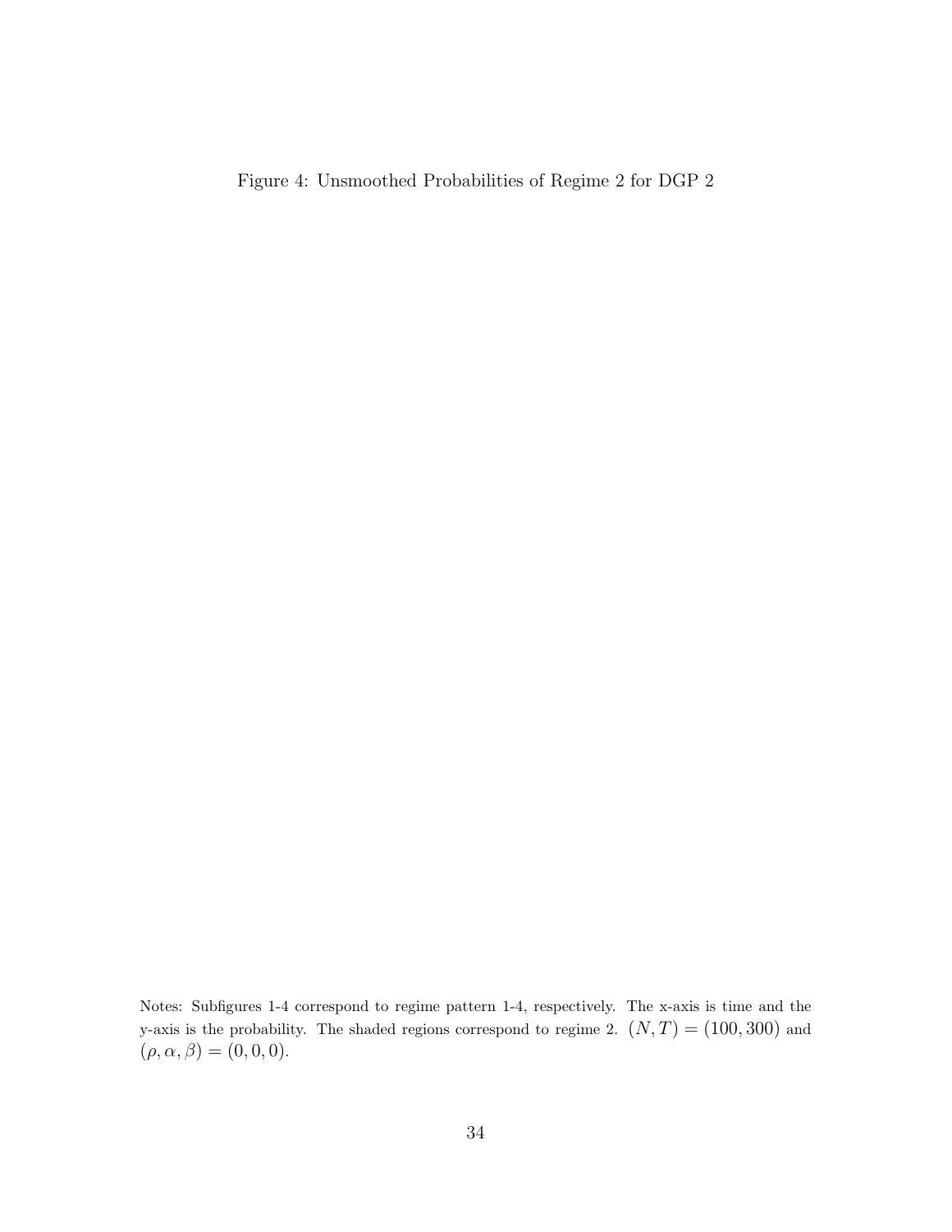Figure 4: Unsmoothed Probabilities of Regime 2 for DGP 2

Notes: Subfigures 1-4 correspond to regime pattern 1-4, respectively. The x-axis is time and the y-axis is the probability. The shaded regions correspond to regime 2. $(N, T) = (100, 300)$ and $(\rho, \alpha, \beta) = (0, 0, 0)$.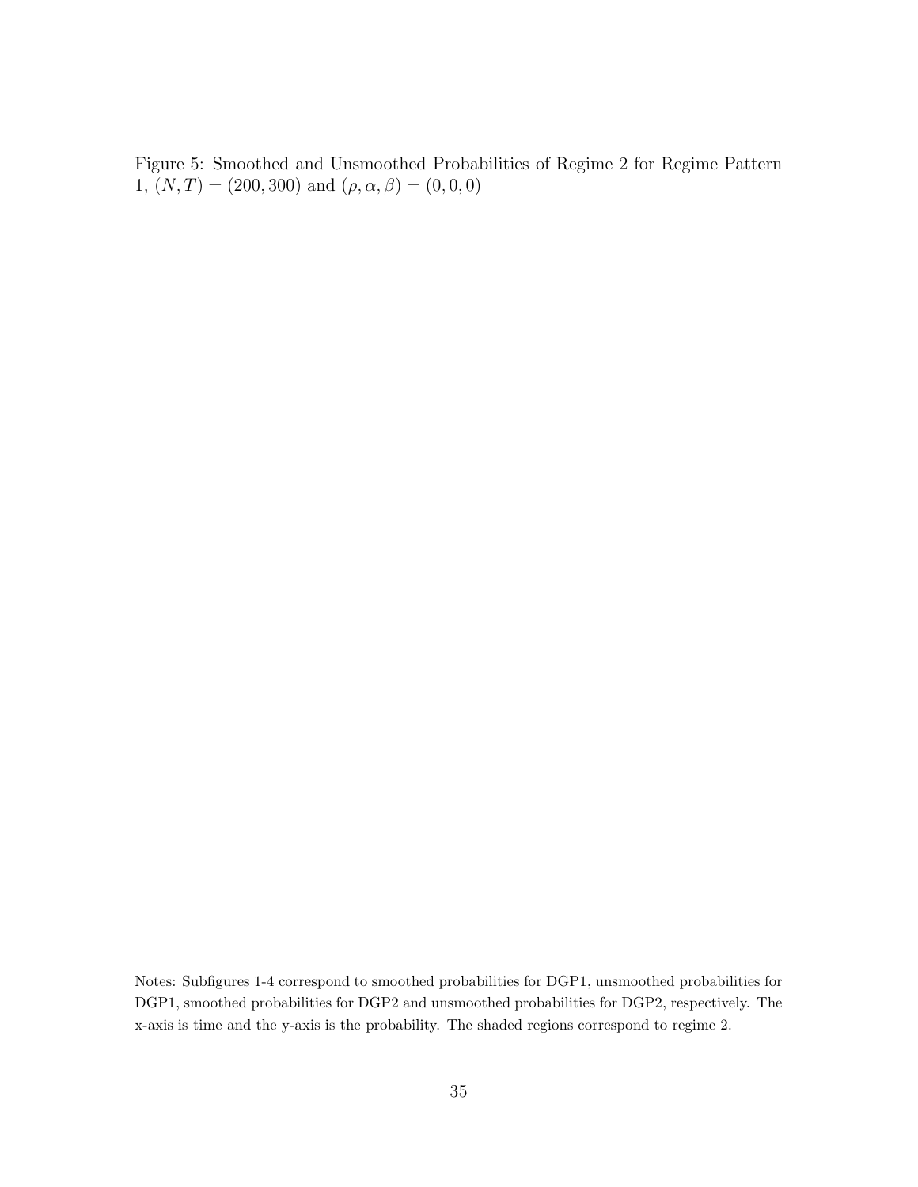Figure 5: Smoothed and Unsmoothed Probabilities of Regime 2 for Regime Pattern 1, $(N, T) = (200, 300)$ and $(\rho, \alpha, \beta) = (0, 0, 0)$

Notes: Subfigures 1-4 correspond to smoothed probabilities for DGP1, unsmoothed probabilities for DGP1, smoothed probabilities for DGP2 and unsmoothed probabilities for DGP2, respectively. The x-axis is time and the y-axis is the probability. The shaded regions correspond to regime 2.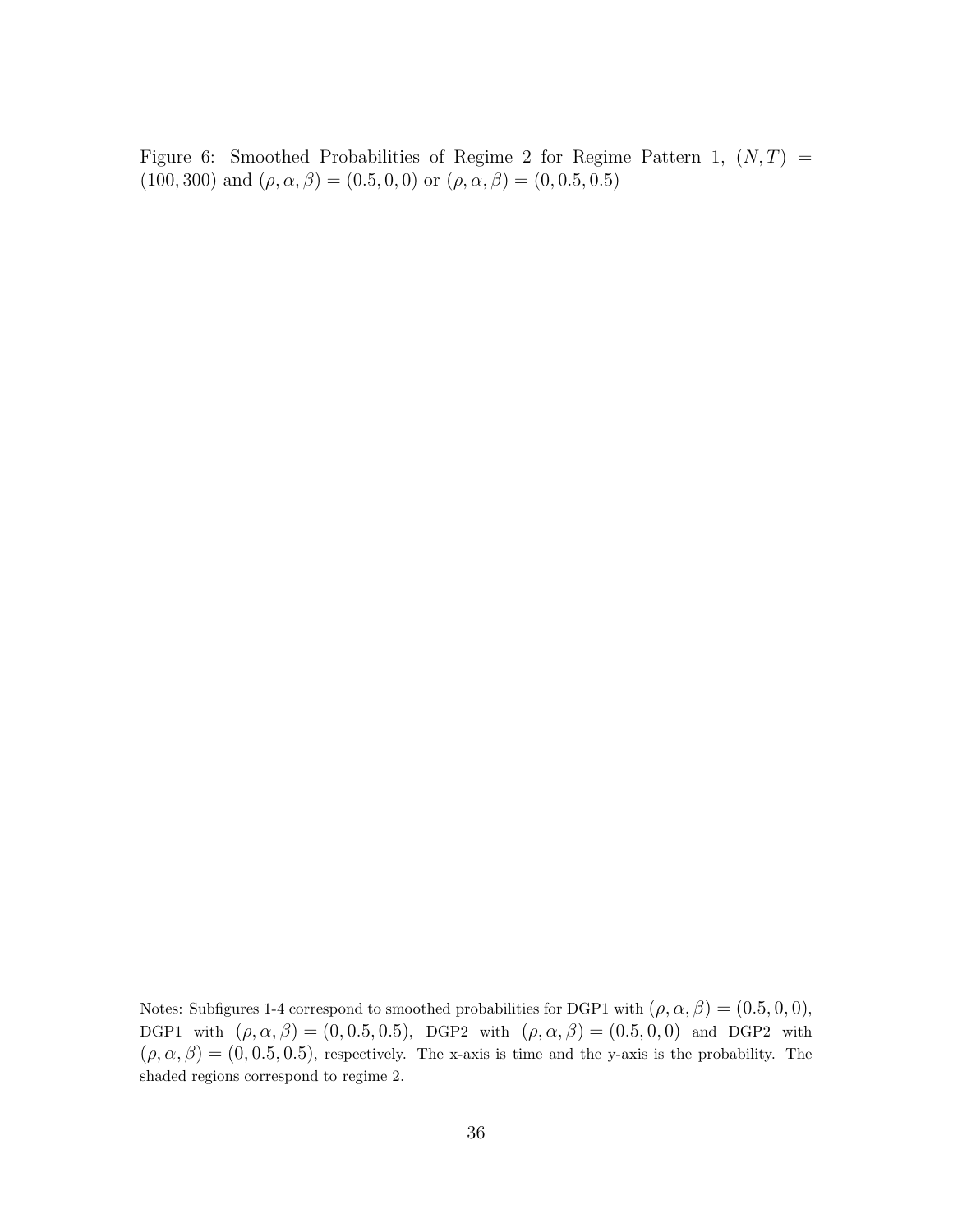Figure 6: Smoothed Probabilities of Regime 2 for Regime Pattern 1, $(N, T) = (100, 300)$ and $(\rho, \alpha, \beta) = (0.5, 0, 0)$ or $(\rho, \alpha, \beta) = (0, 0.5, 0.5)$

Notes: Subfigures 1-4 correspond to smoothed probabilities for DGP1 with $(\rho, \alpha, \beta) = (0.5, 0, 0)$, DGP1 with $(\rho, \alpha, \beta) = (0, 0.5, 0.5)$, DGP2 with $(\rho, \alpha, \beta) = (0.5, 0, 0)$ and DGP2 with $(\rho, \alpha, \beta) = (0, 0.5, 0.5)$, respectively. The x-axis is time and the y-axis is the probability. The shaded regions correspond to regime 2.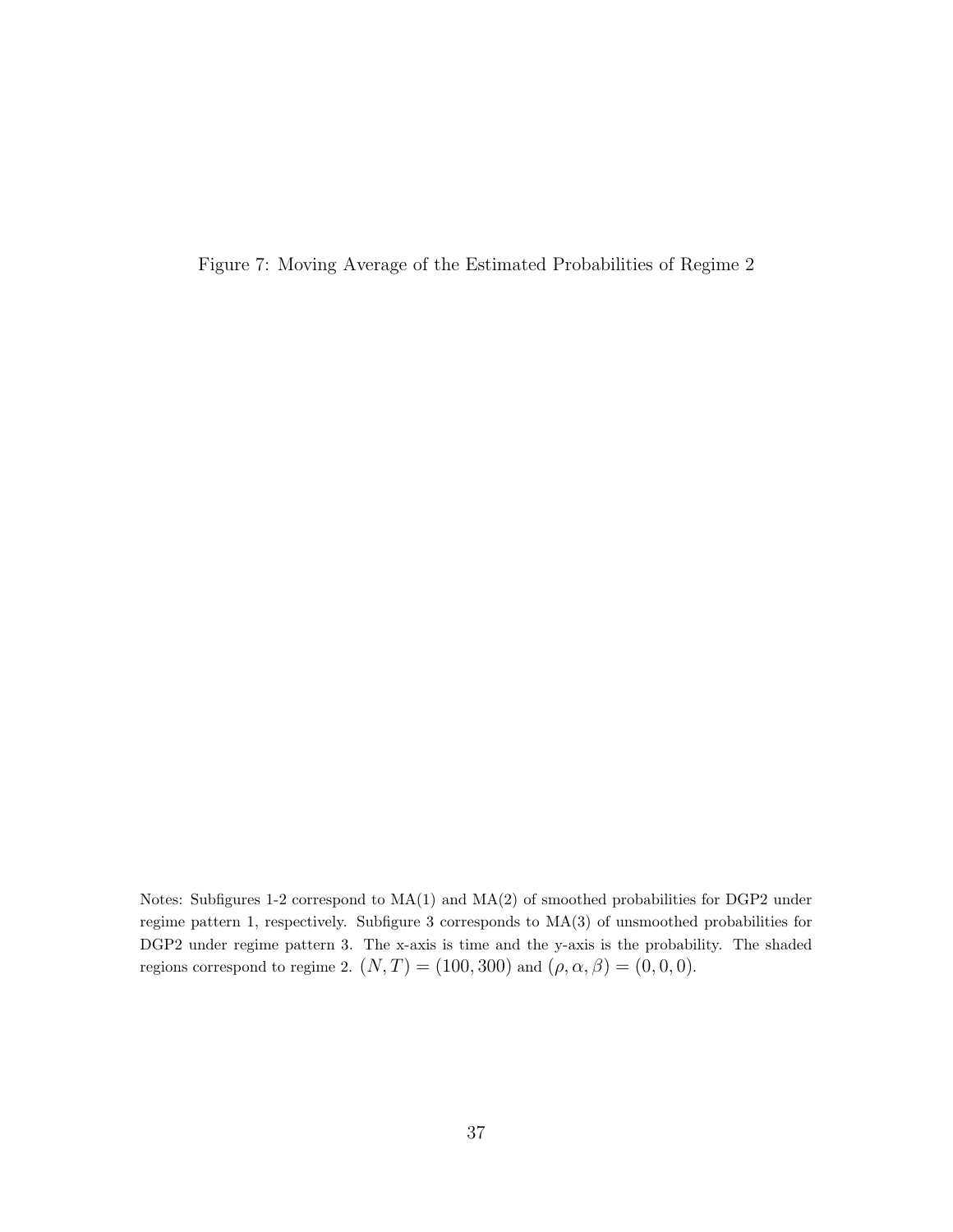Figure 7: Moving Average of the Estimated Probabilities of Regime 2

Notes: Subfigures 1-2 correspond to MA(1) and MA(2) of smoothed probabilities for DGP2 under regime pattern 1, respectively. Subfigure 3 corresponds to MA(3) of unsmoothed probabilities for DGP2 under regime pattern 3. The x-axis is time and the y-axis is the probability. The shaded regions correspond to regime 2. $(N, T) = (100, 300)$ and $(\rho, \alpha, \beta) = (0, 0, 0)$.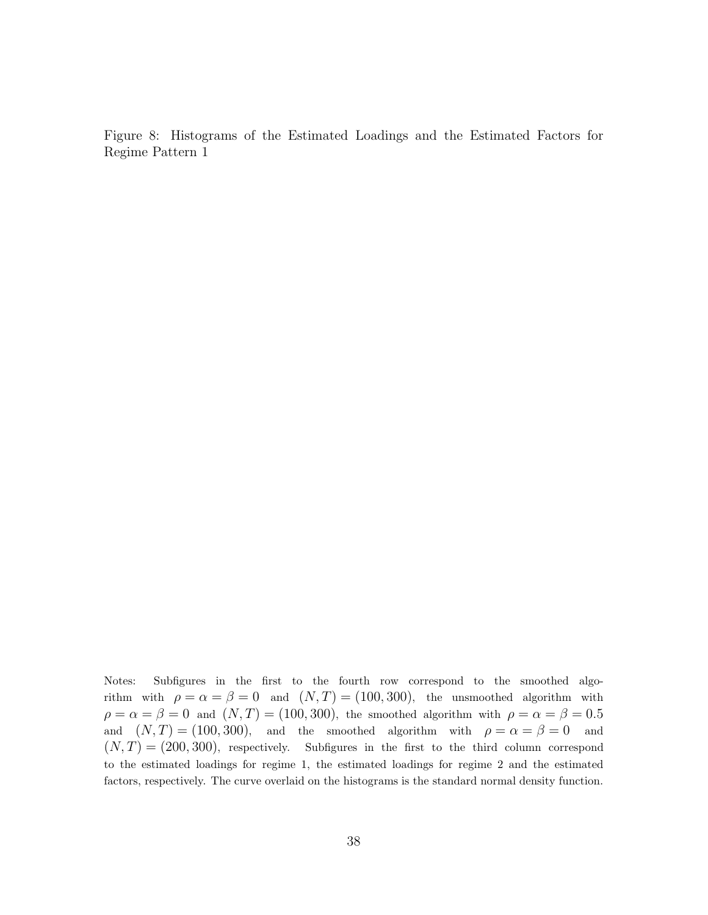Figure 8: Histograms of the Estimated Loadings and the Estimated Factors for Regime Pattern 1

Notes: Subfigures in the first to the fourth row correspond to the smoothed algorithm with $\rho = \alpha = \beta = 0$ and $(N, T) = (100, 300)$, the unsmoothed algorithm with $\rho = \alpha = \beta = 0$ and $(N, T) = (100, 300)$, the smoothed algorithm with $\rho = \alpha = \beta = 0.5$ and $(N, T) = (100, 300)$, and the smoothed algorithm with $\rho = \alpha = \beta = 0$ and $(N, T) = (200, 300)$, respectively. Subfigures in the first to the third column correspond to the estimated loadings for regime 1, the estimated loadings for regime 2 and the estimated factors, respectively. The curve overlaid on the histograms is the standard normal density function.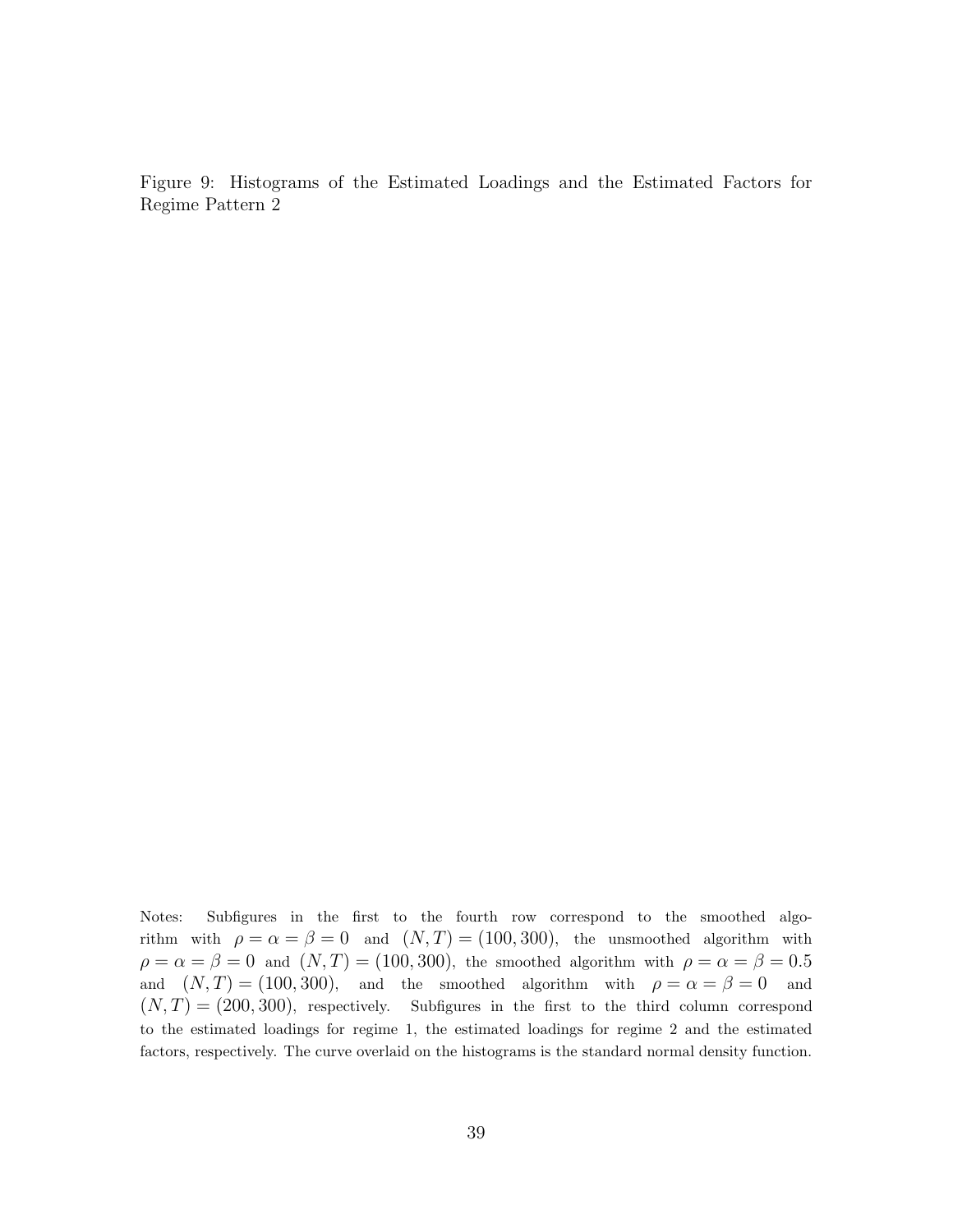Figure 9: Histograms of the Estimated Loadings and the Estimated Factors for Regime Pattern 2

Notes: Subfigures in the first to the fourth row correspond to the smoothed algorithm with $\rho = \alpha = \beta = 0$ and $(N, T) = (100, 300)$, the unsmoothed algorithm with $\rho = \alpha = \beta = 0$ and $(N, T) = (100, 300)$, the smoothed algorithm with $\rho = \alpha = \beta = 0.5$ and $(N, T) = (100, 300)$, and the smoothed algorithm with $\rho = \alpha = \beta = 0$ and $(N, T) = (200, 300)$, respectively. Subfigures in the first to the third column correspond to the estimated loadings for regime 1, the estimated loadings for regime 2 and the estimated factors, respectively. The curve overlaid on the histograms is the standard normal density function.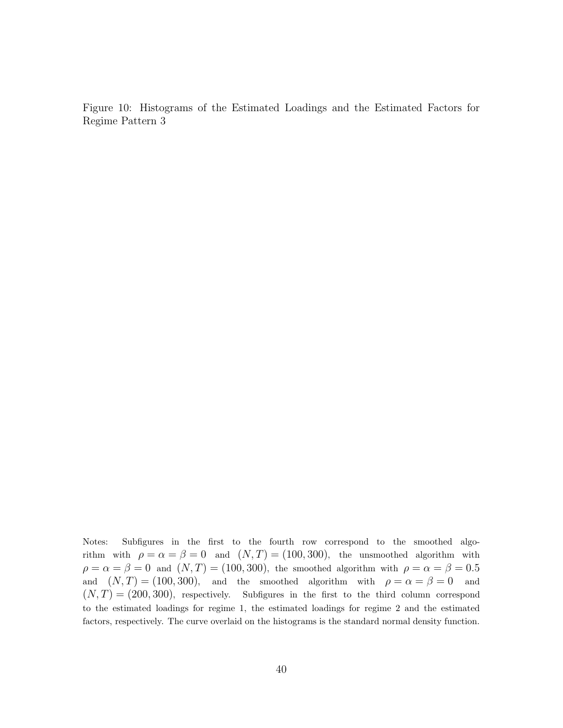Figure 10: Histograms of the Estimated Loadings and the Estimated Factors for Regime Pattern 3

Notes: Subfigures in the first to the fourth row correspond to the smoothed algorithm with $\rho = \alpha = \beta = 0$ and $(N, T) = (100, 300)$, the unsmoothed algorithm with $\rho = \alpha = \beta = 0$ and $(N, T) = (100, 300)$, the smoothed algorithm with $\rho = \alpha = \beta = 0.5$ and $(N, T) = (100, 300)$, and the smoothed algorithm with $\rho = \alpha = \beta = 0$ and $(N, T) = (200, 300)$, respectively. Subfigures in the first to the third column correspond to the estimated loadings for regime 1, the estimated loadings for regime 2 and the estimated factors, respectively. The curve overlaid on the histograms is the standard normal density function.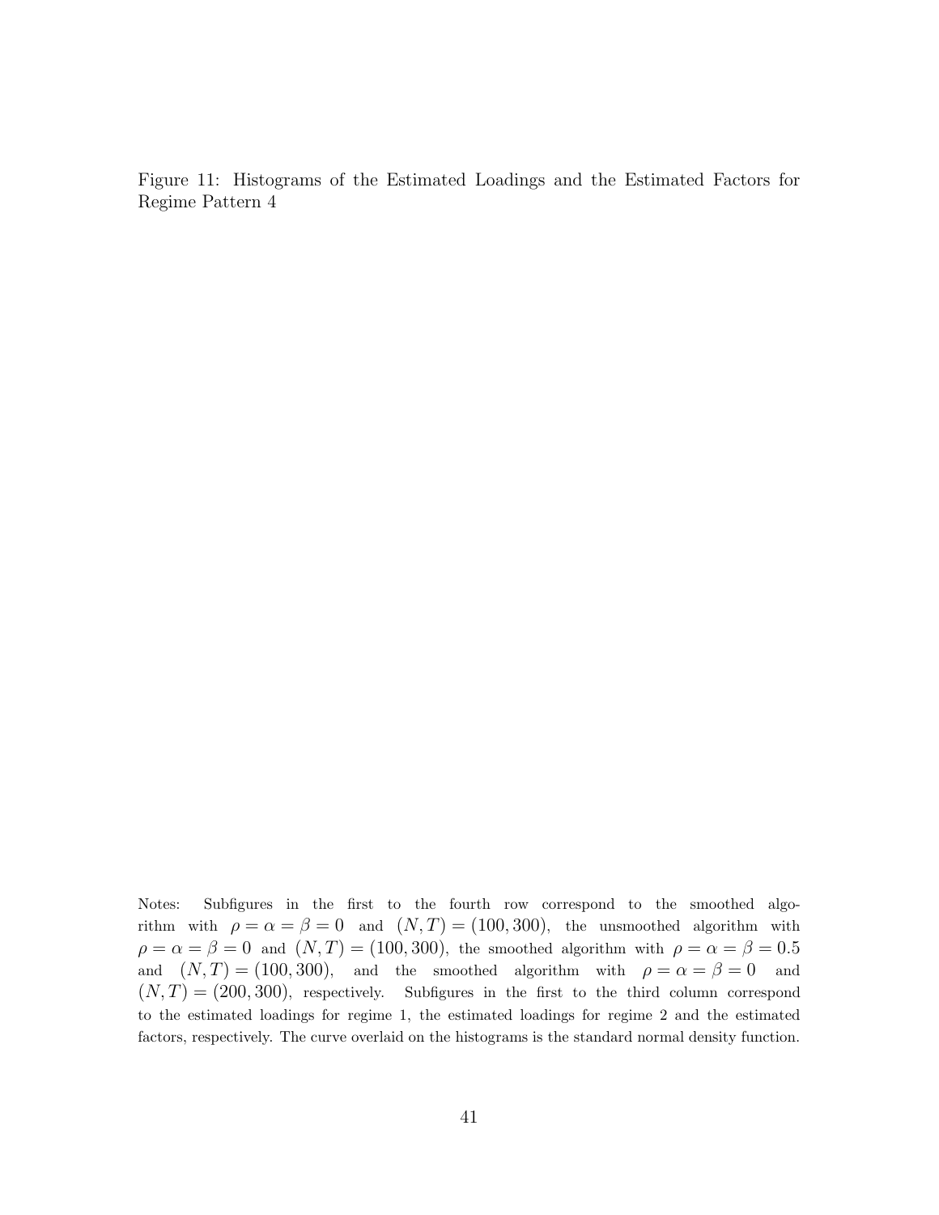Figure 11: Histograms of the Estimated Loadings and the Estimated Factors for Regime Pattern 4

Notes: Subfigures in the first to the fourth row correspond to the smoothed algorithm with $\rho = \alpha = \beta = 0$ and $(N, T) = (100, 300)$, the unsmoothed algorithm with $\rho = \alpha = \beta = 0$ and $(N, T) = (100, 300)$, the smoothed algorithm with $\rho = \alpha = \beta = 0.5$ and $(N, T) = (100, 300)$, and the smoothed algorithm with $\rho = \alpha = \beta = 0$ and $(N, T) = (200, 300)$, respectively. Subfigures in the first to the third column correspond to the estimated loadings for regime 1, the estimated loadings for regime 2 and the estimated factors, respectively. The curve overlaid on the histograms is the standard normal density function.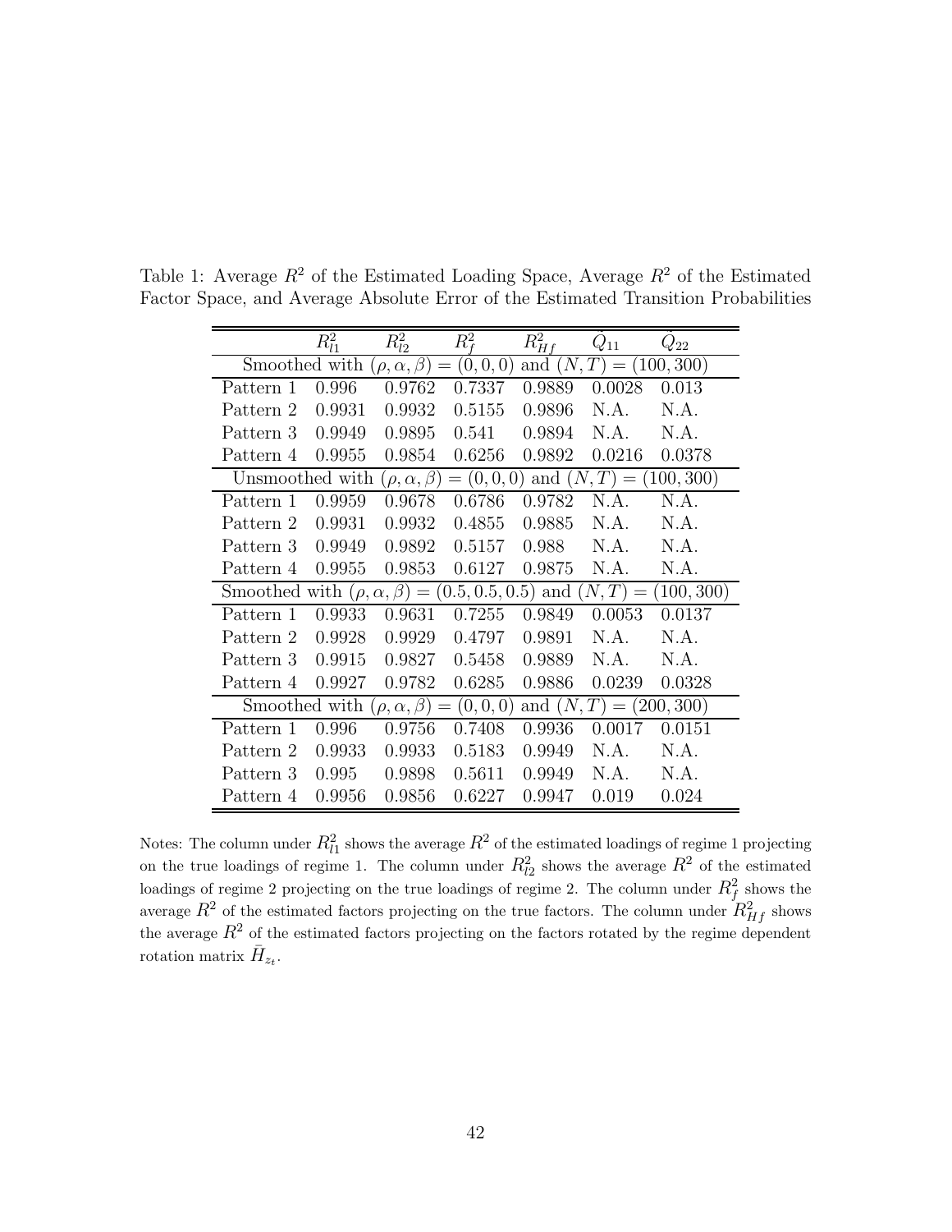Table 1: Average $R^2$ of the Estimated Loading Space, Average $R^2$ of the Estimated Factor Space, and Average Absolute Error of the Estimated Transition Probabilities

| | $R^2_{l1}$ | $R^2_{l2}$ | $R^2_f$ | $R^2_{Hf}$ | $\hat{Q}_{11}$ | $\hat{Q}_{22}$ |
|---|---|---|---|---|---|---|
| Smoothed with $(\rho, \alpha, \beta) = (0, 0, 0)$ and $(N, T) = (100, 300)$ | | | | | | |
| Pattern 1 | 0.996 | 0.9762 | 0.7337 | 0.9889 | 0.0028 | 0.013 |
| Pattern 2 | 0.9931 | 0.9932 | 0.5155 | 0.9896 | N.A. | N.A. |
| Pattern 3 | 0.9949 | 0.9895 | 0.541 | 0.9894 | N.A. | N.A. |
| Pattern 4 | 0.9955 | 0.9854 | 0.6256 | 0.9892 | 0.0216 | 0.0378 |
| Unsmoothed with $(\rho, \alpha, \beta) = (0, 0, 0)$ and $(N, T) = (100, 300)$ | | | | | | |
| Pattern 1 | 0.9959 | 0.9678 | 0.6786 | 0.9782 | N.A. | N.A. |
| Pattern 2 | 0.9931 | 0.9932 | 0.4855 | 0.9885 | N.A. | N.A. |
| Pattern 3 | 0.9949 | 0.9892 | 0.5157 | 0.988 | N.A. | N.A. |
| Pattern 4 | 0.9955 | 0.9853 | 0.6127 | 0.9875 | N.A. | N.A. |
| Smoothed with $(\rho, \alpha, \beta) = (0.5, 0.5, 0.5)$ and $(N, T) = (100, 300)$ | | | | | | |
| Pattern 1 | 0.9933 | 0.9631 | 0.7255 | 0.9849 | 0.0053 | 0.0137 |
| Pattern 2 | 0.9928 | 0.9929 | 0.4797 | 0.9891 | N.A. | N.A. |
| Pattern 3 | 0.9915 | 0.9827 | 0.5458 | 0.9889 | N.A. | N.A. |
| Pattern 4 | 0.9927 | 0.9782 | 0.6285 | 0.9886 | 0.0239 | 0.0328 |
| Smoothed with $(\rho, \alpha, \beta) = (0, 0, 0)$ and $(N, T) = (200, 300)$ | | | | | | |
| Pattern 1 | 0.996 | 0.9756 | 0.7408 | 0.9936 | 0.0017 | 0.0151 |
| Pattern 2 | 0.9933 | 0.9933 | 0.5183 | 0.9949 | N.A. | N.A. |
| Pattern 3 | 0.995 | 0.9898 | 0.5611 | 0.9949 | N.A. | N.A. |
| Pattern 4 | 0.9956 | 0.9856 | 0.6227 | 0.9947 | 0.019 | 0.024 |

Notes: The column under $R^2_{l1}$ shows the average $R^2$ of the estimated loadings of regime 1 projecting on the true loadings of regime 1. The column under $R^2_{l2}$ shows the average $R^2$ of the estimated loadings of regime 2 projecting on the true loadings of regime 2. The column under $R^2_f$ shows the average $R^2$ of the estimated factors projecting on the true factors. The column under $R^2_{Hf}$ shows the average $R^2$ of the estimated factors projecting on the factors rotated by the regime dependent rotation matrix $\bar{H}_{z_t}$.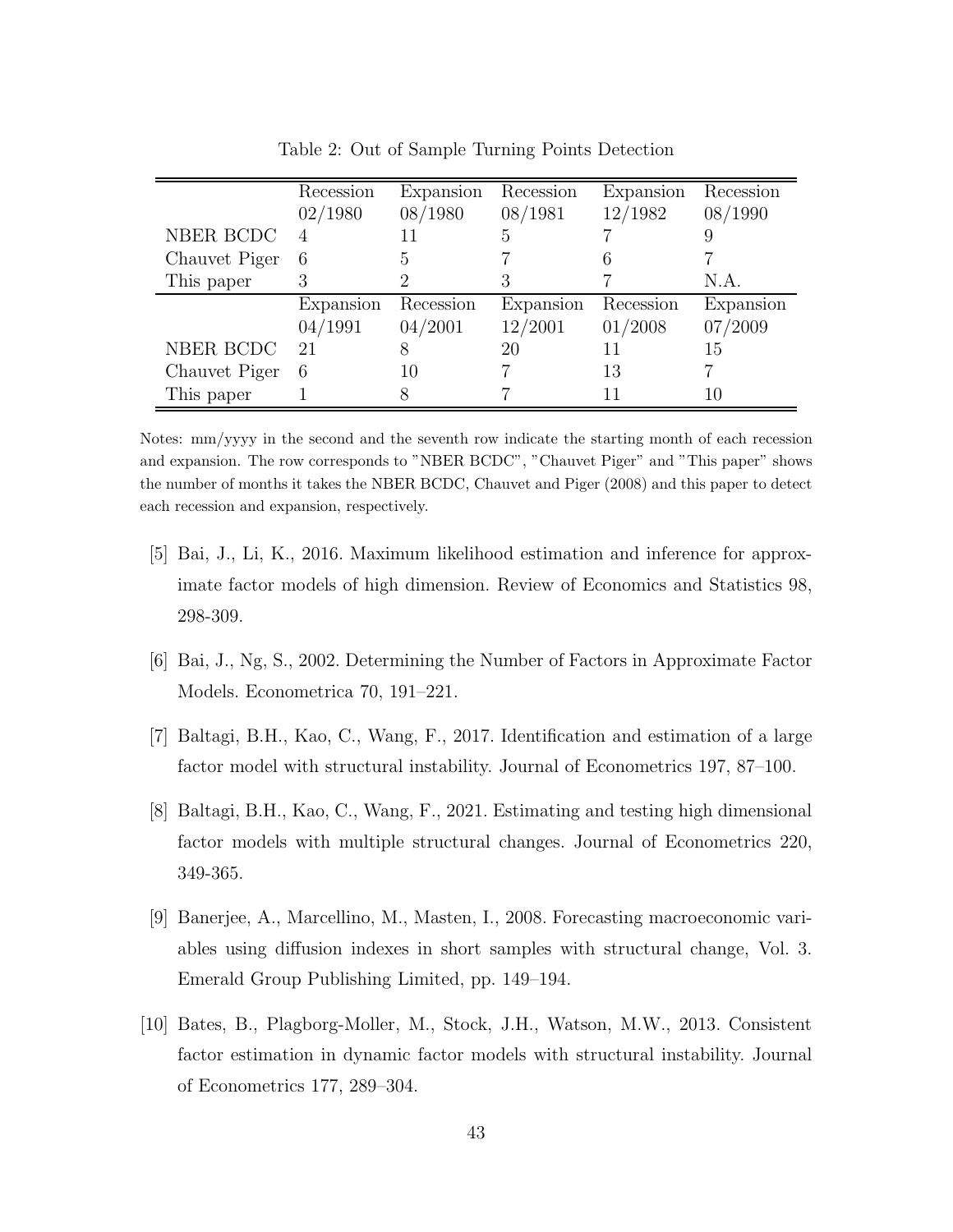Table 2: Out of Sample Turning Points Detection

|  | Recession 02/1980 | Expansion 08/1980 | Recession 08/1981 | Expansion 12/1982 | Recession 08/1990 |
|---|---|---|---|---|---|
| NBER BCDC | 4 | 11 | 5 | 7 | 9 |
| Chauvet Piger | 6 | 5 | 7 | 6 | 7 |
| This paper | 3 | 2 | 3 | 7 | N.A. |
|  | Expansion 04/1991 | Recession 04/2001 | Expansion 12/2001 | Recession 01/2008 | Expansion 07/2009 |
| NBER BCDC | 21 | 8 | 20 | 11 | 15 |
| Chauvet Piger | 6 | 10 | 7 | 13 | 7 |
| This paper | 1 | 8 | 7 | 11 | 10 |

Notes: mm/yyyy in the second and the seventh row indicate the starting month of each recession and expansion. The row corresponds to "NBER BCDC", "Chauvet Piger" and "This paper" shows the number of months it takes the NBER BCDC, Chauvet and Piger (2008) and this paper to detect each recession and expansion, respectively.

[5] Bai, J., Li, K., 2016. Maximum likelihood estimation and inference for approximate factor models of high dimension. Review of Economics and Statistics 98, 298-309.

[6] Bai, J., Ng, S., 2002. Determining the Number of Factors in Approximate Factor Models. Econometrica 70, 191–221.

[7] Baltagi, B.H., Kao, C., Wang, F., 2017. Identification and estimation of a large factor model with structural instability. Journal of Econometrics 197, 87–100.

[8] Baltagi, B.H., Kao, C., Wang, F., 2021. Estimating and testing high dimensional factor models with multiple structural changes. Journal of Econometrics 220, 349-365.

[9] Banerjee, A., Marcellino, M., Masten, I., 2008. Forecasting macroeconomic variables using diffusion indexes in short samples with structural change, Vol. 3. Emerald Group Publishing Limited, pp. 149–194.

[10] Bates, B., Plagborg-Moller, M., Stock, J.H., Watson, M.W., 2013. Consistent factor estimation in dynamic factor models with structural instability. Journal of Econometrics 177, 289–304.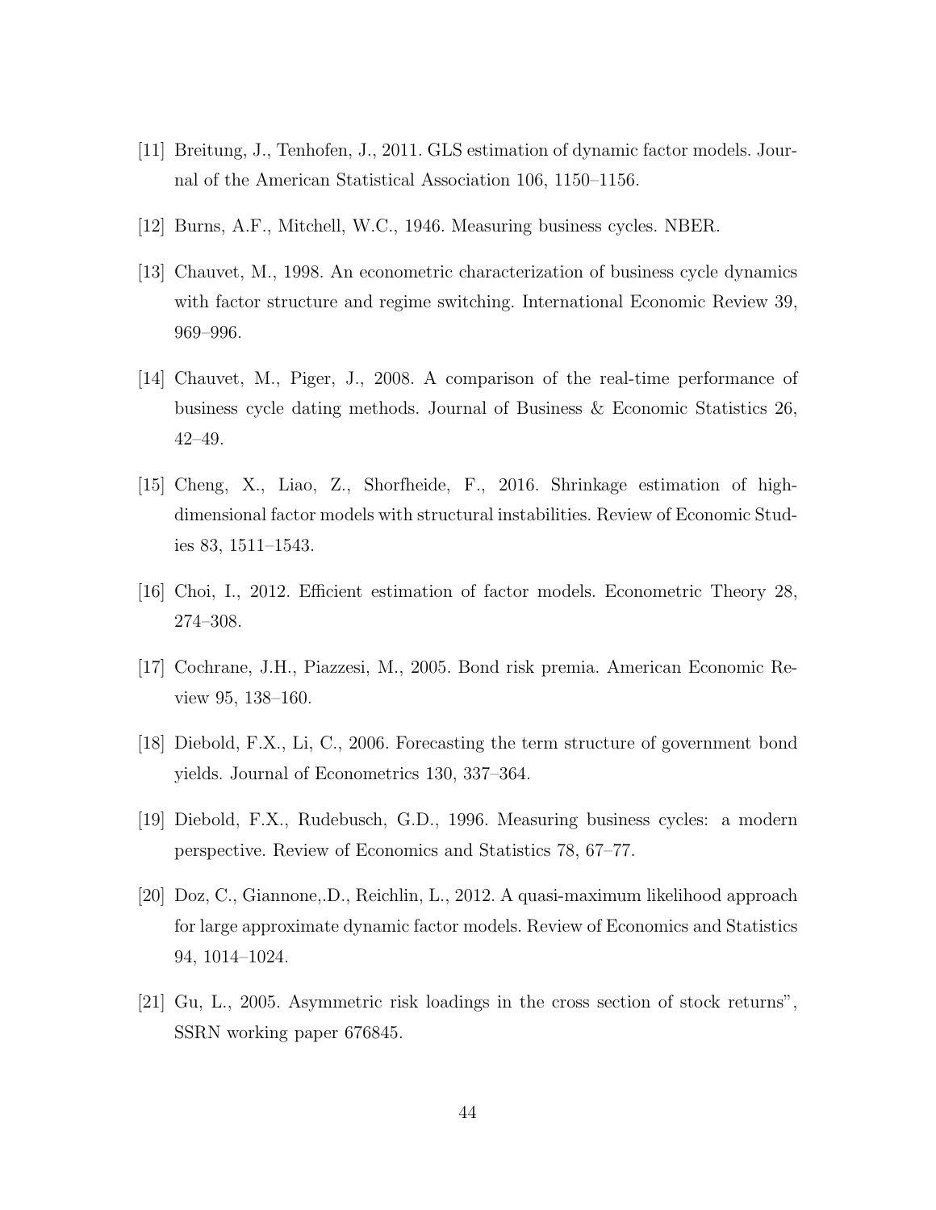[11] Breitung, J., Tenhofen, J., 2011. GLS estimation of dynamic factor models. Journal of the American Statistical Association 106, 1150–1156.

[12] Burns, A.F., Mitchell, W.C., 1946. Measuring business cycles. NBER.

[13] Chauvet, M., 1998. An econometric characterization of business cycle dynamics with factor structure and regime switching. International Economic Review 39, 969–996.

[14] Chauvet, M., Piger, J., 2008. A comparison of the real-time performance of business cycle dating methods. Journal of Business & Economic Statistics 26, 42–49.

[15] Cheng, X., Liao, Z., Shorfheide, F., 2016. Shrinkage estimation of high-dimensional factor models with structural instabilities. Review of Economic Studies 83, 1511–1543.

[16] Choi, I., 2012. Efficient estimation of factor models. Econometric Theory 28, 274–308.

[17] Cochrane, J.H., Piazzesi, M., 2005. Bond risk premia. American Economic Review 95, 138–160.

[18] Diebold, F.X., Li, C., 2006. Forecasting the term structure of government bond yields. Journal of Econometrics 130, 337–364.

[19] Diebold, F.X., Rudebusch, G.D., 1996. Measuring business cycles: a modern perspective. Review of Economics and Statistics 78, 67–77.

[20] Doz, C., Giannone,.D., Reichlin, L., 2012. A quasi-maximum likelihood approach for large approximate dynamic factor models. Review of Economics and Statistics 94, 1014–1024.

[21] Gu, L., 2005. Asymmetric risk loadings in the cross section of stock returns", SSRN working paper 676845.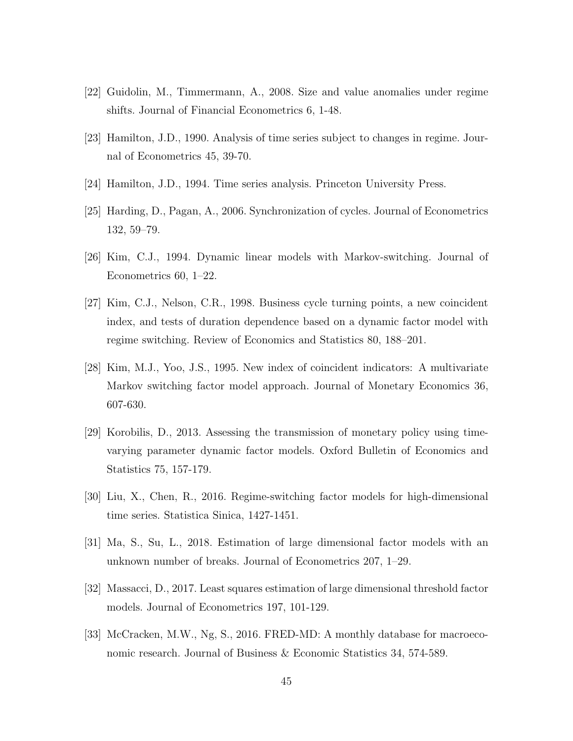[22] Guidolin, M., Timmermann, A., 2008. Size and value anomalies under regime shifts. Journal of Financial Econometrics 6, 1-48.

[23] Hamilton, J.D., 1990. Analysis of time series subject to changes in regime. Journal of Econometrics 45, 39-70.

[24] Hamilton, J.D., 1994. Time series analysis. Princeton University Press.

[25] Harding, D., Pagan, A., 2006. Synchronization of cycles. Journal of Econometrics 132, 59–79.

[26] Kim, C.J., 1994. Dynamic linear models with Markov-switching. Journal of Econometrics 60, 1–22.

[27] Kim, C.J., Nelson, C.R., 1998. Business cycle turning points, a new coincident index, and tests of duration dependence based on a dynamic factor model with regime switching. Review of Economics and Statistics 80, 188–201.

[28] Kim, M.J., Yoo, J.S., 1995. New index of coincident indicators: A multivariate Markov switching factor model approach. Journal of Monetary Economics 36, 607-630.

[29] Korobilis, D., 2013. Assessing the transmission of monetary policy using time-varying parameter dynamic factor models. Oxford Bulletin of Economics and Statistics 75, 157-179.

[30] Liu, X., Chen, R., 2016. Regime-switching factor models for high-dimensional time series. Statistica Sinica, 1427-1451.

[31] Ma, S., Su, L., 2018. Estimation of large dimensional factor models with an unknown number of breaks. Journal of Econometrics 207, 1–29.

[32] Massacci, D., 2017. Least squares estimation of large dimensional threshold factor models. Journal of Econometrics 197, 101-129.

[33] McCracken, M.W., Ng, S., 2016. FRED-MD: A monthly database for macroeconomic research. Journal of Business & Economic Statistics 34, 574-589.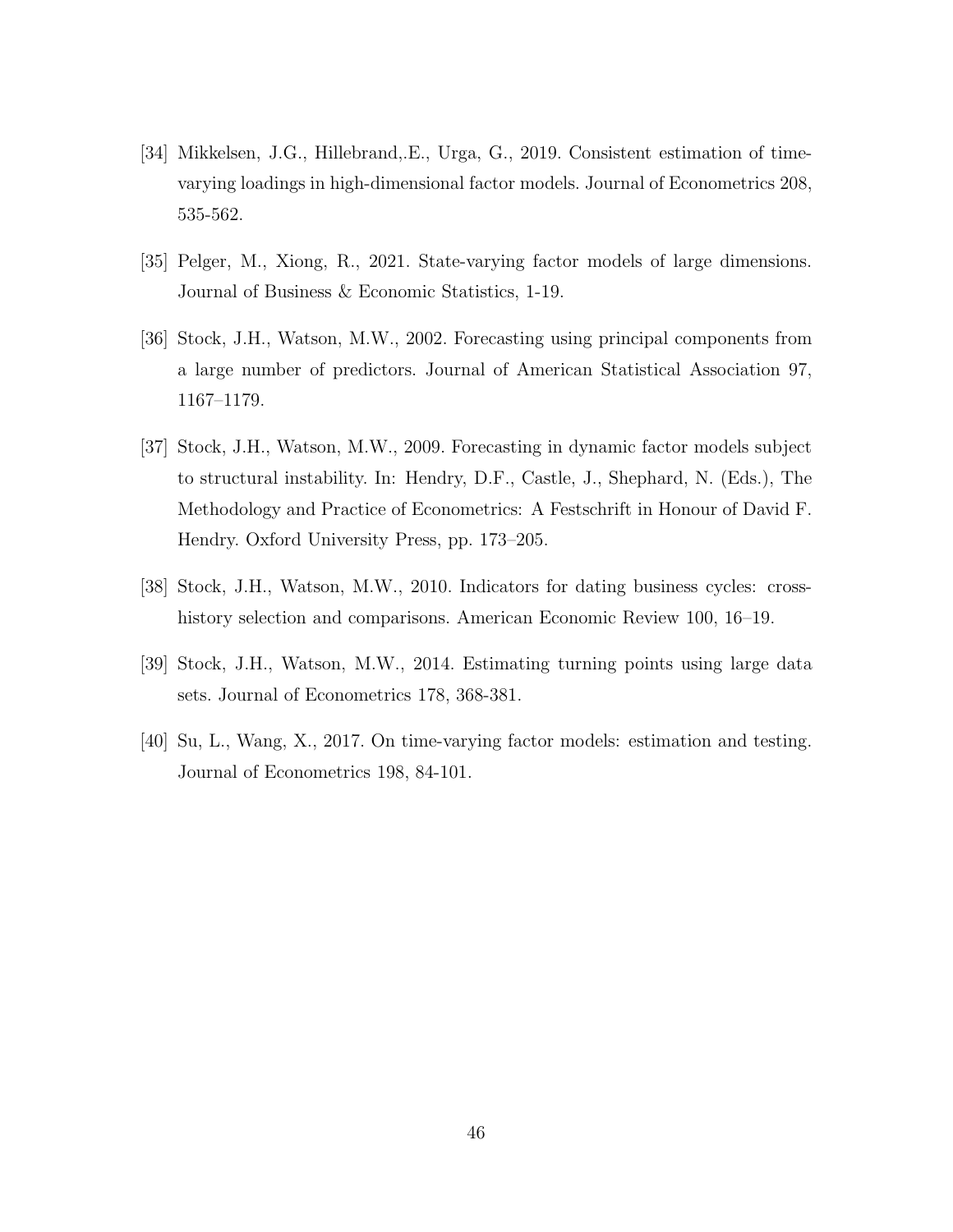[34] Mikkelsen, J.G., Hillebrand,.E., Urga, G., 2019. Consistent estimation of time-varying loadings in high-dimensional factor models. Journal of Econometrics 208, 535-562.

[35] Pelger, M., Xiong, R., 2021. State-varying factor models of large dimensions. Journal of Business & Economic Statistics, 1-19.

[36] Stock, J.H., Watson, M.W., 2002. Forecasting using principal components from a large number of predictors. Journal of American Statistical Association 97, 1167–1179.

[37] Stock, J.H., Watson, M.W., 2009. Forecasting in dynamic factor models subject to structural instability. In: Hendry, D.F., Castle, J., Shephard, N. (Eds.), The Methodology and Practice of Econometrics: A Festschrift in Honour of David F. Hendry. Oxford University Press, pp. 173–205.

[38] Stock, J.H., Watson, M.W., 2010. Indicators for dating business cycles: cross-history selection and comparisons. American Economic Review 100, 16–19.

[39] Stock, J.H., Watson, M.W., 2014. Estimating turning points using large data sets. Journal of Econometrics 178, 368-381.

[40] Su, L., Wang, X., 2017. On time-varying factor models: estimation and testing. Journal of Econometrics 198, 84-101.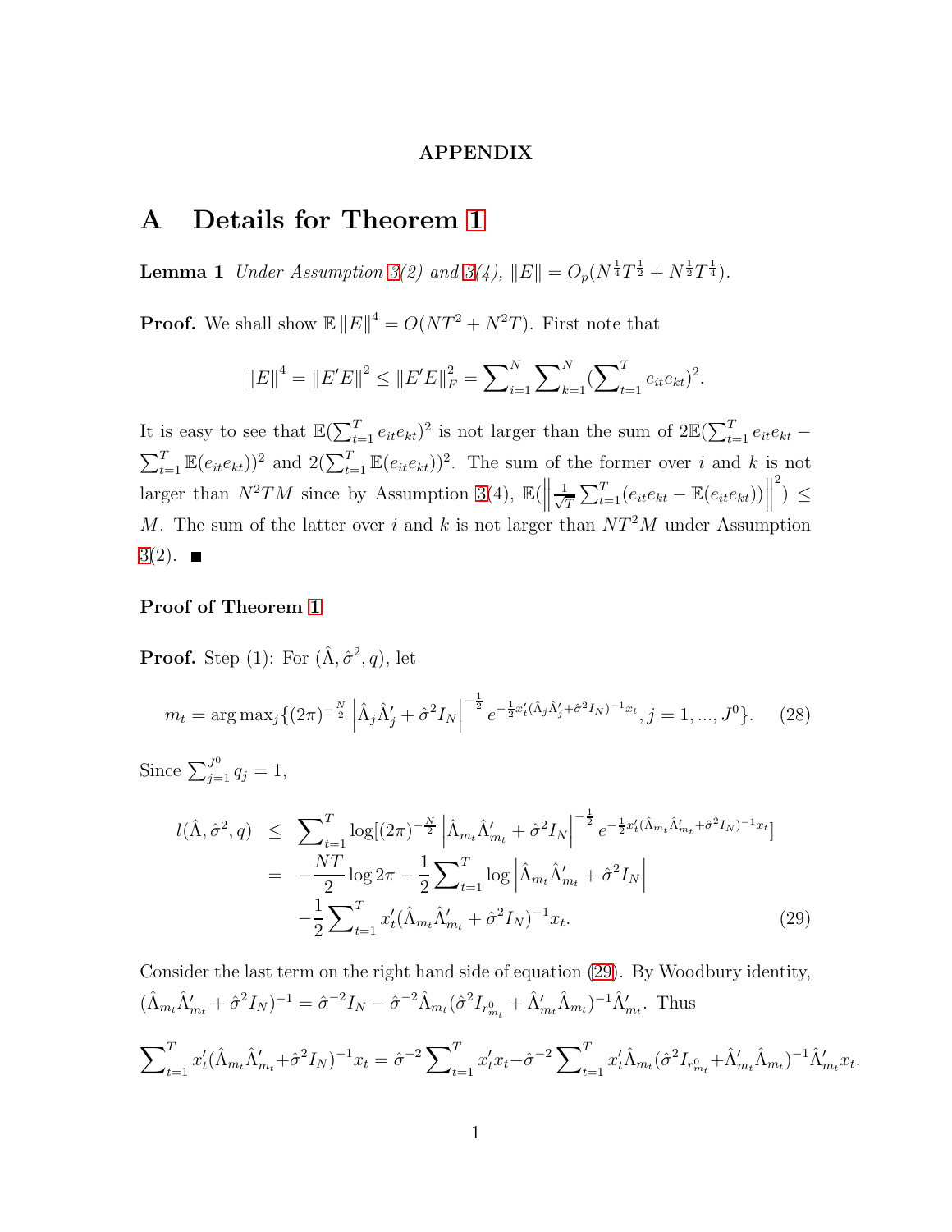**APPENDIX**

# A Details for Theorem 1

**Lemma 1** *Under Assumption 3(2) and 3(4),* $\|E\| = O_p(N^{\frac{1}{4}}T^{\frac{1}{2}} + N^{\frac{1}{2}}T^{\frac{1}{4}})$.

**Proof.** We shall show $\mathbb{E}\|E\|^4 = O(NT^2 + N^2T)$. First note that

$$\|E\|^4 = \|E'E\|^2 \leq \|E'E\|_F^2 = \sum_{i=1}^N \sum_{k=1}^N (\sum_{t=1}^T e_{it}e_{kt})^2.$$

It is easy to see that $\mathbb{E}(\sum_{t=1}^T e_{it}e_{kt})^2$ is not larger than the sum of $2\mathbb{E}(\sum_{t=1}^T e_{it}e_{kt} - \sum_{t=1}^T \mathbb{E}(e_{it}e_{kt}))^2$ and $2(\sum_{t=1}^T \mathbb{E}(e_{it}e_{kt}))^2$. The sum of the former over $i$ and $k$ is not larger than $N^2TM$ since by Assumption 3(4), $\mathbb{E}(\left\|\frac{1}{\sqrt{T}}\sum_{t=1}^T(e_{it}e_{kt} - \mathbb{E}(e_{it}e_{kt}))\right\|^2) \leq M$. The sum of the latter over $i$ and $k$ is not larger than $NT^2M$ under Assumption 3(2). ■

### Proof of Theorem 1

**Proof.** Step (1): For $(\hat{\Lambda}, \hat{\sigma}^2, q)$, let

$$m_t = \arg\max_j \{(2\pi)^{-\frac{N}{2}} \left|\hat{\Lambda}_j\hat{\Lambda}_j' + \hat{\sigma}^2 I_N\right|^{-\frac{1}{2}} e^{-\frac{1}{2}x_t'(\hat{\Lambda}_j\hat{\Lambda}_j' + \hat{\sigma}^2 I_N)^{-1}x_t}, j = 1, ..., J^0\}. \quad (28)$$

Since $\sum_{j=1}^{J^0} q_j = 1$,

$$\begin{aligned} l(\hat{\Lambda}, \hat{\sigma}^2, q) &\leq \sum_{t=1}^T \log[(2\pi)^{-\frac{N}{2}} \left|\hat{\Lambda}_{m_t}\hat{\Lambda}_{m_t}' + \hat{\sigma}^2 I_N\right|^{-\frac{1}{2}} e^{-\frac{1}{2}x_t'(\hat{\Lambda}_{m_t}\hat{\Lambda}_{m_t}' + \hat{\sigma}^2 I_N)^{-1}x_t}] \\ &= -\frac{NT}{2}\log 2\pi - \frac{1}{2}\sum_{t=1}^T \log\left|\hat{\Lambda}_{m_t}\hat{\Lambda}_{m_t}' + \hat{\sigma}^2 I_N\right| \\ &\quad -\frac{1}{2}\sum_{t=1}^T x_t'(\hat{\Lambda}_{m_t}\hat{\Lambda}_{m_t}' + \hat{\sigma}^2 I_N)^{-1}x_t. \end{aligned} \quad (29)$$

Consider the last term on the right hand side of equation (29). By Woodbury identity, $(\hat{\Lambda}_{m_t}\hat{\Lambda}_{m_t}' + \hat{\sigma}^2 I_N)^{-1} = \hat{\sigma}^{-2}I_N - \hat{\sigma}^{-2}\hat{\Lambda}_{m_t}(\hat{\sigma}^2 I_{r_{m_t}^0} + \hat{\Lambda}_{m_t}'\hat{\Lambda}_{m_t})^{-1}\hat{\Lambda}_{m_t}'$. Thus

$$\sum_{t=1}^T x_t'(\hat{\Lambda}_{m_t}\hat{\Lambda}_{m_t}' + \hat{\sigma}^2 I_N)^{-1}x_t = \hat{\sigma}^{-2}\sum_{t=1}^T x_t'x_t - \hat{\sigma}^{-2}\sum_{t=1}^T x_t'\hat{\Lambda}_{m_t}(\hat{\sigma}^2 I_{r_{m_t}^0} + \hat{\Lambda}_{m_t}'\hat{\Lambda}_{m_t})^{-1}\hat{\Lambda}_{m_t}'x_t.$$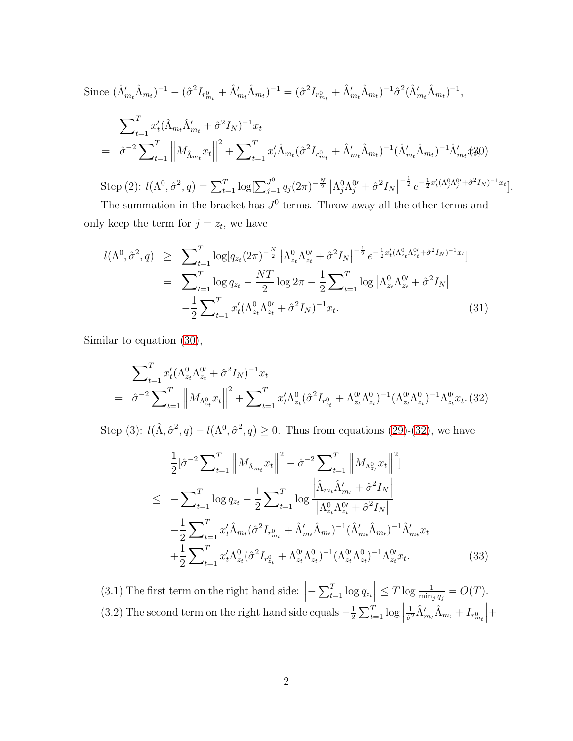Since $(\hat{\Lambda}'_{m_t}\hat{\Lambda}_{m_t})^{-1} - (\hat{\sigma}^2 I_{r^0_{m_t}} + \hat{\Lambda}'_{m_t}\hat{\Lambda}_{m_t})^{-1} = (\hat{\sigma}^2 I_{r^0_{m_t}} + \hat{\Lambda}'_{m_t}\hat{\Lambda}_{m_t})^{-1}\hat{\sigma}^2(\hat{\Lambda}'_{m_t}\hat{\Lambda}_{m_t})^{-1}$,

$$
\begin{aligned}
&\sum\nolimits_{t=1}^{T} x'_t(\hat{\Lambda}_{m_t}\hat{\Lambda}'_{m_t} + \hat{\sigma}^2 I_N)^{-1}x_t \\
=\ & \hat{\sigma}^{-2}\sum\nolimits_{t=1}^{T}\left\|M_{\hat{\Lambda}_{m_t}}x_t\right\|^2 + \sum\nolimits_{t=1}^{T} x'_t\hat{\Lambda}_{m_t}(\hat{\sigma}^2 I_{r^0_{m_t}} + \hat{\Lambda}'_{m_t}\hat{\Lambda}_{m_t})^{-1}(\hat{\Lambda}'_{m_t}\hat{\Lambda}_{m_t})^{-1}\hat{\Lambda}'_{m_t}x_t. \quad (30)
\end{aligned}
$$

Step (2): $l(\Lambda^0, \hat{\sigma}^2, q) = \sum_{t=1}^{T}\log[\sum_{j=1}^{J^0} q_j(2\pi)^{-\frac{N}{2}}\left|\Lambda^0_j\Lambda^{0\prime}_j + \hat{\sigma}^2 I_N\right|^{-\frac{1}{2}} e^{-\frac{1}{2}x'_t(\Lambda^0_j\Lambda^{0\prime}_j + \hat{\sigma}^2 I_N)^{-1}x_t}]$.

The summation in the bracket has $J^0$ terms. Throw away all the other terms and only keep the term for $j = z_t$, we have

$$
\begin{aligned}
l(\Lambda^0, \hat{\sigma}^2, q) \ &\geq\ \sum\nolimits_{t=1}^{T}\log[q_{z_t}(2\pi)^{-\frac{N}{2}}\left|\Lambda^0_{z_t}\Lambda^{0\prime}_{z_t} + \hat{\sigma}^2 I_N\right|^{-\frac{1}{2}} e^{-\frac{1}{2}x'_t(\Lambda^0_{z_t}\Lambda^{0\prime}_{z_t} + \hat{\sigma}^2 I_N)^{-1}x_t}] \\
&=\ \sum\nolimits_{t=1}^{T}\log q_{z_t} - \frac{NT}{2}\log 2\pi - \frac{1}{2}\sum\nolimits_{t=1}^{T}\log\left|\Lambda^0_{z_t}\Lambda^{0\prime}_{z_t} + \hat{\sigma}^2 I_N\right| \\
&\quad -\frac{1}{2}\sum\nolimits_{t=1}^{T} x'_t(\Lambda^0_{z_t}\Lambda^{0\prime}_{z_t} + \hat{\sigma}^2 I_N)^{-1}x_t. \quad (31)
\end{aligned}
$$

Similar to equation (30),

$$
\begin{aligned}
&\sum\nolimits_{t=1}^{T} x'_t(\Lambda^0_{z_t}\Lambda^{0\prime}_{z_t} + \hat{\sigma}^2 I_N)^{-1}x_t \\
=\ & \hat{\sigma}^{-2}\sum\nolimits_{t=1}^{T}\left\|M_{\Lambda^0_{z_t}}x_t\right\|^2 + \sum\nolimits_{t=1}^{T} x'_t\Lambda^0_{z_t}(\hat{\sigma}^2 I_{r^0_{z_t}} + \Lambda^{0\prime}_{z_t}\Lambda^0_{z_t})^{-1}(\Lambda^{0\prime}_{z_t}\Lambda^0_{z_t})^{-1}\Lambda^{0\prime}_{z_t}x_t. \quad (32)
\end{aligned}
$$

Step (3): $l(\hat{\Lambda}, \hat{\sigma}^2, q) - l(\Lambda^0, \hat{\sigma}^2, q) \geq 0$. Thus from equations (29)-(32), we have

$$
\begin{aligned}
&\frac{1}{2}[\hat{\sigma}^{-2}\sum\nolimits_{t=1}^{T}\left\|M_{\hat{\Lambda}_{m_t}}x_t\right\|^2 - \hat{\sigma}^{-2}\sum\nolimits_{t=1}^{T}\left\|M_{\Lambda^0_{z_t}}x_t\right\|^2] \\
\leq\ & -\sum\nolimits_{t=1}^{T}\log q_{z_t} - \frac{1}{2}\sum\nolimits_{t=1}^{T}\log\frac{\left|\hat{\Lambda}_{m_t}\hat{\Lambda}'_{m_t} + \hat{\sigma}^2 I_N\right|}{\left|\Lambda^0_{z_t}\Lambda^{0\prime}_{z_t} + \hat{\sigma}^2 I_N\right|} \\
& -\frac{1}{2}\sum\nolimits_{t=1}^{T} x'_t\hat{\Lambda}_{m_t}(\hat{\sigma}^2 I_{r^0_{m_t}} + \hat{\Lambda}'_{m_t}\hat{\Lambda}_{m_t})^{-1}(\hat{\Lambda}'_{m_t}\hat{\Lambda}_{m_t})^{-1}\hat{\Lambda}'_{m_t}x_t \\
& +\frac{1}{2}\sum\nolimits_{t=1}^{T} x'_t\Lambda^0_{z_t}(\hat{\sigma}^2 I_{r^0_{z_t}} + \Lambda^{0\prime}_{z_t}\Lambda^0_{z_t})^{-1}(\Lambda^{0\prime}_{z_t}\Lambda^0_{z_t})^{-1}\Lambda^{0\prime}_{z_t}x_t. \quad (33)
\end{aligned}
$$

(3.1) The first term on the right hand side: $\left|-\sum_{t=1}^{T}\log q_{z_t}\right| \leq T\log\frac{1}{\min_j q_j} = O(T)$.

(3.2) The second term on the right hand side equals $-\frac{1}{2}\sum_{t=1}^{T}\log\left|\frac{1}{\hat{\sigma}^2}\hat{\Lambda}'_{m_t}\hat{\Lambda}_{m_t} + I_{r^0_{m_t}}\right| +$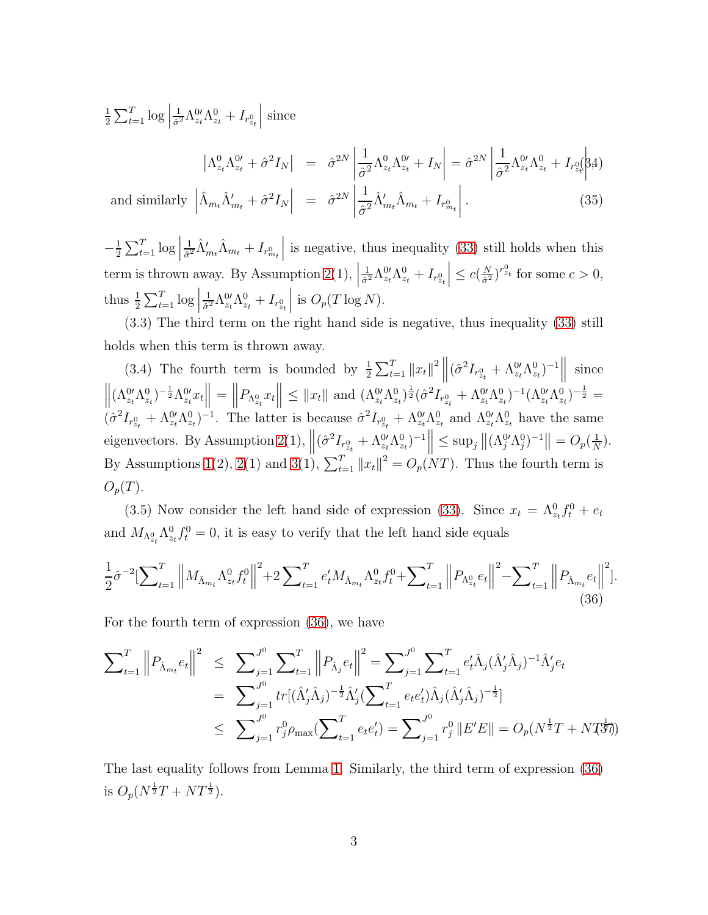$\frac{1}{2}\sum_{t=1}^{T}\log\left|\frac{1}{\hat{\sigma}^2}\Lambda_{z_t}^{0\prime}\Lambda_{z_t}^0+I_{r_{z_t}^0}\right|$ since

$$
\begin{aligned}
\left|\Lambda_{z_t}^0\Lambda_{z_t}^{0\prime}+\hat{\sigma}^2 I_N\right| &= \hat{\sigma}^{2N}\left|\frac{1}{\hat{\sigma}^2}\Lambda_{z_t}^0\Lambda_{z_t}^{0\prime}+I_N\right| = \hat{\sigma}^{2N}\left|\frac{1}{\hat{\sigma}^2}\Lambda_{z_t}^{0\prime}\Lambda_{z_t}^0+I_{r_{z_t}^0}\right| \quad (34)\\
\text{and similarly } \left|\hat{\Lambda}_{m_t}\hat{\Lambda}_{m_t}'+\hat{\sigma}^2 I_N\right| &= \hat{\sigma}^{2N}\left|\frac{1}{\hat{\sigma}^2}\hat{\Lambda}_{m_t}'\hat{\Lambda}_{m_t}+I_{r_{m_t}^0}\right|. \quad (35)
\end{aligned}
$$

$-\frac{1}{2}\sum_{t=1}^{T}\log\left|\frac{1}{\hat{\sigma}^2}\hat{\Lambda}_{m_t}'\hat{\Lambda}_{m_t}+I_{r_{m_t}^0}\right|$ is negative, thus inequality (33) still holds when this term is thrown away. By Assumption 2(1), $\left|\frac{1}{\hat{\sigma}^2}\Lambda_{z_t}^{0\prime}\Lambda_{z_t}^0+I_{r_{z_t}^0}\right|\leq c(\frac{N}{\hat{\sigma}^2})^{r_{z_t}^0}$ for some $c>0$, thus $\frac{1}{2}\sum_{t=1}^{T}\log\left|\frac{1}{\hat{\sigma}^2}\Lambda_{z_t}^{0\prime}\Lambda_{z_t}^0+I_{r_{z_t}^0}\right|$ is $O_p(T\log N)$.

(3.3) The third term on the right hand side is negative, thus inequality (33) still holds when this term is thrown away.

(3.4) The fourth term is bounded by $\frac{1}{2}\sum_{t=1}^{T}\|x_t\|^2\left\|(\hat{\sigma}^2 I_{r_{z_t}^0}+\Lambda_{z_t}^{0\prime}\Lambda_{z_t}^0)^{-1}\right\|$ since $\left\|(\Lambda_{z_t}^{0\prime}\Lambda_{z_t}^0)^{-\frac{1}{2}}\Lambda_{z_t}^{0\prime}x_t\right\|=\left\|P_{\Lambda_{z_t}^0}x_t\right\|\leq\|x_t\|$ and $(\Lambda_{z_t}^{0\prime}\Lambda_{z_t}^0)^{\frac{1}{2}}(\hat{\sigma}^2 I_{r_{z_t}^0}+\Lambda_{z_t}^{0\prime}\Lambda_{z_t}^0)^{-1}(\Lambda_{z_t}^{0\prime}\Lambda_{z_t}^0)^{-\frac{1}{2}}=(\hat{\sigma}^2 I_{r_{z_t}^0}+\Lambda_{z_t}^{0\prime}\Lambda_{z_t}^0)^{-1}$. The latter is because $\hat{\sigma}^2 I_{r_{z_t}^0}+\Lambda_{z_t}^{0\prime}\Lambda_{z_t}^0$ and $\Lambda_{z_t}^{0\prime}\Lambda_{z_t}^0$ have the same eigenvectors. By Assumption 2(1), $\left\|(\hat{\sigma}^2 I_{r_{z_t}^0}+\Lambda_{z_t}^{0\prime}\Lambda_{z_t}^0)^{-1}\right\|\leq\sup_j\left\|(\Lambda_j^{0\prime}\Lambda_j^0)^{-1}\right\|=O_p(\frac{1}{N})$. By Assumptions 1(2), 2(1) and 3(1), $\sum_{t=1}^{T}\|x_t\|^2=O_p(NT)$. Thus the fourth term is $O_p(T)$.

(3.5) Now consider the left hand side of expression (33). Since $x_t=\Lambda_{z_t}^0 f_t^0+e_t$ and $M_{\Lambda_{z_t}^0}\Lambda_{z_t}^0 f_t^0=0$, it is easy to verify that the left hand side equals

$$
\frac{1}{2}\hat{\sigma}^{-2}\Big[\sum_{t=1}^{T}\left\|M_{\hat{\Lambda}_{m_t}}\Lambda_{z_t}^0 f_t^0\right\|^2+2\sum_{t=1}^{T}e_t' M_{\hat{\Lambda}_{m_t}}\Lambda_{z_t}^0 f_t^0+\sum_{t=1}^{T}\left\|P_{\Lambda_{z_t}^0}e_t\right\|^2-\sum_{t=1}^{T}\left\|P_{\hat{\Lambda}_{m_t}}e_t\right\|^2\Big]. \quad (36)
$$

For the fourth term of expression (36), we have

$$
\begin{aligned}
\sum_{t=1}^{T}\left\|P_{\hat{\Lambda}_{m_t}}e_t\right\|^2 &\leq \sum_{j=1}^{J^0}\sum_{t=1}^{T}\left\|P_{\hat{\Lambda}_j}e_t\right\|^2=\sum_{j=1}^{J^0}\sum_{t=1}^{T}e_t'\hat{\Lambda}_j(\hat{\Lambda}_j'\hat{\Lambda}_j)^{-1}\hat{\Lambda}_j' e_t\\
&= \sum_{j=1}^{J^0}tr[(\hat{\Lambda}_j'\hat{\Lambda}_j)^{-\frac{1}{2}}\hat{\Lambda}_j'(\sum_{t=1}^{T}e_t e_t')\hat{\Lambda}_j(\hat{\Lambda}_j'\hat{\Lambda}_j)^{-\frac{1}{2}}]\\
&\leq \sum_{j=1}^{J^0}r_j^0\rho_{\max}(\sum_{t=1}^{T}e_t e_t')=\sum_{j=1}^{J^0}r_j^0\|E'E\|=O_p(N^{\frac{1}{2}}T+NT^{\frac{1}{2}}). \quad (37)
\end{aligned}
$$

The last equality follows from Lemma 1. Similarly, the third term of expression (36) is $O_p(N^{\frac{1}{2}}T+NT^{\frac{1}{2}})$.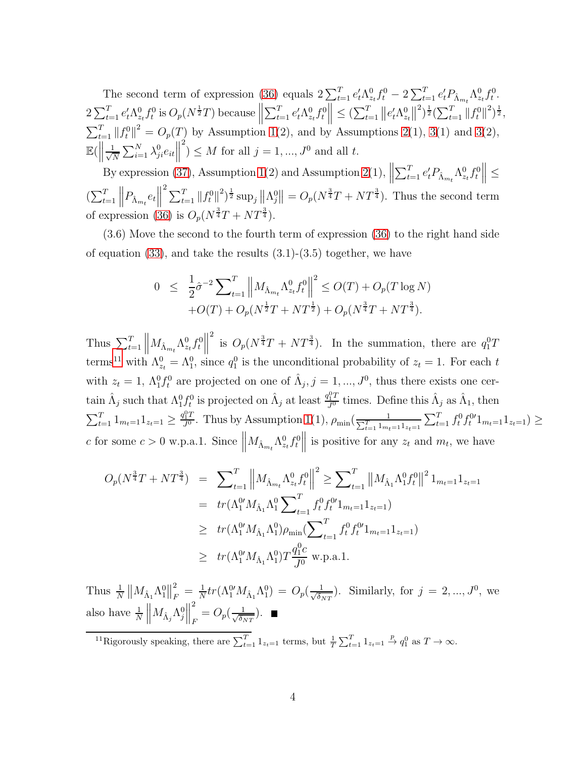The second term of expression (36) equals $2\sum_{t=1}^T e_t'\Lambda^0_{z_t}f^0_t - 2\sum_{t=1}^T e_t'P_{\hat{\Lambda}_{m_t}}\Lambda^0_{z_t}f^0_t$. $2\sum_{t=1}^T e_t'\Lambda^0_{z_t}f^0_t$ is $O_p(N^{\frac{1}{2}}T)$ because $\left\|\sum_{t=1}^T e_t'\Lambda^0_{z_t}f^0_t\right\| \leq (\sum_{t=1}^T \left\|e_t'\Lambda^0_{z_t}\right\|^2)^{\frac{1}{2}}(\sum_{t=1}^T \left\|f^0_t\right\|^2)^{\frac{1}{2}}$, $\sum_{t=1}^T \left\|f^0_t\right\|^2 = O_p(T)$ by Assumption 1(2), and by Assumptions 2(1), 3(1) and 3(2), $\mathbb{E}(\left\|\frac{1}{\sqrt{N}}\sum_{i=1}^N \lambda^0_{ji}e_{it}\right\|^2) \leq M$ for all $j = 1, ..., J^0$ and all $t$.

By expression (37), Assumption 1(2) and Assumption 2(1), $\left\|\sum_{t=1}^T e_t'P_{\hat{\Lambda}_{m_t}}\Lambda^0_{z_t}f^0_t\right\| \leq (\sum_{t=1}^T \left\|P_{\hat{\Lambda}_{m_t}}e_t\right\|^2 \sum_{t=1}^T \left\|f^0_t\right\|^2)^{\frac{1}{2}} \sup_j \left\|\Lambda^0_j\right\| = O_p(N^{\frac{3}{4}}T + NT^{\frac{3}{4}})$. Thus the second term of expression (36) is $O_p(N^{\frac{3}{4}}T + NT^{\frac{3}{4}})$.

(3.6) Move the second to the fourth term of expression (36) to the right hand side of equation (33), and take the results (3.1)-(3.5) together, we have

$$\begin{aligned} 0 &\leq \frac{1}{2}\hat{\sigma}^{-2}\sum_{t=1}^T \left\|M_{\hat{\Lambda}_{m_t}}\Lambda^0_{z_t}f^0_t\right\|^2 \leq O(T) + O_p(T\log N) \\ &\quad + O(T) + O_p(N^{\frac{1}{2}}T + NT^{\frac{1}{2}}) + O_p(N^{\frac{3}{4}}T + NT^{\frac{3}{4}}). \end{aligned}$$

Thus $\sum_{t=1}^T \left\|M_{\hat{\Lambda}_{m_t}}\Lambda^0_{z_t}f^0_t\right\|^2$ is $O_p(N^{\frac{3}{4}}T + NT^{\frac{3}{4}})$. In the summation, there are $q^0_1T$ terms[11] with $\Lambda^0_{z_t} = \Lambda^0_1$, since $q^0_1$ is the unconditional probability of $z_t = 1$. For each $t$ with $z_t = 1$, $\Lambda^0_1f^0_t$ are projected on one of $\hat{\Lambda}_j, j = 1, ..., J^0$, thus there exists one certain $\hat{\Lambda}_j$ such that $\Lambda^0_1f^0_t$ is projected on $\hat{\Lambda}_j$ at least $\frac{q^0_1T}{J^0}$ times. Define this $\hat{\Lambda}_j$ as $\hat{\Lambda}_1$, then $\sum_{t=1}^T 1_{m_t=1}1_{z_t=1} \geq \frac{q^0_1T}{J^0}$. Thus by Assumption 1(1), $\rho_{\min}(\frac{1}{\sum_{t=1}^T 1_{m_t=1}1_{z_t=1}}\sum_{t=1}^T f^0_tf^{0\prime}_t 1_{m_t=1}1_{z_t=1}) \geq c$ for some $c > 0$ w.p.a.1. Since $\left\|M_{\hat{\Lambda}_{m_t}}\Lambda^0_{z_t}f^0_t\right\|$ is positive for any $z_t$ and $m_t$, we have

$$\begin{aligned} O_p(N^{\frac{3}{4}}T + NT^{\frac{3}{4}}) &= \sum_{t=1}^T \left\|M_{\hat{\Lambda}_{m_t}}\Lambda^0_{z_t}f^0_t\right\|^2 \geq \sum_{t=1}^T \left\|M_{\hat{\Lambda}_1}\Lambda^0_1f^0_t\right\|^2 1_{m_t=1}1_{z_t=1} \\ &= tr(\Lambda^{0\prime}_1 M_{\hat{\Lambda}_1}\Lambda^0_1 \sum_{t=1}^T f^0_tf^{0\prime}_t 1_{m_t=1}1_{z_t=1}) \\ &\geq tr(\Lambda^{0\prime}_1 M_{\hat{\Lambda}_1}\Lambda^0_1)\rho_{\min}(\sum_{t=1}^T f^0_tf^{0\prime}_t 1_{m_t=1}1_{z_t=1}) \\ &\geq tr(\Lambda^{0\prime}_1 M_{\hat{\Lambda}_1}\Lambda^0_1)T\frac{q^0_1c}{J^0} \text{ w.p.a.1.} \end{aligned}$$

Thus $\frac{1}{N}\left\|M_{\hat{\Lambda}_1}\Lambda^0_1\right\|_F^2 = \frac{1}{N}tr(\Lambda^{0\prime}_1 M_{\hat{\Lambda}_1}\Lambda^0_1) = O_p(\frac{1}{\sqrt{\delta_{NT}}})$. Similarly, for $j = 2, ..., J^0$, we also have $\frac{1}{N}\left\|M_{\hat{\Lambda}_j}\Lambda^0_j\right\|_F^2 = O_p(\frac{1}{\sqrt{\delta_{NT}}})$. ■

[11] Rigorously speaking, there are $\sum_{t=1}^T 1_{z_t=1}$ terms, but $\frac{1}{T}\sum_{t=1}^T 1_{z_t=1} \xrightarrow{p} q^0_1$ as $T \to \infty$.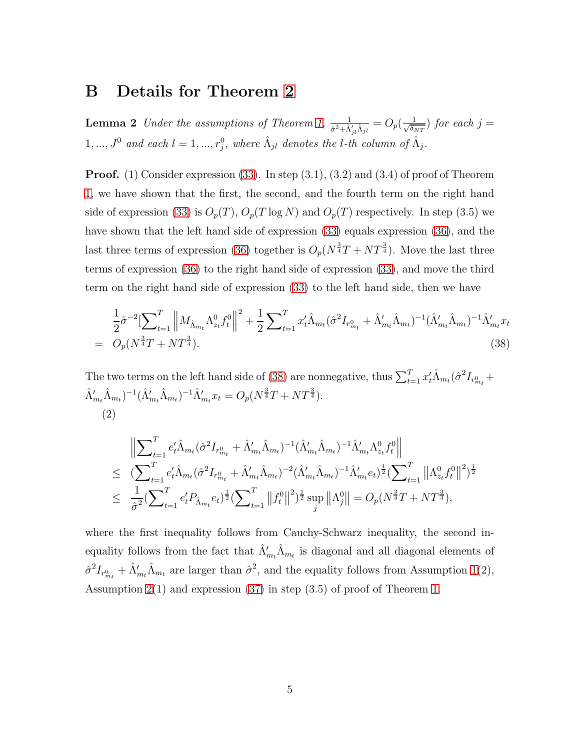# B Details for Theorem 2

**Lemma 2** *Under the assumptions of Theorem 1,* $\frac{1}{\hat{\sigma}^2+\hat{\Lambda}_{jl}'\hat{\Lambda}_{jl}} = O_p(\frac{1}{\sqrt{\delta_{NT}}})$ *for each* $j = 1, ..., J^0$ *and each* $l = 1, ..., r_j^0$*, where* $\hat{\Lambda}_{jl}$ *denotes the* $l$*-th column of* $\hat{\Lambda}_j$*.*

**Proof.** (1) Consider expression (33). In step (3.1), (3.2) and (3.4) of proof of Theorem 1, we have shown that the first, the second, and the fourth term on the right hand side of expression (33) is $O_p(T)$, $O_p(T \log N)$ and $O_p(T)$ respectively. In step (3.5) we have shown that the left hand side of expression (33) equals expression (36), and the last three terms of expression (36) together is $O_p(N^{\frac{3}{4}}T + NT^{\frac{3}{4}})$. Move the last three terms of expression (36) to the right hand side of expression (33), and move the third term on the right hand side of expression (33) to the left hand side, then we have

$$
\begin{aligned}
& \frac{1}{2}\hat{\sigma}^{-2}[\sum_{t=1}^{T} \left\| M_{\hat{\Lambda}_{m_t}} \Lambda_{z_t}^0 f_t^0 \right\|^2 + \frac{1}{2}\sum_{t=1}^{T} x_t'\hat{\Lambda}_{m_t}(\hat{\sigma}^2 I_{r_{m_t}^0} + \hat{\Lambda}_{m_t}'\hat{\Lambda}_{m_t})^{-1}(\hat{\Lambda}_{m_t}'\hat{\Lambda}_{m_t})^{-1}\hat{\Lambda}_{m_t}' x_t \\
= \; & O_p(N^{\frac{3}{4}}T + NT^{\frac{3}{4}}). \qquad (38)
\end{aligned}
$$

The two terms on the left hand side of (38) are nonnegative, thus $\sum_{t=1}^{T} x_t'\hat{\Lambda}_{m_t}(\hat{\sigma}^2 I_{r_{m_t}^0} + \hat{\Lambda}_{m_t}'\hat{\Lambda}_{m_t})^{-1}(\hat{\Lambda}_{m_t}'\hat{\Lambda}_{m_t})^{-1}\hat{\Lambda}_{m_t}' x_t = O_p(N^{\frac{3}{4}}T + NT^{\frac{3}{4}})$.

(2)

$$
\begin{aligned}
& \left\| \sum_{t=1}^{T} e_t'\hat{\Lambda}_{m_t}(\hat{\sigma}^2 I_{r_{m_t}^0} + \hat{\Lambda}_{m_t}'\hat{\Lambda}_{m_t})^{-1}(\hat{\Lambda}_{m_t}'\hat{\Lambda}_{m_t})^{-1}\hat{\Lambda}_{m_t}'\Lambda_{z_t}^0 f_t^0 \right\| \\
\leq \; & (\sum_{t=1}^{T} e_t'\hat{\Lambda}_{m_t}(\hat{\sigma}^2 I_{r_{m_t}^0} + \hat{\Lambda}_{m_t}'\hat{\Lambda}_{m_t})^{-2}(\hat{\Lambda}_{m_t}'\hat{\Lambda}_{m_t})^{-1}\hat{\Lambda}_{m_t}' e_t)^{\frac{1}{2}} (\sum_{t=1}^{T} \left\| \Lambda_{z_t}^0 f_t^0 \right\|^2)^{\frac{1}{2}} \\
\leq \; & \frac{1}{\hat{\sigma}^2}(\sum_{t=1}^{T} e_t' P_{\hat{\Lambda}_{m_t}} e_t)^{\frac{1}{2}} (\sum_{t=1}^{T} \left\| f_t^0 \right\|^2)^{\frac{1}{2}} \sup_j \left\| \Lambda_j^0 \right\| = O_p(N^{\frac{3}{4}}T + NT^{\frac{3}{4}}),
\end{aligned}
$$

where the first inequality follows from Cauchy-Schwarz inequality, the second inequality follows from the fact that $\hat{\Lambda}_{m_t}'\hat{\Lambda}_{m_t}$ is diagonal and all diagonal elements of $\hat{\sigma}^2 I_{r_{m_t}^0} + \hat{\Lambda}_{m_t}'\hat{\Lambda}_{m_t}$ are larger than $\hat{\sigma}^2$, and the equality follows from Assumption 1(2), Assumption 2(1) and expression (37) in step (3.5) of proof of Theorem 1.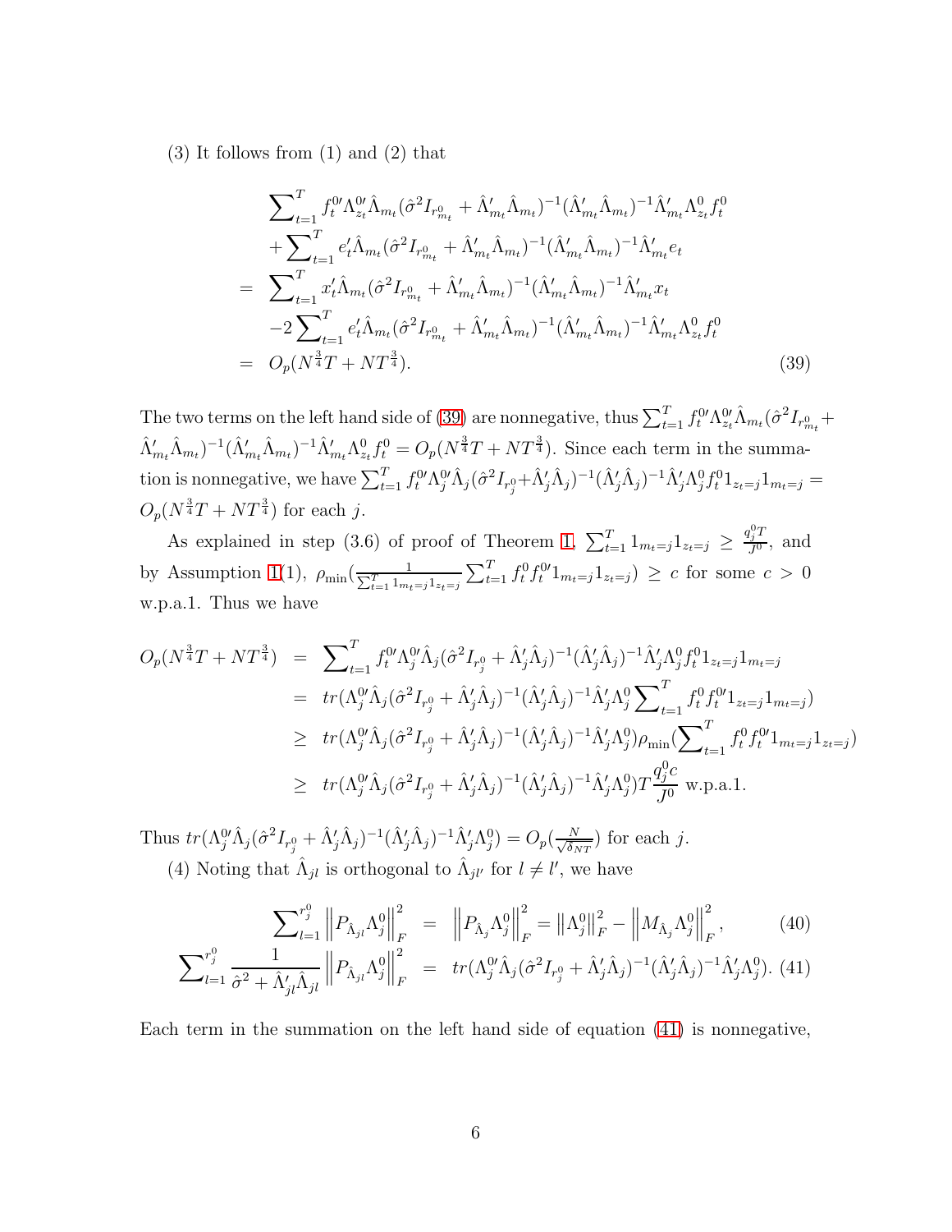(3) It follows from (1) and (2) that

$$
\begin{aligned}
& \sum_{t=1}^{T} f_t^{0\prime} \Lambda_{z_t}^{0\prime} \hat{\Lambda}_{m_t} (\hat{\sigma}^2 I_{r_{m_t}^0} + \hat{\Lambda}_{m_t}^{\prime} \hat{\Lambda}_{m_t})^{-1} (\hat{\Lambda}_{m_t}^{\prime} \hat{\Lambda}_{m_t})^{-1} \hat{\Lambda}_{m_t}^{\prime} \Lambda_{z_t}^{0} f_t^0 \\
& + \sum_{t=1}^{T} e_t^{\prime} \hat{\Lambda}_{m_t} (\hat{\sigma}^2 I_{r_{m_t}^0} + \hat{\Lambda}_{m_t}^{\prime} \hat{\Lambda}_{m_t})^{-1} (\hat{\Lambda}_{m_t}^{\prime} \hat{\Lambda}_{m_t})^{-1} \hat{\Lambda}_{m_t}^{\prime} e_t \\
= \; & \sum_{t=1}^{T} x_t^{\prime} \hat{\Lambda}_{m_t} (\hat{\sigma}^2 I_{r_{m_t}^0} + \hat{\Lambda}_{m_t}^{\prime} \hat{\Lambda}_{m_t})^{-1} (\hat{\Lambda}_{m_t}^{\prime} \hat{\Lambda}_{m_t})^{-1} \hat{\Lambda}_{m_t}^{\prime} x_t \\
& -2 \sum_{t=1}^{T} e_t^{\prime} \hat{\Lambda}_{m_t} (\hat{\sigma}^2 I_{r_{m_t}^0} + \hat{\Lambda}_{m_t}^{\prime} \hat{\Lambda}_{m_t})^{-1} (\hat{\Lambda}_{m_t}^{\prime} \hat{\Lambda}_{m_t})^{-1} \hat{\Lambda}_{m_t}^{\prime} \Lambda_{z_t}^{0} f_t^0 \\
= \; & O_p(N^{\frac{3}{4}} T + N T^{\frac{3}{4}}).
\end{aligned}
\tag{39}
$$

The two terms on the left hand side of (39) are nonnegative, thus $\sum_{t=1}^{T} f_t^{0\prime} \Lambda_{z_t}^{0\prime} \hat{\Lambda}_{m_t} (\hat{\sigma}^2 I_{r_{m_t}^0} + \hat{\Lambda}_{m_t}^{\prime} \hat{\Lambda}_{m_t})^{-1} (\hat{\Lambda}_{m_t}^{\prime} \hat{\Lambda}_{m_t})^{-1} \hat{\Lambda}_{m_t}^{\prime} \Lambda_{z_t}^{0} f_t^0 = O_p(N^{\frac{3}{4}} T + N T^{\frac{3}{4}})$. Since each term in the summation is nonnegative, we have $\sum_{t=1}^{T} f_t^{0\prime} \Lambda_j^{0\prime} \hat{\Lambda}_j (\hat{\sigma}^2 I_{r_j^0} + \hat{\Lambda}_j^{\prime} \hat{\Lambda}_j)^{-1} (\hat{\Lambda}_j^{\prime} \hat{\Lambda}_j)^{-1} \hat{\Lambda}_j^{\prime} \Lambda_j^{0} f_t^0 1_{z_t=j} 1_{m_t=j} = O_p(N^{\frac{3}{4}} T + N T^{\frac{3}{4}})$ for each $j$.

As explained in step (3.6) of proof of Theorem 1, $\sum_{t=1}^{T} 1_{m_t=j} 1_{z_t=j} \geq \frac{q_j^0 T}{J^0}$, and by Assumption 1(1), $\rho_{\min}(\frac{1}{\sum_{t=1}^{T} 1_{m_t=j} 1_{z_t=j}} \sum_{t=1}^{T} f_t^0 f_t^{0\prime} 1_{m_t=j} 1_{z_t=j}) \geq c$ for some $c > 0$ w.p.a.1. Thus we have

$$
\begin{aligned}
O_p(N^{\frac{3}{4}} T + N T^{\frac{3}{4}}) \; & = \; \sum_{t=1}^{T} f_t^{0\prime} \Lambda_j^{0\prime} \hat{\Lambda}_j (\hat{\sigma}^2 I_{r_j^0} + \hat{\Lambda}_j^{\prime} \hat{\Lambda}_j)^{-1} (\hat{\Lambda}_j^{\prime} \hat{\Lambda}_j)^{-1} \hat{\Lambda}_j^{\prime} \Lambda_j^{0} f_t^0 1_{z_t=j} 1_{m_t=j} \\
& = \; tr(\Lambda_j^{0\prime} \hat{\Lambda}_j (\hat{\sigma}^2 I_{r_j^0} + \hat{\Lambda}_j^{\prime} \hat{\Lambda}_j)^{-1} (\hat{\Lambda}_j^{\prime} \hat{\Lambda}_j)^{-1} \hat{\Lambda}_j^{\prime} \Lambda_j^{0} \sum_{t=1}^{T} f_t^0 f_t^{0\prime} 1_{z_t=j} 1_{m_t=j}) \\
& \geq \; tr(\Lambda_j^{0\prime} \hat{\Lambda}_j (\hat{\sigma}^2 I_{r_j^0} + \hat{\Lambda}_j^{\prime} \hat{\Lambda}_j)^{-1} (\hat{\Lambda}_j^{\prime} \hat{\Lambda}_j)^{-1} \hat{\Lambda}_j^{\prime} \Lambda_j^{0}) \rho_{\min}(\sum_{t=1}^{T} f_t^0 f_t^{0\prime} 1_{m_t=j} 1_{z_t=j}) \\
& \geq \; tr(\Lambda_j^{0\prime} \hat{\Lambda}_j (\hat{\sigma}^2 I_{r_j^0} + \hat{\Lambda}_j^{\prime} \hat{\Lambda}_j)^{-1} (\hat{\Lambda}_j^{\prime} \hat{\Lambda}_j)^{-1} \hat{\Lambda}_j^{\prime} \Lambda_j^{0}) T \frac{q_j^0 c}{J^0} \text{ w.p.a.1.}
\end{aligned}
$$

Thus $tr(\Lambda_j^{0\prime} \hat{\Lambda}_j (\hat{\sigma}^2 I_{r_j^0} + \hat{\Lambda}_j^{\prime} \hat{\Lambda}_j)^{-1} (\hat{\Lambda}_j^{\prime} \hat{\Lambda}_j)^{-1} \hat{\Lambda}_j^{\prime} \Lambda_j^{0}) = O_p(\frac{N}{\sqrt{\delta_{NT}}})$ for each $j$.

(4) Noting that $\hat{\Lambda}_{jl}$ is orthogonal to $\hat{\Lambda}_{jl'}$ for $l \neq l'$, we have

$$
\sum_{l=1}^{r_j^0} \left\| P_{\hat{\Lambda}_{jl}} \Lambda_j^0 \right\|_F^2 = \left\| P_{\hat{\Lambda}_j} \Lambda_j^0 \right\|_F^2 = \left\| \Lambda_j^0 \right\|_F^2 - \left\| M_{\hat{\Lambda}_j} \Lambda_j^0 \right\|_F^2, \tag{40}
$$

$$
\sum_{l=1}^{r_j^0} \frac{1}{\hat{\sigma}^2 + \hat{\Lambda}_{jl}^{\prime} \hat{\Lambda}_{jl}} \left\| P_{\hat{\Lambda}_{jl}} \Lambda_j^0 \right\|_F^2 = tr(\Lambda_j^{0\prime} \hat{\Lambda}_j (\hat{\sigma}^2 I_{r_j^0} + \hat{\Lambda}_j^{\prime} \hat{\Lambda}_j)^{-1} (\hat{\Lambda}_j^{\prime} \hat{\Lambda}_j)^{-1} \hat{\Lambda}_j^{\prime} \Lambda_j^{0}). \tag{41}
$$

Each term in the summation on the left hand side of equation (41) is nonnegative,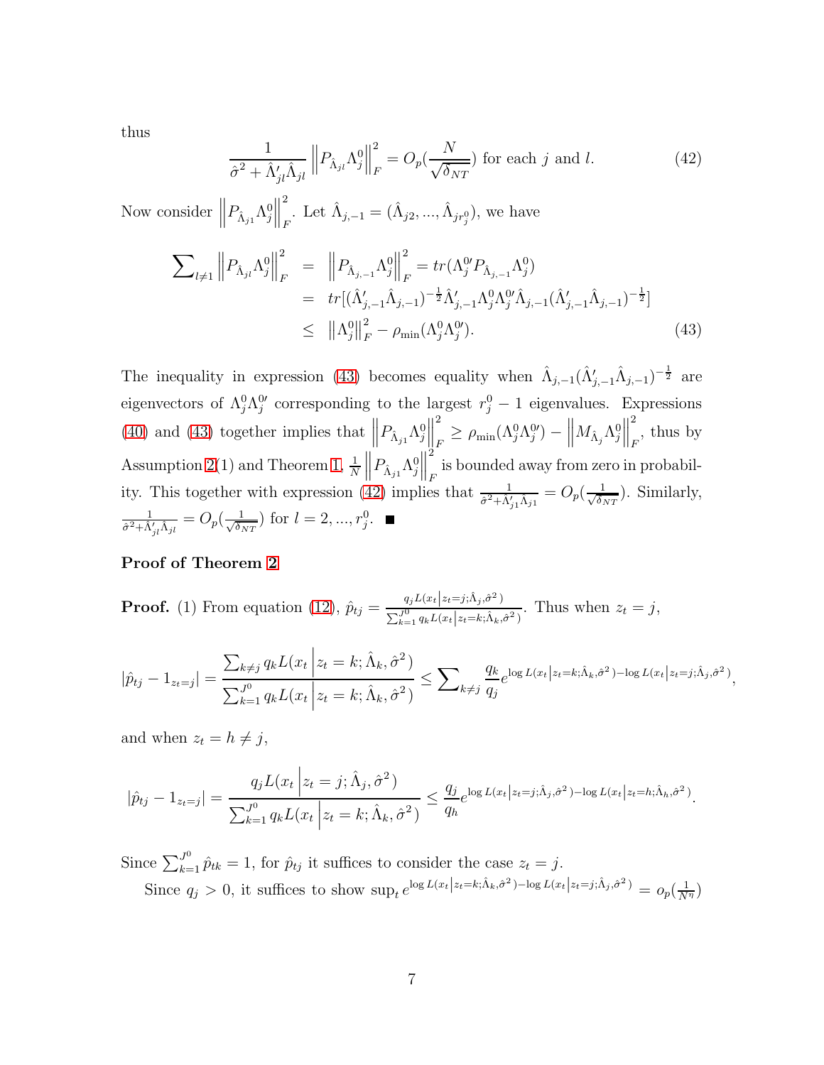thus

$$\frac{1}{\hat{\sigma}^2 + \hat{\Lambda}_{jl}'\hat{\Lambda}_{jl}} \left\| P_{\hat{\Lambda}_{jl}} \Lambda_j^0 \right\|_F^2 = O_p(\frac{N}{\sqrt{\delta_{NT}}}) \text{ for each } j \text{ and } l. \tag{42}$$

Now consider $\left\| P_{\hat{\Lambda}_{j1}} \Lambda_j^0 \right\|_F^2$. Let $\hat{\Lambda}_{j,-1} = (\hat{\Lambda}_{j2}, ..., \hat{\Lambda}_{jr_j^0})$, we have

$$\begin{aligned}
\sum\nolimits_{l \neq 1} \left\| P_{\hat{\Lambda}_{jl}} \Lambda_j^0 \right\|_F^2 &= \left\| P_{\hat{\Lambda}_{j,-1}} \Lambda_j^0 \right\|_F^2 = tr(\Lambda_j^{0\prime} P_{\hat{\Lambda}_{j,-1}} \Lambda_j^0) \\
&= tr[(\hat{\Lambda}_{j,-1}'\hat{\Lambda}_{j,-1})^{-\frac{1}{2}} \hat{\Lambda}_{j,-1}' \Lambda_j^0 \Lambda_j^{0\prime} \hat{\Lambda}_{j,-1} (\hat{\Lambda}_{j,-1}'\hat{\Lambda}_{j,-1})^{-\frac{1}{2}}] \\
&\leq \left\| \Lambda_j^0 \right\|_F^2 - \rho_{\min}(\Lambda_j^0 \Lambda_j^{0\prime}).
\end{aligned} \tag{43}$$

The inequality in expression (43) becomes equality when $\hat{\Lambda}_{j,-1}(\hat{\Lambda}_{j,-1}'\hat{\Lambda}_{j,-1})^{-\frac{1}{2}}$ are eigenvectors of $\Lambda_j^0 \Lambda_j^{0\prime}$ corresponding to the largest $r_j^0 - 1$ eigenvalues. Expressions (40) and (43) together implies that $\left\| P_{\hat{\Lambda}_{j1}} \Lambda_j^0 \right\|_F^2 \geq \rho_{\min}(\Lambda_j^0 \Lambda_j^{0\prime}) - \left\| M_{\hat{\Lambda}_j} \Lambda_j^0 \right\|_F^2$, thus by Assumption 2(1) and Theorem 1, $\frac{1}{N} \left\| P_{\hat{\Lambda}_{j1}} \Lambda_j^0 \right\|_F^2$ is bounded away from zero in probability. This together with expression (42) implies that $\frac{1}{\hat{\sigma}^2 + \hat{\Lambda}_{j1}'\hat{\Lambda}_{j1}} = O_p(\frac{1}{\sqrt{\delta_{NT}}})$. Similarly, $\frac{1}{\hat{\sigma}^2 + \hat{\Lambda}_{jl}'\hat{\Lambda}_{jl}} = O_p(\frac{1}{\sqrt{\delta_{NT}}})$ for $l = 2, ..., r_j^0$. ■

**Proof of Theorem 2**

**Proof.** (1) From equation (12), $\hat{p}_{tj} = \frac{q_j L(x_t | z_t = j; \hat{\Lambda}_j, \hat{\sigma}^2)}{\sum_{k=1}^{J^0} q_k L(x_t | z_t = k; \hat{\Lambda}_k, \hat{\sigma}^2)}$. Thus when $z_t = j$,

$$|\hat{p}_{tj} - 1_{z_t = j}| = \frac{\sum_{k \neq j} q_k L(x_t \big| z_t = k; \hat{\Lambda}_k, \hat{\sigma}^2)}{\sum_{k=1}^{J^0} q_k L(x_t \big| z_t = k; \hat{\Lambda}_k, \hat{\sigma}^2)} \leq \sum\nolimits_{k \neq j} \frac{q_k}{q_j} e^{\log L(x_t | z_t = k; \hat{\Lambda}_k, \hat{\sigma}^2) - \log L(x_t | z_t = j; \hat{\Lambda}_j, \hat{\sigma}^2)},$$

and when $z_t = h \neq j$,

$$|\hat{p}_{tj} - 1_{z_t = j}| = \frac{q_j L(x_t \big| z_t = j; \hat{\Lambda}_j, \hat{\sigma}^2)}{\sum_{k=1}^{J^0} q_k L(x_t \big| z_t = k; \hat{\Lambda}_k, \hat{\sigma}^2)} \leq \frac{q_j}{q_h} e^{\log L(x_t | z_t = j; \hat{\Lambda}_j, \hat{\sigma}^2) - \log L(x_t | z_t = h; \hat{\Lambda}_h, \hat{\sigma}^2)}.$$

Since $\sum_{k=1}^{J^0} \hat{p}_{tk} = 1$, for $\hat{p}_{tj}$ it suffices to consider the case $z_t = j$.

Since $q_j > 0$, it suffices to show $\sup_t e^{\log L(x_t | z_t = k; \hat{\Lambda}_k, \hat{\sigma}^2) - \log L(x_t | z_t = j; \hat{\Lambda}_j, \hat{\sigma}^2)} = o_p(\frac{1}{N^\eta})$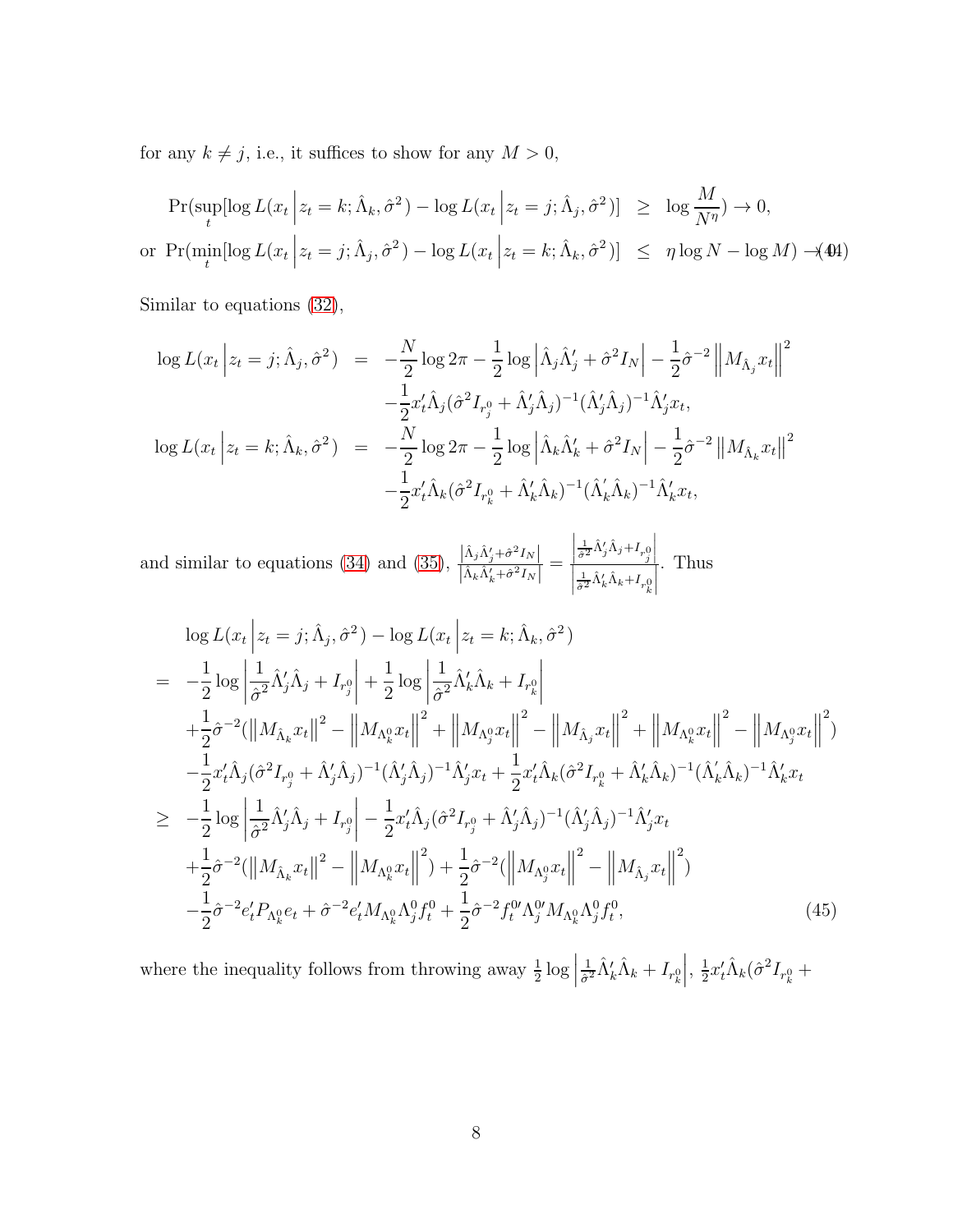for any $k \neq j$, i.e., it suffices to show for any $M > 0$,

$$
\begin{aligned}
&\Pr(\sup_t [\log L(x_t \Big| z_t = k; \hat{\Lambda}_k, \hat{\sigma}^2) - \log L(x_t \Big| z_t = j; \hat{\Lambda}_j, \hat{\sigma}^2)] \;\geq\; \log \frac{M}{N^\eta}) \to 0, \\
\text{or } &\Pr(\min_t [\log L(x_t \Big| z_t = j; \hat{\Lambda}_j, \hat{\sigma}^2) - \log L(x_t \Big| z_t = k; \hat{\Lambda}_k, \hat{\sigma}^2)] \;\leq\; \eta \log N - \log M) \to 0. \quad (44)
\end{aligned}
$$

Similar to equations (32),

$$
\begin{aligned}
\log L(x_t \Big| z_t = j; \hat{\Lambda}_j, \hat{\sigma}^2) &= -\frac{N}{2}\log 2\pi - \frac{1}{2}\log\left|\hat{\Lambda}_j\hat{\Lambda}_j' + \hat{\sigma}^2 I_N\right| - \frac{1}{2}\hat{\sigma}^{-2}\left\|M_{\hat{\Lambda}_j}x_t\right\|^2 \\
&\quad -\frac{1}{2}x_t'\hat{\Lambda}_j(\hat{\sigma}^2 I_{r_j^0} + \hat{\Lambda}_j'\hat{\Lambda}_j)^{-1}(\hat{\Lambda}_j'\hat{\Lambda}_j)^{-1}\hat{\Lambda}_j'x_t, \\
\log L(x_t \Big| z_t = k; \hat{\Lambda}_k, \hat{\sigma}^2) &= -\frac{N}{2}\log 2\pi - \frac{1}{2}\log\left|\hat{\Lambda}_k\hat{\Lambda}_k' + \hat{\sigma}^2 I_N\right| - \frac{1}{2}\hat{\sigma}^{-2}\left\|M_{\hat{\Lambda}_k}x_t\right\|^2 \\
&\quad -\frac{1}{2}x_t'\hat{\Lambda}_k(\hat{\sigma}^2 I_{r_k^0} + \hat{\Lambda}_k'\hat{\Lambda}_k)^{-1}(\hat{\Lambda}_k'\hat{\Lambda}_k)^{-1}\hat{\Lambda}_k'x_t,
\end{aligned}
$$

and similar to equations (34) and (35), $\frac{\left|\hat{\Lambda}_j\hat{\Lambda}_j' + \hat{\sigma}^2 I_N\right|}{\left|\hat{\Lambda}_k\hat{\Lambda}_k' + \hat{\sigma}^2 I_N\right|} = \frac{\left|\frac{1}{\hat{\sigma}^2}\hat{\Lambda}_j'\hat{\Lambda}_j + I_{r_j^0}\right|}{\left|\frac{1}{\hat{\sigma}^2}\hat{\Lambda}_k'\hat{\Lambda}_k + I_{r_k^0}\right|}$. Thus

$$
\begin{aligned}
&\log L(x_t \Big| z_t = j; \hat{\Lambda}_j, \hat{\sigma}^2) - \log L(x_t \Big| z_t = k; \hat{\Lambda}_k, \hat{\sigma}^2) \\
=\;& -\frac{1}{2}\log\left|\frac{1}{\hat{\sigma}^2}\hat{\Lambda}_j'\hat{\Lambda}_j + I_{r_j^0}\right| + \frac{1}{2}\log\left|\frac{1}{\hat{\sigma}^2}\hat{\Lambda}_k'\hat{\Lambda}_k + I_{r_k^0}\right| \\
&+\frac{1}{2}\hat{\sigma}^{-2}(\left\|M_{\hat{\Lambda}_k}x_t\right\|^2 - \left\|M_{\Lambda_k^0}x_t\right\|^2 + \left\|M_{\Lambda_j^0}x_t\right\|^2 - \left\|M_{\hat{\Lambda}_j}x_t\right\|^2 + \left\|M_{\Lambda_k^0}x_t\right\|^2 - \left\|M_{\Lambda_j^0}x_t\right\|^2) \\
&-\frac{1}{2}x_t'\hat{\Lambda}_j(\hat{\sigma}^2 I_{r_j^0} + \hat{\Lambda}_j'\hat{\Lambda}_j)^{-1}(\hat{\Lambda}_j'\hat{\Lambda}_j)^{-1}\hat{\Lambda}_j'x_t + \frac{1}{2}x_t'\hat{\Lambda}_k(\hat{\sigma}^2 I_{r_k^0} + \hat{\Lambda}_k'\hat{\Lambda}_k)^{-1}(\hat{\Lambda}_k'\hat{\Lambda}_k)^{-1}\hat{\Lambda}_k'x_t \\
\geq\;& -\frac{1}{2}\log\left|\frac{1}{\hat{\sigma}^2}\hat{\Lambda}_j'\hat{\Lambda}_j + I_{r_j^0}\right| - \frac{1}{2}x_t'\hat{\Lambda}_j(\hat{\sigma}^2 I_{r_j^0} + \hat{\Lambda}_j'\hat{\Lambda}_j)^{-1}(\hat{\Lambda}_j'\hat{\Lambda}_j)^{-1}\hat{\Lambda}_j'x_t \\
&+\frac{1}{2}\hat{\sigma}^{-2}(\left\|M_{\hat{\Lambda}_k}x_t\right\|^2 - \left\|M_{\Lambda_k^0}x_t\right\|^2) + \frac{1}{2}\hat{\sigma}^{-2}(\left\|M_{\Lambda_j^0}x_t\right\|^2 - \left\|M_{\hat{\Lambda}_j}x_t\right\|^2) \\
&-\frac{1}{2}\hat{\sigma}^{-2}e_t'P_{\Lambda_k^0}e_t + \hat{\sigma}^{-2}e_t'M_{\Lambda_k^0}\Lambda_j^0 f_t^0 + \frac{1}{2}\hat{\sigma}^{-2}f_t^{0\prime}\Lambda_j^{0\prime}M_{\Lambda_k^0}\Lambda_j^0 f_t^0, \qquad (45)
\end{aligned}
$$

where the inequality follows from throwing away $\frac{1}{2}\log\left|\frac{1}{\hat{\sigma}^2}\hat{\Lambda}_k'\hat{\Lambda}_k + I_{r_k^0}\right|$, $\frac{1}{2}x_t'\hat{\Lambda}_k(\hat{\sigma}^2 I_{r_k^0} +$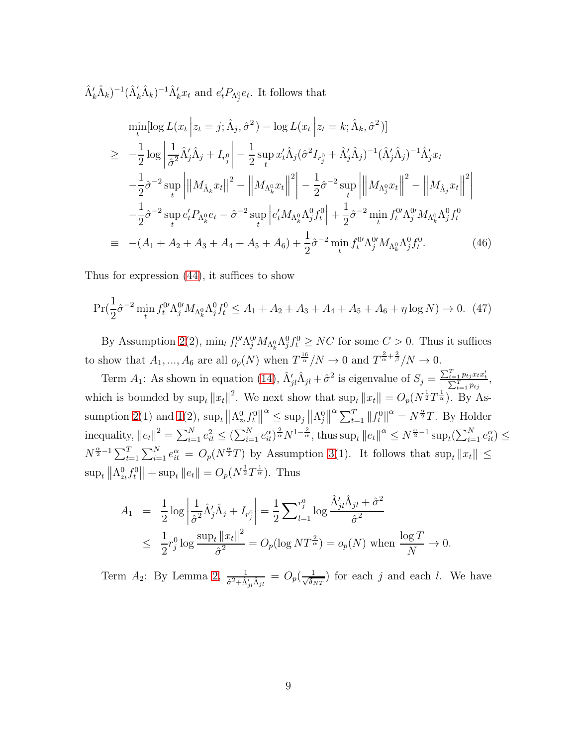$\hat{\Lambda}_k'\hat{\Lambda}_k)^{-1}(\hat{\Lambda}_k'\hat{\Lambda}_k)^{-1}\hat{\Lambda}_k' x_t$ and $e_t' P_{\Lambda_j^0} e_t$. It follows that

$$
\begin{aligned}
& \min_t [\log L(x_t \,\big|\, z_t = j; \hat{\Lambda}_j, \hat{\sigma}^2) - \log L(x_t \,\big|\, z_t = k; \hat{\Lambda}_k, \hat{\sigma}^2)] \\
\geq \;& -\frac{1}{2}\log\left|\frac{1}{\hat{\sigma}^2}\hat{\Lambda}_j'\hat{\Lambda}_j + I_{r_j^0}\right| - \frac{1}{2}\sup_t x_t'\hat{\Lambda}_j(\hat{\sigma}^2 I_{r_j^0} + \hat{\Lambda}_j'\hat{\Lambda}_j)^{-1}(\hat{\Lambda}_j'\hat{\Lambda}_j)^{-1}\hat{\Lambda}_j' x_t \\
& -\frac{1}{2}\hat{\sigma}^{-2}\sup_t \left|\left\|M_{\hat{\Lambda}_k} x_t\right\|^2 - \left\|M_{\Lambda_k^0} x_t\right\|^2\right| - \frac{1}{2}\hat{\sigma}^{-2}\sup_t\left|\left\|M_{\Lambda_j^0} x_t\right\|^2 - \left\|M_{\hat{\Lambda}_j} x_t\right\|^2\right| \\
& -\frac{1}{2}\hat{\sigma}^{-2}\sup_t e_t' P_{\Lambda_k^0} e_t - \hat{\sigma}^{-2}\sup_t\left|e_t' M_{\Lambda_k^0}\Lambda_j^0 f_t^0\right| + \frac{1}{2}\hat{\sigma}^{-2}\min_t f_t^{0\prime}\Lambda_j^{0\prime} M_{\Lambda_k^0}\Lambda_j^0 f_t^0 \\
\equiv \;& -(A_1 + A_2 + A_3 + A_4 + A_5 + A_6) + \frac{1}{2}\hat{\sigma}^{-2}\min_t f_t^{0\prime}\Lambda_j^{0\prime} M_{\Lambda_k^0}\Lambda_j^0 f_t^0. \qquad (46)
\end{aligned}
$$

Thus for expression (44), it suffices to show

$$
\Pr\left(\frac{1}{2}\hat{\sigma}^{-2}\min_t f_t^{0\prime}\Lambda_j^{0\prime} M_{\Lambda_k^0}\Lambda_j^0 f_t^0 \leq A_1 + A_2 + A_3 + A_4 + A_5 + A_6 + \eta\log N\right) \to 0. \quad (47)
$$

By Assumption 2(2), $\min_t f_t^{0\prime}\Lambda_j^{0\prime} M_{\Lambda_k^0}\Lambda_j^0 f_t^0 \geq NC$ for some $C > 0$. Thus it suffices to show that $A_1, ..., A_6$ are all $o_p(N)$ when $T^{\frac{16}{\alpha}}/N \to 0$ and $T^{\frac{2}{\alpha}+\frac{2}{\beta}}/N \to 0$.

Term $A_1$: As shown in equation (14), $\hat{\Lambda}_{jl}'\hat{\Lambda}_{jl} + \hat{\sigma}^2$ is eigenvalue of $S_j = \frac{\sum_{t=1}^T p_{tj} x_t x_t'}{\sum_{t=1}^T p_{tj}}$, which is bounded by $\sup_t \|x_t\|^2$. We next show that $\sup_t \|x_t\| = O_p(N^{\frac{1}{2}} T^{\frac{1}{\alpha}})$. By Assumption 2(1) and 1(2), $\sup_t \left\|\Lambda_{z_t}^0 f_t^0\right\|^\alpha \leq \sup_j \left\|\Lambda_j^0\right\|^\alpha \sum_{t=1}^T \left\|f_t^0\right\|^\alpha = N^{\frac{\alpha}{2}} T$. By Holder inequality, $\|e_t\|^2 = \sum_{i=1}^N e_{it}^2 \leq (\sum_{i=1}^N e_{it}^\alpha)^{\frac{2}{\alpha}} N^{1-\frac{2}{\alpha}}$, thus $\sup_t \|e_t\|^\alpha \leq N^{\frac{\alpha}{2}-1}\sup_t(\sum_{i=1}^N e_{it}^\alpha) \leq N^{\frac{\alpha}{2}-1}\sum_{t=1}^T\sum_{i=1}^N e_{it}^\alpha = O_p(N^{\frac{\alpha}{2}} T)$ by Assumption 3(1). It follows that $\sup_t \|x_t\| \leq \sup_t \left\|\Lambda_{z_t}^0 f_t^0\right\| + \sup_t \|e_t\| = O_p(N^{\frac{1}{2}} T^{\frac{1}{\alpha}})$. Thus

$$
\begin{aligned}
A_1 &= \frac{1}{2}\log\left|\frac{1}{\hat{\sigma}^2}\hat{\Lambda}_j'\hat{\Lambda}_j + I_{r_j^0}\right| = \frac{1}{2}\sum\nolimits_{l=1}^{r_j^0}\log\frac{\hat{\Lambda}_{jl}'\hat{\Lambda}_{jl} + \hat{\sigma}^2}{\hat{\sigma}^2} \\
&\leq \frac{1}{2} r_j^0 \log\frac{\sup_t \|x_t\|^2}{\hat{\sigma}^2} = O_p(\log N T^{\frac{2}{\alpha}}) = o_p(N) \text{ when } \frac{\log T}{N} \to 0.
\end{aligned}
$$

Term $A_2$: By Lemma 2, $\frac{1}{\hat{\sigma}^2 + \hat{\Lambda}_{jl}'\hat{\Lambda}_{jl}} = O_p(\frac{1}{\sqrt{\delta_{NT}}})$ for each $j$ and each $l$. We have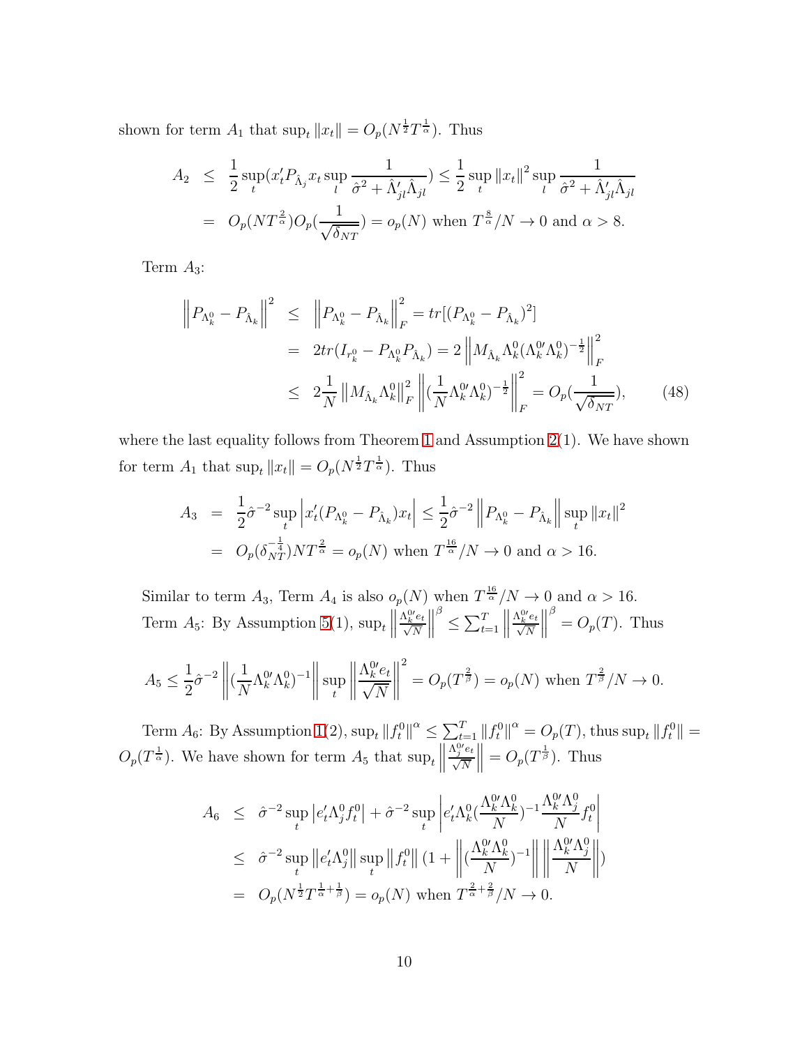shown for term $A_1$ that $\sup_t \|x_t\| = O_p(N^{\frac{1}{2}}T^{\frac{1}{\alpha}})$. Thus

$$
\begin{aligned}
A_2 &\leq \frac{1}{2}\sup_t (x_t' P_{\hat{\Lambda}_j} x_t \sup_l \frac{1}{\hat{\sigma}^2 + \hat{\Lambda}_{jl}'\hat{\Lambda}_{jl}}) \leq \frac{1}{2}\sup_t \|x_t\|^2 \sup_l \frac{1}{\hat{\sigma}^2 + \hat{\Lambda}_{jl}'\hat{\Lambda}_{jl}} \\
&= O_p(NT^{\frac{2}{\alpha}}) O_p(\frac{1}{\sqrt{\delta_{NT}}}) = o_p(N) \text{ when } T^{\frac{8}{\alpha}}/N \to 0 \text{ and } \alpha > 8.
\end{aligned}
$$

Term $A_3$:

$$
\begin{aligned}
\left\| P_{\Lambda_k^0} - P_{\hat{\Lambda}_k} \right\|^2 &\leq \left\| P_{\Lambda_k^0} - P_{\hat{\Lambda}_k} \right\|_F^2 = tr[(P_{\Lambda_k^0} - P_{\hat{\Lambda}_k})^2] \\
&= 2tr(I_{r_k^0} - P_{\Lambda_k^0} P_{\hat{\Lambda}_k}) = 2\left\| M_{\hat{\Lambda}_k} \Lambda_k^0 (\Lambda_k^{0\prime}\Lambda_k^0)^{-\frac{1}{2}} \right\|_F^2 \\
&\leq 2\frac{1}{N}\left\| M_{\hat{\Lambda}_k}\Lambda_k^0 \right\|_F^2 \left\| (\frac{1}{N}\Lambda_k^{0\prime}\Lambda_k^0)^{-\frac{1}{2}} \right\|_F^2 = O_p(\frac{1}{\sqrt{\delta_{NT}}}), \qquad (48)
\end{aligned}
$$

where the last equality follows from Theorem 1 and Assumption 2(1). We have shown for term $A_1$ that $\sup_t \|x_t\| = O_p(N^{\frac{1}{2}}T^{\frac{1}{\alpha}})$. Thus

$$
\begin{aligned}
A_3 &= \frac{1}{2}\hat{\sigma}^{-2}\sup_t \left| x_t'(P_{\Lambda_k^0} - P_{\hat{\Lambda}_k})x_t \right| \leq \frac{1}{2}\hat{\sigma}^{-2}\left\| P_{\Lambda_k^0} - P_{\hat{\Lambda}_k} \right\| \sup_t \|x_t\|^2 \\
&= O_p(\delta_{NT}^{-\frac{1}{4}})NT^{\frac{2}{\alpha}} = o_p(N) \text{ when } T^{\frac{16}{\alpha}}/N \to 0 \text{ and } \alpha > 16.
\end{aligned}
$$

Similar to term $A_3$, Term $A_4$ is also $o_p(N)$ when $T^{\frac{16}{\alpha}}/N \to 0$ and $\alpha > 16$.

Term $A_5$: By Assumption 5(1), $\sup_t \left\| \frac{\Lambda_k^{0\prime}e_t}{\sqrt{N}} \right\|^\beta \leq \sum_{t=1}^T \left\| \frac{\Lambda_k^{0\prime}e_t}{\sqrt{N}} \right\|^\beta = O_p(T)$. Thus

$$
A_5 \leq \frac{1}{2}\hat{\sigma}^{-2}\left\| (\frac{1}{N}\Lambda_k^{0\prime}\Lambda_k^0)^{-1} \right\| \sup_t \left\| \frac{\Lambda_k^{0\prime}e_t}{\sqrt{N}} \right\|^2 = O_p(T^{\frac{2}{\beta}}) = o_p(N) \text{ when } T^{\frac{2}{\beta}}/N \to 0.
$$

Term $A_6$: By Assumption 1(2), $\sup_t \|f_t^0\|^\alpha \leq \sum_{t=1}^T \|f_t^0\|^\alpha = O_p(T)$, thus $\sup_t \|f_t^0\| = O_p(T^{\frac{1}{\alpha}})$. We have shown for term $A_5$ that $\sup_t \left\| \frac{\Lambda_j^{0\prime}e_t}{\sqrt{N}} \right\| = O_p(T^{\frac{1}{\beta}})$. Thus

$$
\begin{aligned}
A_6 &\leq \hat{\sigma}^{-2}\sup_t \left| e_t'\Lambda_j^0 f_t^0 \right| + \hat{\sigma}^{-2}\sup_t \left| e_t'\Lambda_k^0(\frac{\Lambda_k^{0\prime}\Lambda_k^0}{N})^{-1}\frac{\Lambda_k^{0\prime}\Lambda_j^0}{N} f_t^0 \right| \\
&\leq \hat{\sigma}^{-2}\sup_t \left\| e_t'\Lambda_j^0 \right\| \sup_t \left\| f_t^0 \right\| (1 + \left\| (\frac{\Lambda_k^{0\prime}\Lambda_k^0}{N})^{-1} \right\| \left\| \frac{\Lambda_k^{0\prime}\Lambda_j^0}{N} \right\|) \\
&= O_p(N^{\frac{1}{2}}T^{\frac{1}{\alpha}+\frac{1}{\beta}}) = o_p(N) \text{ when } T^{\frac{2}{\alpha}+\frac{2}{\beta}}/N \to 0.
\end{aligned}
$$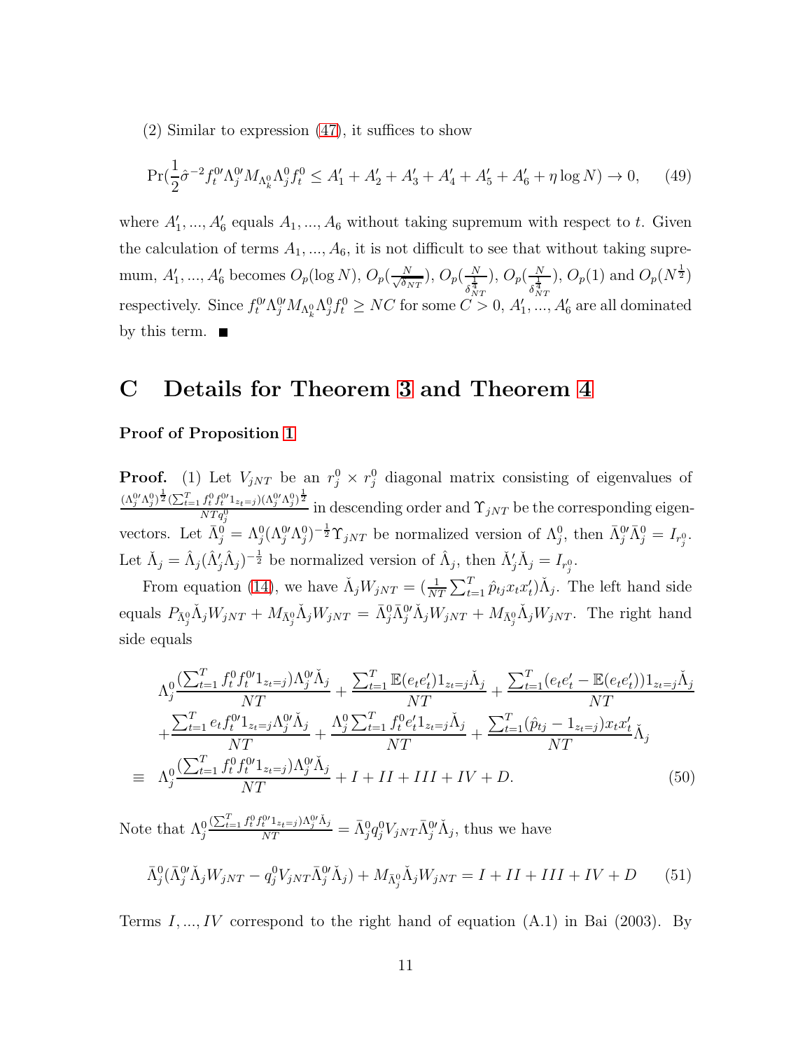(2) Similar to expression (47), it suffices to show

$$\Pr(\frac{1}{2}\hat{\sigma}^{-2}f_t^{0\prime}\Lambda_j^{0\prime}M_{\Lambda_k^0}\Lambda_j^0 f_t^0 \leq A_1' + A_2' + A_3' + A_4' + A_5' + A_6' + \eta \log N) \to 0, \tag{49}$$

where $A_1', ..., A_6'$ equals $A_1, ..., A_6$ without taking supremum with respect to $t$. Given the calculation of terms $A_1, ..., A_6$, it is not difficult to see that without taking supremum, $A_1', ..., A_6'$ becomes $O_p(\log N)$, $O_p(\frac{N}{\sqrt{\delta_{NT}}})$, $O_p(\frac{N}{\delta_{NT}^{\frac{1}{4}}})$, $O_p(\frac{N}{\delta_{NT}^{\frac{1}{4}}})$, $O_p(1)$ and $O_p(N^{\frac{1}{2}})$ respectively. Since $f_t^{0\prime}\Lambda_j^{0\prime}M_{\Lambda_k^0}\Lambda_j^0 f_t^0 \geq NC$ for some $C > 0$, $A_1', ..., A_6'$ are all dominated by this term. ■

# C Details for Theorem 3 and Theorem 4

**Proof of Proposition 1**

**Proof.** (1) Let $V_{jNT}$ be an $r_j^0 \times r_j^0$ diagonal matrix consisting of eigenvalues of $\frac{(\Lambda_j^{0\prime}\Lambda_j^0)^{\frac{1}{2}}(\sum_{t=1}^T f_t^0 f_t^{0\prime}1_{z_t=j})(\Lambda_j^{0\prime}\Lambda_j^0)^{\frac{1}{2}}}{NTq_j^0}$ in descending order and $\Upsilon_{jNT}$ be the corresponding eigenvectors. Let $\bar{\Lambda}_j^0 = \Lambda_j^0(\Lambda_j^{0\prime}\Lambda_j^0)^{-\frac{1}{2}}\Upsilon_{jNT}$ be normalized version of $\Lambda_j^0$, then $\bar{\Lambda}_j^{0\prime}\bar{\Lambda}_j^0 = I_{r_j^0}$. Let $\check{\Lambda}_j = \hat{\Lambda}_j(\hat{\Lambda}_j'\hat{\Lambda}_j)^{-\frac{1}{2}}$ be normalized version of $\hat{\Lambda}_j$, then $\check{\Lambda}_j'\check{\Lambda}_j = I_{r_j^0}$.

From equation (14), we have $\check{\Lambda}_j W_{jNT} = (\frac{1}{NT}\sum_{t=1}^T \hat{p}_{tj}x_t x_t')\check{\Lambda}_j$. The left hand side equals $P_{\bar{\Lambda}_j^0}\check{\Lambda}_j W_{jNT} + M_{\bar{\Lambda}_j^0}\check{\Lambda}_j W_{jNT} = \bar{\Lambda}_j^0\bar{\Lambda}_j^{0\prime}\check{\Lambda}_j W_{jNT} + M_{\bar{\Lambda}_j^0}\check{\Lambda}_j W_{jNT}$. The right hand side equals

$$\begin{aligned}
&\Lambda_j^0\frac{(\sum_{t=1}^T f_t^0 f_t^{0\prime}1_{z_t=j})\Lambda_j^{0\prime}\check{\Lambda}_j}{NT} + \frac{\sum_{t=1}^T \mathbb{E}(e_t e_t')1_{z_t=j}\check{\Lambda}_j}{NT} + \frac{\sum_{t=1}^T (e_t e_t' - \mathbb{E}(e_t e_t'))1_{z_t=j}\check{\Lambda}_j}{NT} \\
&+ \frac{\sum_{t=1}^T e_t f_t^{0\prime}1_{z_t=j}\Lambda_j^{0\prime}\check{\Lambda}_j}{NT} + \frac{\Lambda_j^0\sum_{t=1}^T f_t^0 e_t' 1_{z_t=j}\check{\Lambda}_j}{NT} + \frac{\sum_{t=1}^T (\hat{p}_{tj} - 1_{z_t=j})x_t x_t'}{NT}\check{\Lambda}_j \\
\equiv\ & \Lambda_j^0\frac{(\sum_{t=1}^T f_t^0 f_t^{0\prime}1_{z_t=j})\Lambda_j^{0\prime}\check{\Lambda}_j}{NT} + I + II + III + IV + D.
\end{aligned} \tag{50}$$

Note that $\Lambda_j^0\frac{(\sum_{t=1}^T f_t^0 f_t^{0\prime}1_{z_t=j})\Lambda_j^{0\prime}\check{\Lambda}_j}{NT} = \bar{\Lambda}_j^0 q_j^0 V_{jNT}\bar{\Lambda}_j^{0\prime}\check{\Lambda}_j$, thus we have

$$\bar{\Lambda}_j^0(\bar{\Lambda}_j^{0\prime}\check{\Lambda}_j W_{jNT} - q_j^0 V_{jNT}\bar{\Lambda}_j^{0\prime}\check{\Lambda}_j) + M_{\bar{\Lambda}_j^0}\check{\Lambda}_j W_{jNT} = I + II + III + IV + D \tag{51}$$

Terms $I, ..., IV$ correspond to the right hand of equation (A.1) in Bai (2003). By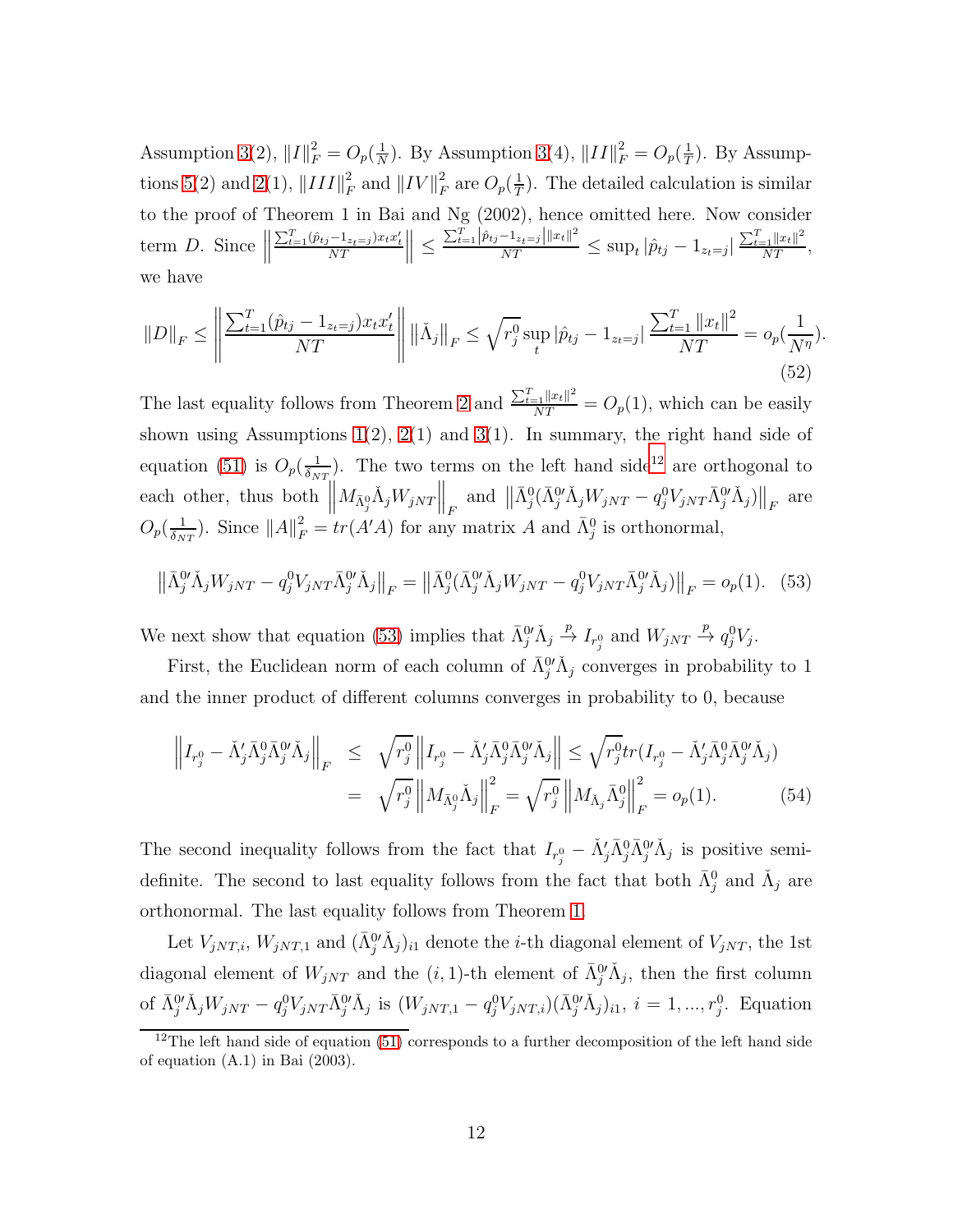Assumption 3(2), $\|I\|_F^2 = O_p(\frac{1}{N})$. By Assumption 3(4), $\|II\|_F^2 = O_p(\frac{1}{T})$. By Assumptions 5(2) and 2(1), $\|III\|_F^2$ and $\|IV\|_F^2$ are $O_p(\frac{1}{T})$. The detailed calculation is similar to the proof of Theorem 1 in Bai and Ng (2002), hence omitted here. Now consider term $D$. Since $\left\|\frac{\sum_{t=1}^T(\hat{p}_{tj}-1_{z_t=j})x_t x_t'}{NT}\right\| \leq \frac{\sum_{t=1}^T|\hat{p}_{tj}-1_{z_t=j}|\|x_t\|^2}{NT} \leq \sup_t|\hat{p}_{tj}-1_{z_t=j}|\frac{\sum_{t=1}^T\|x_t\|^2}{NT}$, we have

$$
\|D\|_F \leq \left\|\frac{\sum_{t=1}^T(\hat{p}_{tj}-1_{z_t=j})x_t x_t'}{NT}\right\| \left\|\check{\Lambda}_j\right\|_F \leq \sqrt{r_j^0}\sup_t|\hat{p}_{tj}-1_{z_t=j}|\frac{\sum_{t=1}^T\|x_t\|^2}{NT} = o_p(\frac{1}{N^\eta}). \tag{52}
$$

The last equality follows from Theorem 2 and $\frac{\sum_{t=1}^T\|x_t\|^2}{NT} = O_p(1)$, which can be easily shown using Assumptions 1(2), 2(1) and 3(1). In summary, the right hand side of equation (51) is $O_p(\frac{1}{\delta_{NT}})$. The two terms on the left hand side[12] are orthogonal to each other, thus both $\left\|M_{\bar{\Lambda}_j^0}\check{\Lambda}_j W_{jNT}\right\|_F$ and $\left\|\bar{\Lambda}_j^0(\bar{\Lambda}_j^{0\prime}\check{\Lambda}_j W_{jNT} - q_j^0 V_{jNT}\bar{\Lambda}_j^{0\prime}\check{\Lambda}_j)\right\|_F$ are $O_p(\frac{1}{\delta_{NT}})$. Since $\|A\|_F^2 = tr(A'A)$ for any matrix $A$ and $\bar{\Lambda}_j^0$ is orthonormal,

$$
\left\|\bar{\Lambda}_j^{0\prime}\check{\Lambda}_j W_{jNT} - q_j^0 V_{jNT}\bar{\Lambda}_j^{0\prime}\check{\Lambda}_j\right\|_F = \left\|\bar{\Lambda}_j^0(\bar{\Lambda}_j^{0\prime}\check{\Lambda}_j W_{jNT} - q_j^0 V_{jNT}\bar{\Lambda}_j^{0\prime}\check{\Lambda}_j)\right\|_F = o_p(1). \tag{53}
$$

We next show that equation (53) implies that $\bar{\Lambda}_j^{0\prime}\check{\Lambda}_j \xrightarrow{p} I_{r_j^0}$ and $W_{jNT} \xrightarrow{p} q_j^0 V_j$.

First, the Euclidean norm of each column of $\bar{\Lambda}_j^{0\prime}\check{\Lambda}_j$ converges in probability to 1 and the inner product of different columns converges in probability to 0, because

$$
\begin{aligned}
\left\|I_{r_j^0} - \check{\Lambda}_j'\bar{\Lambda}_j^0\bar{\Lambda}_j^{0\prime}\check{\Lambda}_j\right\|_F &\leq \sqrt{r_j^0}\left\|I_{r_j^0} - \check{\Lambda}_j'\bar{\Lambda}_j^0\bar{\Lambda}_j^{0\prime}\check{\Lambda}_j\right\| \leq \sqrt{r_j^0}\, tr(I_{r_j^0} - \check{\Lambda}_j'\bar{\Lambda}_j^0\bar{\Lambda}_j^{0\prime}\check{\Lambda}_j) \\
&= \sqrt{r_j^0}\left\|M_{\bar{\Lambda}_j^0}\check{\Lambda}_j\right\|_F^2 = \sqrt{r_j^0}\left\|M_{\check{\Lambda}_j}\bar{\Lambda}_j^0\right\|_F^2 = o_p(1).
\end{aligned} \tag{54}
$$

The second inequality follows from the fact that $I_{r_j^0} - \check{\Lambda}_j'\bar{\Lambda}_j^0\bar{\Lambda}_j^{0\prime}\check{\Lambda}_j$ is positive semi-definite. The second to last equality follows from the fact that both $\bar{\Lambda}_j^0$ and $\check{\Lambda}_j$ are orthonormal. The last equality follows from Theorem 1.

Let $V_{jNT,i}$, $W_{jNT,1}$ and $(\bar{\Lambda}_j^{0\prime}\check{\Lambda}_j)_{i1}$ denote the $i$-th diagonal element of $V_{jNT}$, the 1st diagonal element of $W_{jNT}$ and the $(i,1)$-th element of $\bar{\Lambda}_j^{0\prime}\check{\Lambda}_j$, then the first column of $\bar{\Lambda}_j^{0\prime}\check{\Lambda}_j W_{jNT} - q_j^0 V_{jNT}\bar{\Lambda}_j^{0\prime}\check{\Lambda}_j$ is $(W_{jNT,1} - q_j^0 V_{jNT,i})(\bar{\Lambda}_j^{0\prime}\check{\Lambda}_j)_{i1}$, $i = 1, ..., r_j^0$. Equation

[12] The left hand side of equation (51) corresponds to a further decomposition of the left hand side of equation (A.1) in Bai (2003).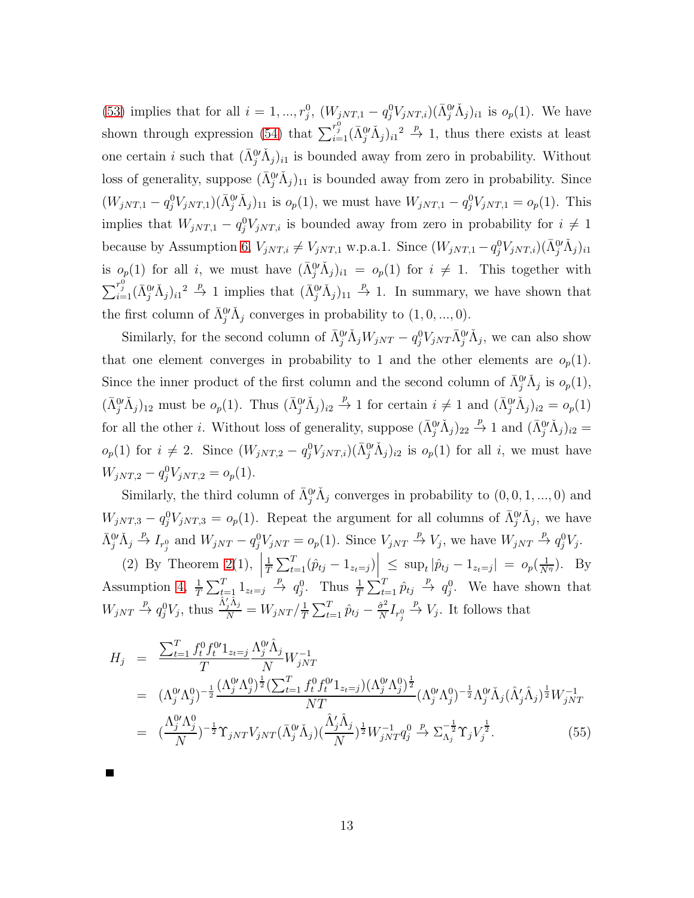(53) implies that for all $i = 1, ..., r_j^0$, $(W_{jNT,1} - q_j^0 V_{jNT,i})(\bar{\Lambda}_j^{0\prime}\check{\Lambda}_j)_{i1}$ is $o_p(1)$. We have shown through expression (54) that $\sum_{i=1}^{r_j^0} (\bar{\Lambda}_j^{0\prime}\check{\Lambda}_j)_{i1}{}^2 \xrightarrow{p} 1$, thus there exists at least one certain $i$ such that $(\bar{\Lambda}_j^{0\prime}\check{\Lambda}_j)_{i1}$ is bounded away from zero in probability. Without loss of generality, suppose $(\bar{\Lambda}_j^{0\prime}\check{\Lambda}_j)_{11}$ is bounded away from zero in probability. Since $(W_{jNT,1} - q_j^0 V_{jNT,1})(\bar{\Lambda}_j^{0\prime}\check{\Lambda}_j)_{11}$ is $o_p(1)$, we must have $W_{jNT,1} - q_j^0 V_{jNT,1} = o_p(1)$. This implies that $W_{jNT,1} - q_j^0 V_{jNT,i}$ is bounded away from zero in probability for $i \neq 1$ because by Assumption 6, $V_{jNT,i} \neq V_{jNT,1}$ w.p.a.1. Since $(W_{jNT,1} - q_j^0 V_{jNT,i})(\bar{\Lambda}_j^{0\prime}\check{\Lambda}_j)_{i1}$ is $o_p(1)$ for all $i$, we must have $(\bar{\Lambda}_j^{0\prime}\check{\Lambda}_j)_{i1} = o_p(1)$ for $i \neq 1$. This together with $\sum_{i=1}^{r_j^0} (\bar{\Lambda}_j^{0\prime}\check{\Lambda}_j)_{i1}{}^2 \xrightarrow{p} 1$ implies that $(\bar{\Lambda}_j^{0\prime}\check{\Lambda}_j)_{11} \xrightarrow{p} 1$. In summary, we have shown that the first column of $\bar{\Lambda}_j^{0\prime}\check{\Lambda}_j$ converges in probability to $(1, 0, ..., 0)$.

Similarly, for the second column of $\bar{\Lambda}_j^{0\prime}\check{\Lambda}_j W_{jNT} - q_j^0 V_{jNT}\bar{\Lambda}_j^{0\prime}\check{\Lambda}_j$, we can also show that one element converges in probability to 1 and the other elements are $o_p(1)$. Since the inner product of the first column and the second column of $\bar{\Lambda}_j^{0\prime}\check{\Lambda}_j$ is $o_p(1)$, $(\bar{\Lambda}_j^{0\prime}\check{\Lambda}_j)_{12}$ must be $o_p(1)$. Thus $(\bar{\Lambda}_j^{0\prime}\check{\Lambda}_j)_{i2} \xrightarrow{p} 1$ for certain $i \neq 1$ and $(\bar{\Lambda}_j^{0\prime}\check{\Lambda}_j)_{i2} = o_p(1)$ for all the other $i$. Without loss of generality, suppose $(\bar{\Lambda}_j^{0\prime}\check{\Lambda}_j)_{22} \xrightarrow{p} 1$ and $(\bar{\Lambda}_j^{0\prime}\check{\Lambda}_j)_{i2} = o_p(1)$ for $i \neq 2$. Since $(W_{jNT,2} - q_j^0 V_{jNT,i})(\bar{\Lambda}_j^{0\prime}\check{\Lambda}_j)_{i2}$ is $o_p(1)$ for all $i$, we must have $W_{jNT,2} - q_j^0 V_{jNT,2} = o_p(1)$.

Similarly, the third column of $\bar{\Lambda}_j^{0\prime}\check{\Lambda}_j$ converges in probability to $(0, 0, 1, ..., 0)$ and $W_{jNT,3} - q_j^0 V_{jNT,3} = o_p(1)$. Repeat the argument for all columns of $\bar{\Lambda}_j^{0\prime}\check{\Lambda}_j$, we have $\bar{\Lambda}_j^{0\prime}\check{\Lambda}_j \xrightarrow{p} I_{r_j^0}$ and $W_{jNT} - q_j^0 V_{jNT} = o_p(1)$. Since $V_{jNT} \xrightarrow{p} V_j$, we have $W_{jNT} \xrightarrow{p} q_j^0 V_j$.

(2) By Theorem 2(1), $\left|\frac{1}{T}\sum_{t=1}^T (\hat{p}_{tj} - 1_{z_t=j})\right| \leq \sup_t |\hat{p}_{tj} - 1_{z_t=j}| = o_p(\frac{1}{N^\eta})$. By Assumption 4, $\frac{1}{T}\sum_{t=1}^T 1_{z_t=j} \xrightarrow{p} q_j^0$. Thus $\frac{1}{T}\sum_{t=1}^T \hat{p}_{tj} \xrightarrow{p} q_j^0$. We have shown that $W_{jNT} \xrightarrow{p} q_j^0 V_j$, thus $\frac{\hat{\Lambda}_j'\hat{\Lambda}_j}{N} = W_{jNT}/\frac{1}{T}\sum_{t=1}^T \hat{p}_{tj} - \frac{\hat{\sigma}^2}{N} I_{r_j^0} \xrightarrow{p} V_j$. It follows that

$$
\begin{aligned}
H_j &= \frac{\sum_{t=1}^T f_t^0 f_t^{0\prime} 1_{z_t=j}}{T} \frac{\Lambda_j^{0\prime}\hat{\Lambda}_j}{N} W_{jNT}^{-1} \\
&= (\Lambda_j^{0\prime}\Lambda_j^0)^{-\frac{1}{2}} \frac{(\Lambda_j^{0\prime}\Lambda_j^0)^{\frac{1}{2}} (\sum_{t=1}^T f_t^0 f_t^{0\prime} 1_{z_t=j}) (\Lambda_j^{0\prime}\Lambda_j^0)^{\frac{1}{2}}}{NT} (\Lambda_j^{0\prime}\Lambda_j^0)^{-\frac{1}{2}} \Lambda_j^{0\prime}\check{\Lambda}_j (\hat{\Lambda}_j'\hat{\Lambda}_j)^{\frac{1}{2}} W_{jNT}^{-1} \\
&= (\frac{\Lambda_j^{0\prime}\Lambda_j^0}{N})^{-\frac{1}{2}} \Upsilon_{jNT} V_{jNT} (\bar{\Lambda}_j^{0\prime}\check{\Lambda}_j) (\frac{\hat{\Lambda}_j'\hat{\Lambda}_j}{N})^{\frac{1}{2}} W_{jNT}^{-1} q_j^0 \xrightarrow{p} \Sigma_{\Lambda_j}^{-\frac{1}{2}} \Upsilon_j V_j^{\frac{1}{2}}. \qquad (55)
\end{aligned}
$$

■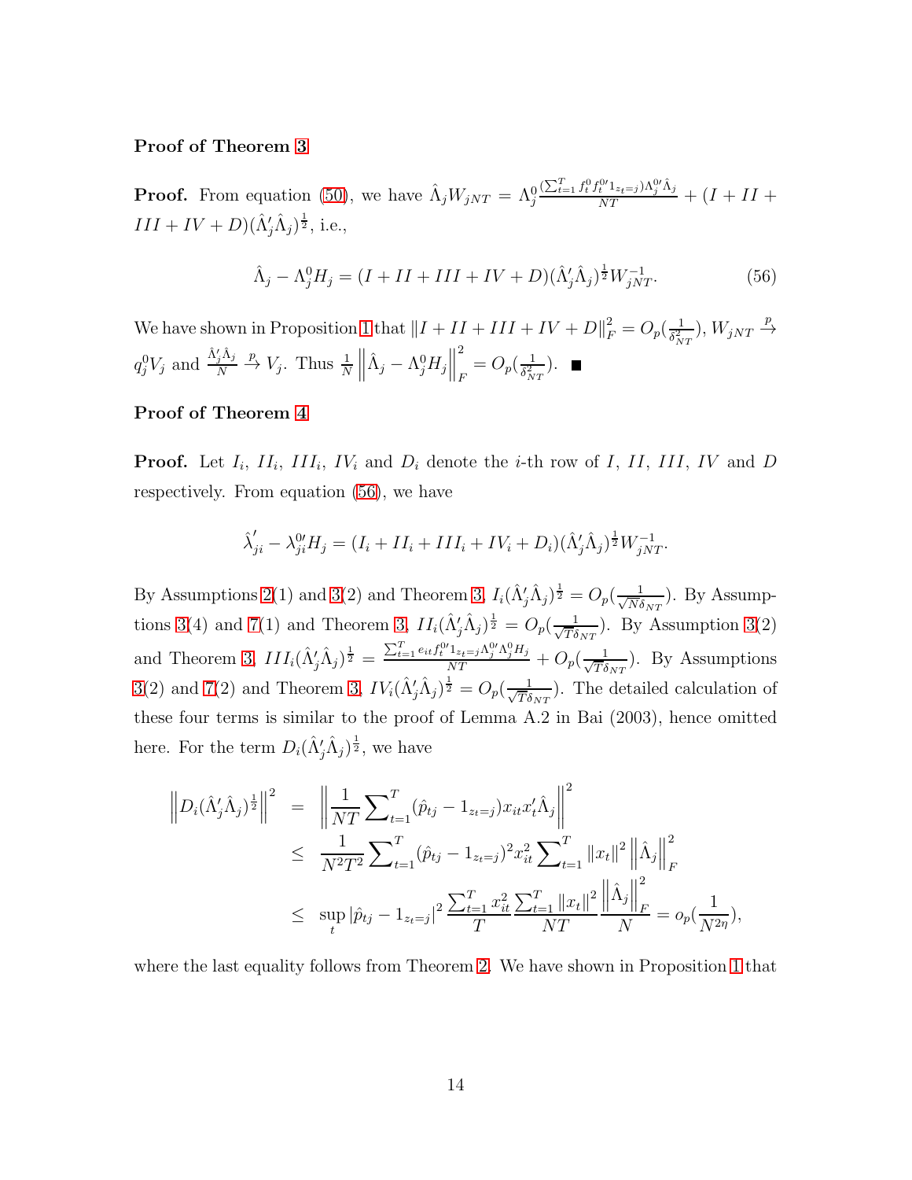**Proof of Theorem 3**

**Proof.** From equation (50), we have $\hat{\Lambda}_j W_{jNT} = \Lambda_j^0 \frac{(\sum_{t=1}^T f_t^0 f_t^{0\prime} 1_{z_t=j})\Lambda_j^{0\prime}\hat{\Lambda}_j}{NT} + (I + II + III + IV + D)(\hat{\Lambda}_j'\hat{\Lambda}_j)^{\frac{1}{2}}$, i.e.,

$$\hat{\Lambda}_j - \Lambda_j^0 H_j = (I + II + III + IV + D)(\hat{\Lambda}_j'\hat{\Lambda}_j)^{\frac{1}{2}} W_{jNT}^{-1}. \tag{56}$$

We have shown in Proposition 1 that $\|I + II + III + IV + D\|_F^2 = O_p(\frac{1}{\delta_{NT}^2})$, $W_{jNT} \xrightarrow{p} q_j^0 V_j$ and $\frac{\hat{\Lambda}_j'\hat{\Lambda}_j}{N} \xrightarrow{p} V_j$. Thus $\frac{1}{N}\left\|\hat{\Lambda}_j - \Lambda_j^0 H_j\right\|_F^2 = O_p(\frac{1}{\delta_{NT}^2})$. ■

**Proof of Theorem 4**

**Proof.** Let $I_i$, $II_i$, $III_i$, $IV_i$ and $D_i$ denote the $i$-th row of $I$, $II$, $III$, $IV$ and $D$ respectively. From equation (56), we have

$$\hat{\lambda}_{ji}' - \lambda_{ji}^{0\prime} H_j = (I_i + II_i + III_i + IV_i + D_i)(\hat{\Lambda}_j'\hat{\Lambda}_j)^{\frac{1}{2}} W_{jNT}^{-1}.$$

By Assumptions 2(1) and 3(2) and Theorem 3, $I_i(\hat{\Lambda}_j'\hat{\Lambda}_j)^{\frac{1}{2}} = O_p(\frac{1}{\sqrt{N}\delta_{NT}})$. By Assumptions 3(4) and 7(1) and Theorem 3, $II_i(\hat{\Lambda}_j'\hat{\Lambda}_j)^{\frac{1}{2}} = O_p(\frac{1}{\sqrt{T}\delta_{NT}})$. By Assumption 3(2) and Theorem 3, $III_i(\hat{\Lambda}_j'\hat{\Lambda}_j)^{\frac{1}{2}} = \frac{\sum_{t=1}^T e_{it} f_t^{0\prime} 1_{z_t=j}\Lambda_j^{0\prime}\Lambda_j^0 H_j}{NT} + O_p(\frac{1}{\sqrt{T}\delta_{NT}})$. By Assumptions 3(2) and 7(2) and Theorem 3, $IV_i(\hat{\Lambda}_j'\hat{\Lambda}_j)^{\frac{1}{2}} = O_p(\frac{1}{\sqrt{T}\delta_{NT}})$. The detailed calculation of these four terms is similar to the proof of Lemma A.2 in Bai (2003), hence omitted here. For the term $D_i(\hat{\Lambda}_j'\hat{\Lambda}_j)^{\frac{1}{2}}$, we have

$$\begin{aligned}
\left\|D_i(\hat{\Lambda}_j'\hat{\Lambda}_j)^{\frac{1}{2}}\right\|^2 &= \left\|\frac{1}{NT}\sum\nolimits_{t=1}^T (\hat{p}_{tj} - 1_{z_t=j}) x_{it} x_t' \hat{\Lambda}_j\right\|^2 \\
&\leq \frac{1}{N^2T^2}\sum\nolimits_{t=1}^T (\hat{p}_{tj} - 1_{z_t=j})^2 x_{it}^2 \sum\nolimits_{t=1}^T \|x_t\|^2 \left\|\hat{\Lambda}_j\right\|_F^2 \\
&\leq \sup_t |\hat{p}_{tj} - 1_{z_t=j}|^2 \frac{\sum_{t=1}^T x_{it}^2}{T} \frac{\sum_{t=1}^T \|x_t\|^2}{NT} \frac{\left\|\hat{\Lambda}_j\right\|_F^2}{N} = o_p(\frac{1}{N^{2\eta}}),
\end{aligned}$$

where the last equality follows from Theorem 2. We have shown in Proposition 1 that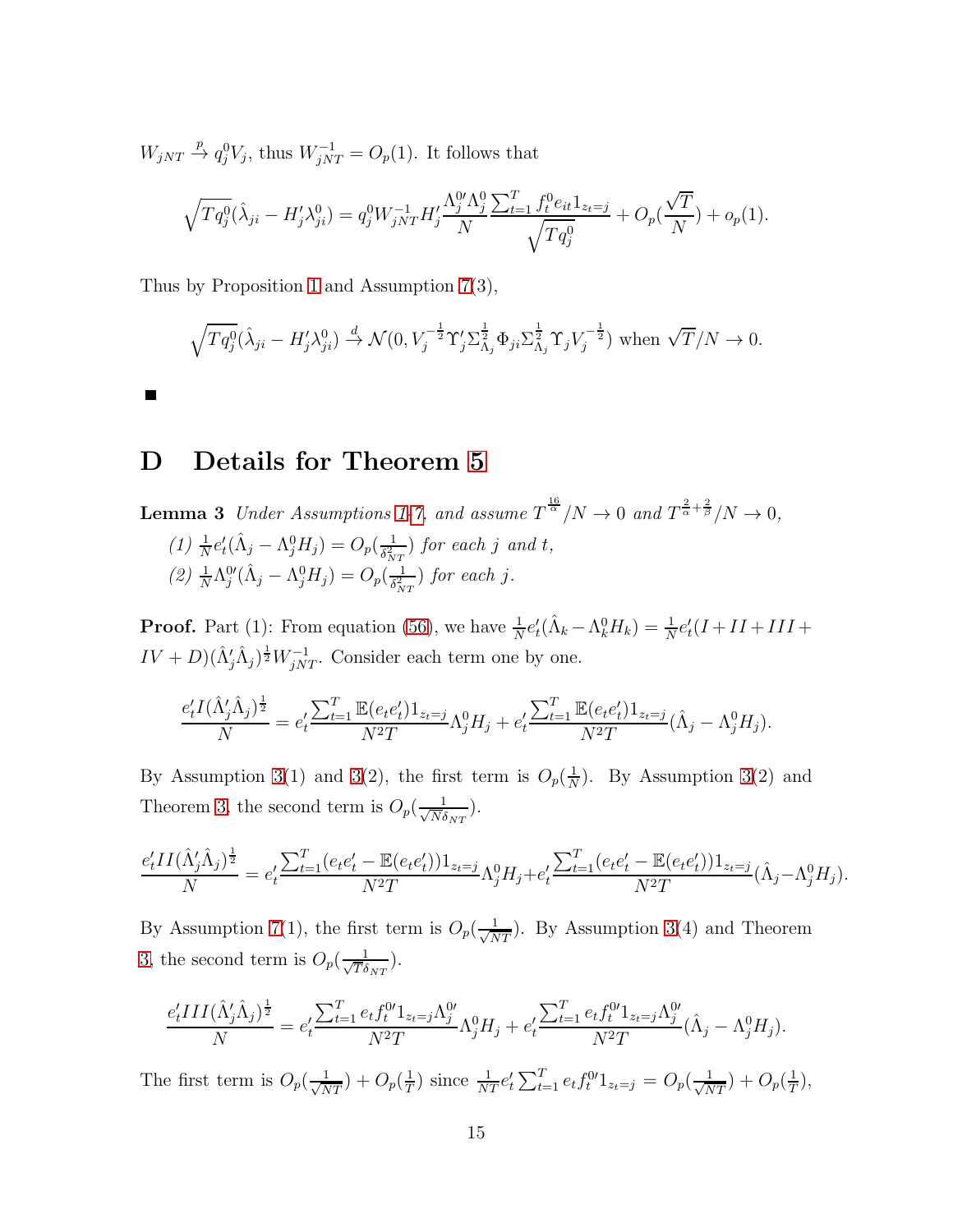$W_{jNT} \xrightarrow{p} q_j^0 V_j$, thus $W_{jNT}^{-1} = O_p(1)$. It follows that

$$\sqrt{Tq_j^0}(\hat{\lambda}_{ji} - H_j' \lambda_{ji}^0) = q_j^0 W_{jNT}^{-1} H_j' \frac{\Lambda_j^{0\prime}\Lambda_j^0}{N} \frac{\sum_{t=1}^T f_t^0 e_{it} 1_{z_t=j}}{\sqrt{Tq_j^0}} + O_p(\frac{\sqrt{T}}{N}) + o_p(1).$$

Thus by Proposition 1 and Assumption 7(3),

$$\sqrt{Tq_j^0}(\hat{\lambda}_{ji} - H_j' \lambda_{ji}^0) \xrightarrow{d} \mathcal{N}(0, V_j^{-\frac{1}{2}} \Upsilon_j' \Sigma_{\Lambda_j}^{\frac{1}{2}} \Phi_{ji} \Sigma_{\Lambda_j}^{\frac{1}{2}} \Upsilon_j V_j^{-\frac{1}{2}}) \text{ when } \sqrt{T}/N \to 0.$$

■

# D Details for Theorem 5

**Lemma 3** *Under Assumptions 1-7, and assume $T^{\frac{16}{\alpha}}/N \to 0$ and $T^{\frac{2}{\alpha}+\frac{2}{\beta}}/N \to 0$,*

*(1) $\frac{1}{N} e_t'(\hat{\Lambda}_j - \Lambda_j^0 H_j) = O_p(\frac{1}{\delta_{NT}^2})$ for each $j$ and $t$,*

*(2) $\frac{1}{N} \Lambda_j^{0\prime}(\hat{\Lambda}_j - \Lambda_j^0 H_j) = O_p(\frac{1}{\delta_{NT}^2})$ for each $j$.*

**Proof.** Part (1): From equation (56), we have $\frac{1}{N} e_t'(\hat{\Lambda}_k - \Lambda_k^0 H_k) = \frac{1}{N} e_t'(I + II + III + IV + D)(\hat{\Lambda}_j' \hat{\Lambda}_j)^{\frac{1}{2}} W_{jNT}^{-1}$. Consider each term one by one.

$$\frac{e_t' I (\hat{\Lambda}_j' \hat{\Lambda}_j)^{\frac{1}{2}}}{N} = e_t' \frac{\sum_{t=1}^T \mathbb{E}(e_t e_t') 1_{z_t=j}}{N^2 T} \Lambda_j^0 H_j + e_t' \frac{\sum_{t=1}^T \mathbb{E}(e_t e_t') 1_{z_t=j}}{N^2 T} (\hat{\Lambda}_j - \Lambda_j^0 H_j).$$

By Assumption 3(1) and 3(2), the first term is $O_p(\frac{1}{N})$. By Assumption 3(2) and Theorem 3, the second term is $O_p(\frac{1}{\sqrt{N}\delta_{NT}})$.

$$\frac{e_t' II (\hat{\Lambda}_j' \hat{\Lambda}_j)^{\frac{1}{2}}}{N} = e_t' \frac{\sum_{t=1}^T (e_t e_t' - \mathbb{E}(e_t e_t')) 1_{z_t=j}}{N^2 T} \Lambda_j^0 H_j + e_t' \frac{\sum_{t=1}^T (e_t e_t' - \mathbb{E}(e_t e_t')) 1_{z_t=j}}{N^2 T} (\hat{\Lambda}_j - \Lambda_j^0 H_j).$$

By Assumption 7(1), the first term is $O_p(\frac{1}{\sqrt{NT}})$. By Assumption 3(4) and Theorem 3, the second term is $O_p(\frac{1}{\sqrt{T}\delta_{NT}})$.

$$\frac{e_t' III (\hat{\Lambda}_j' \hat{\Lambda}_j)^{\frac{1}{2}}}{N} = e_t' \frac{\sum_{t=1}^T e_t f_t^{0\prime} 1_{z_t=j} \Lambda_j^{0\prime}}{N^2 T} \Lambda_j^0 H_j + e_t' \frac{\sum_{t=1}^T e_t f_t^{0\prime} 1_{z_t=j} \Lambda_j^{0\prime}}{N^2 T} (\hat{\Lambda}_j - \Lambda_j^0 H_j).$$

The first term is $O_p(\frac{1}{\sqrt{NT}}) + O_p(\frac{1}{T})$ since $\frac{1}{NT} e_t' \sum_{t=1}^T e_t f_t^{0\prime} 1_{z_t=j} = O_p(\frac{1}{\sqrt{NT}}) + O_p(\frac{1}{T})$,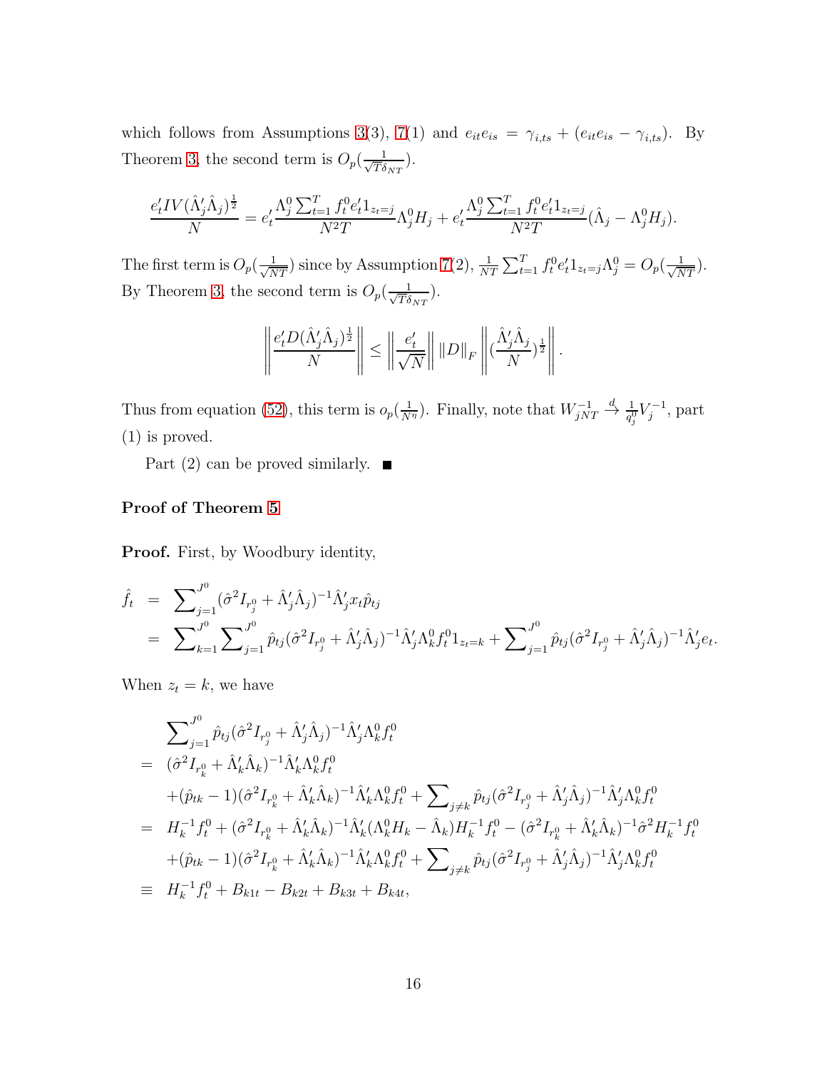which follows from Assumptions 3(3), 7(1) and $e_{it}e_{is} = \gamma_{i,ts} + (e_{it}e_{is} - \gamma_{i,ts})$. By Theorem 3, the second term is $O_p(\frac{1}{\sqrt{T}\delta_{NT}})$.

$$\frac{e_t' IV(\hat{\Lambda}_j'\hat{\Lambda}_j)^{\frac{1}{2}}}{N} = e_t' \frac{\Lambda_j^0 \sum_{t=1}^T f_t^0 e_t' 1_{z_t=j}}{N^2 T} \Lambda_j^0 H_j + e_t' \frac{\Lambda_j^0 \sum_{t=1}^T f_t^0 e_t' 1_{z_t=j}}{N^2 T} (\hat{\Lambda}_j - \Lambda_j^0 H_j).$$

The first term is $O_p(\frac{1}{\sqrt{NT}})$ since by Assumption 7(2), $\frac{1}{NT}\sum_{t=1}^T f_t^0 e_t' 1_{z_t=j}\Lambda_j^0 = O_p(\frac{1}{\sqrt{NT}})$. By Theorem 3, the second term is $O_p(\frac{1}{\sqrt{T}\delta_{NT}})$.

$$\left\| \frac{e_t' D(\hat{\Lambda}_j'\hat{\Lambda}_j)^{\frac{1}{2}}}{N} \right\| \leq \left\| \frac{e_t'}{\sqrt{N}} \right\| \|D\|_F \left\| (\frac{\hat{\Lambda}_j'\hat{\Lambda}_j}{N})^{\frac{1}{2}} \right\|.$$

Thus from equation (52), this term is $o_p(\frac{1}{N^\eta})$. Finally, note that $W_{jNT}^{-1} \xrightarrow{d} \frac{1}{q_j^0}V_j^{-1}$, part (1) is proved.

Part (2) can be proved similarly. ■

**Proof of Theorem 5**

**Proof.** First, by Woodbury identity,

$$\begin{aligned}
\hat{f}_t &= \sum\nolimits_{j=1}^{J^0} (\hat{\sigma}^2 I_{r_j^0} + \hat{\Lambda}_j'\hat{\Lambda}_j)^{-1}\hat{\Lambda}_j' x_t \hat{p}_{tj} \\
&= \sum\nolimits_{k=1}^{J^0} \sum\nolimits_{j=1}^{J^0} \hat{p}_{tj} (\hat{\sigma}^2 I_{r_j^0} + \hat{\Lambda}_j'\hat{\Lambda}_j)^{-1}\hat{\Lambda}_j' \Lambda_k^0 f_t^0 1_{z_t=k} + \sum\nolimits_{j=1}^{J^0} \hat{p}_{tj} (\hat{\sigma}^2 I_{r_j^0} + \hat{\Lambda}_j'\hat{\Lambda}_j)^{-1}\hat{\Lambda}_j' e_t.
\end{aligned}$$

When $z_t = k$, we have

$$\begin{aligned}
& \sum\nolimits_{j=1}^{J^0} \hat{p}_{tj} (\hat{\sigma}^2 I_{r_j^0} + \hat{\Lambda}_j'\hat{\Lambda}_j)^{-1}\hat{\Lambda}_j' \Lambda_k^0 f_t^0 \\
=\; & (\hat{\sigma}^2 I_{r_k^0} + \hat{\Lambda}_k'\hat{\Lambda}_k)^{-1}\hat{\Lambda}_k' \Lambda_k^0 f_t^0 \\
& + (\hat{p}_{tk} - 1)(\hat{\sigma}^2 I_{r_k^0} + \hat{\Lambda}_k'\hat{\Lambda}_k)^{-1}\hat{\Lambda}_k' \Lambda_k^0 f_t^0 + \sum\nolimits_{j\neq k} \hat{p}_{tj} (\hat{\sigma}^2 I_{r_j^0} + \hat{\Lambda}_j'\hat{\Lambda}_j)^{-1}\hat{\Lambda}_j' \Lambda_k^0 f_t^0 \\
=\; & H_k^{-1} f_t^0 + (\hat{\sigma}^2 I_{r_k^0} + \hat{\Lambda}_k'\hat{\Lambda}_k)^{-1}\hat{\Lambda}_k' (\Lambda_k^0 H_k - \hat{\Lambda}_k) H_k^{-1} f_t^0 - (\hat{\sigma}^2 I_{r_k^0} + \hat{\Lambda}_k'\hat{\Lambda}_k)^{-1} \hat{\sigma}^2 H_k^{-1} f_t^0 \\
& + (\hat{p}_{tk} - 1)(\hat{\sigma}^2 I_{r_k^0} + \hat{\Lambda}_k'\hat{\Lambda}_k)^{-1}\hat{\Lambda}_k' \Lambda_k^0 f_t^0 + \sum\nolimits_{j\neq k} \hat{p}_{tj} (\hat{\sigma}^2 I_{r_j^0} + \hat{\Lambda}_j'\hat{\Lambda}_j)^{-1}\hat{\Lambda}_j' \Lambda_k^0 f_t^0 \\
\equiv\; & H_k^{-1} f_t^0 + B_{k1t} - B_{k2t} + B_{k3t} + B_{k4t},
\end{aligned}$$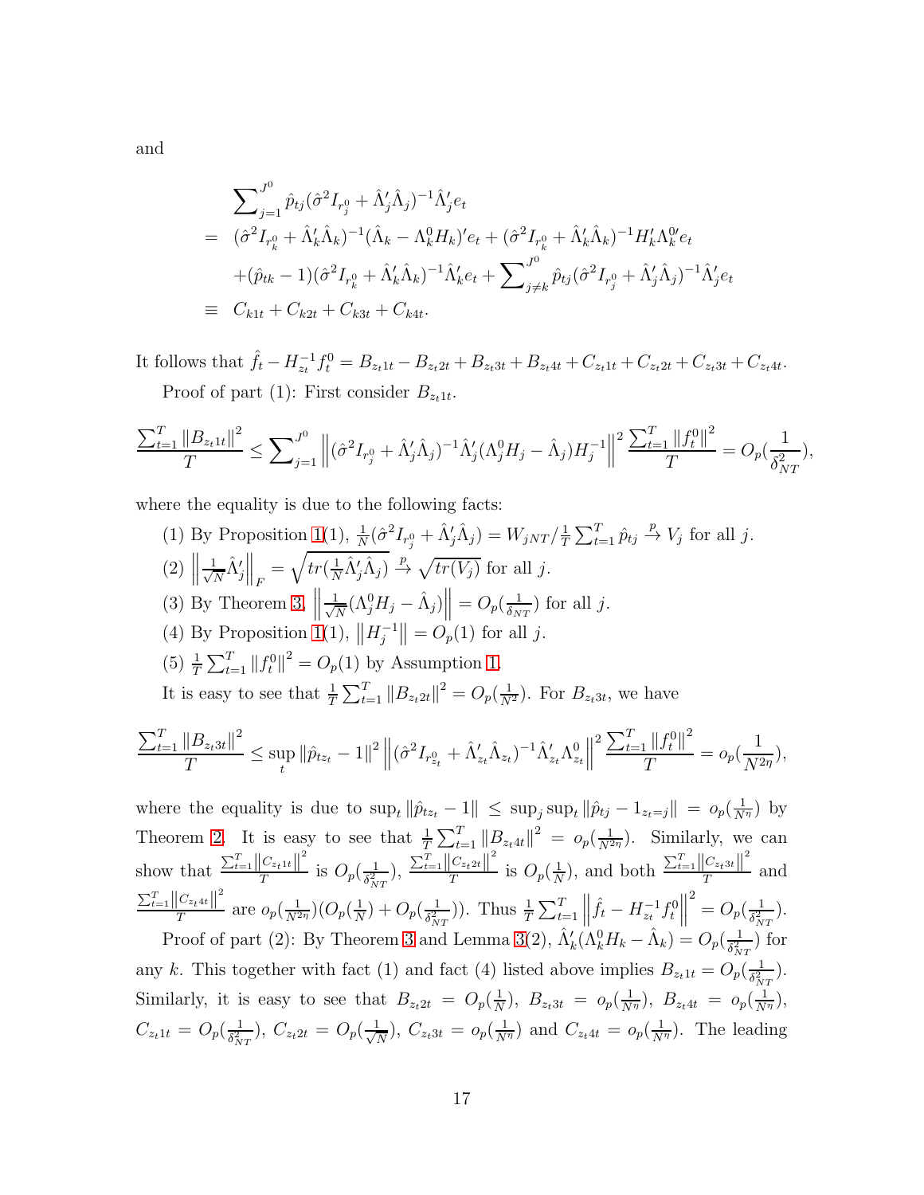and

$$
\begin{aligned}
& \sum\nolimits_{j=1}^{J^0} \hat{p}_{tj}(\hat{\sigma}^2 I_{r_j^0} + \hat{\Lambda}_j'\hat{\Lambda}_j)^{-1}\hat{\Lambda}_j' e_t \\
= \;& (\hat{\sigma}^2 I_{r_k^0} + \hat{\Lambda}_k'\hat{\Lambda}_k)^{-1}(\hat{\Lambda}_k - \Lambda_k^0 H_k)' e_t + (\hat{\sigma}^2 I_{r_k^0} + \hat{\Lambda}_k'\hat{\Lambda}_k)^{-1} H_k' \Lambda_k^{0\prime} e_t \\
& + (\hat{p}_{tk} - 1)(\hat{\sigma}^2 I_{r_k^0} + \hat{\Lambda}_k'\hat{\Lambda}_k)^{-1}\hat{\Lambda}_k' e_t + \sum\nolimits_{j \neq k}^{J^0} \hat{p}_{tj}(\hat{\sigma}^2 I_{r_j^0} + \hat{\Lambda}_j'\hat{\Lambda}_j)^{-1}\hat{\Lambda}_j' e_t \\
\equiv \;& C_{k1t} + C_{k2t} + C_{k3t} + C_{k4t}.
\end{aligned}
$$

It follows that $\hat{f}_t - H_{z_t}^{-1} f_t^0 = B_{z_t 1t} - B_{z_t 2t} + B_{z_t 3t} + B_{z_t 4t} + C_{z_t 1t} + C_{z_t 2t} + C_{z_t 3t} + C_{z_t 4t}$.

Proof of part (1): First consider $B_{z_t 1t}$.

$$
\frac{\sum_{t=1}^T \|B_{z_t 1t}\|^2}{T} \leq \sum\nolimits_{j=1}^{J^0} \left\| (\hat{\sigma}^2 I_{r_j^0} + \hat{\Lambda}_j'\hat{\Lambda}_j)^{-1}\hat{\Lambda}_j'(\Lambda_j^0 H_j - \hat{\Lambda}_j) H_j^{-1} \right\|^2 \frac{\sum_{t=1}^T \|f_t^0\|^2}{T} = O_p(\frac{1}{\delta_{NT}^2}),
$$

where the equality is due to the following facts:

(1) By Proposition 1(1), $\frac{1}{N}(\hat{\sigma}^2 I_{r_j^0} + \hat{\Lambda}_j'\hat{\Lambda}_j) = W_{jNT}/\frac{1}{T}\sum_{t=1}^T \hat{p}_{tj} \xrightarrow{p} V_j$ for all $j$.

(2) $\left\| \frac{1}{\sqrt{N}}\hat{\Lambda}_j' \right\|_F = \sqrt{tr(\frac{1}{N}\hat{\Lambda}_j'\hat{\Lambda}_j)} \xrightarrow{p} \sqrt{tr(V_j)}$ for all $j$.

(3) By Theorem 3, $\left\| \frac{1}{\sqrt{N}}(\Lambda_j^0 H_j - \hat{\Lambda}_j) \right\| = O_p(\frac{1}{\delta_{NT}})$ for all $j$.

(4) By Proposition 1(1), $\left\| H_j^{-1} \right\| = O_p(1)$ for all $j$.

(5) $\frac{1}{T}\sum_{t=1}^T \|f_t^0\|^2 = O_p(1)$ by Assumption 1.

It is easy to see that $\frac{1}{T}\sum_{t=1}^T \|B_{z_t 2t}\|^2 = O_p(\frac{1}{N^2})$. For $B_{z_t 3t}$, we have

$$
\frac{\sum_{t=1}^T \|B_{z_t 3t}\|^2}{T} \leq \sup_t \|\hat{p}_{tz_t} - 1\|^2 \left\| (\hat{\sigma}^2 I_{r_{z_t}^0} + \hat{\Lambda}_{z_t}'\hat{\Lambda}_{z_t})^{-1}\hat{\Lambda}_{z_t}'\Lambda_{z_t}^0 \right\|^2 \frac{\sum_{t=1}^T \|f_t^0\|^2}{T} = o_p(\frac{1}{N^{2\eta}}),
$$

where the equality is due to $\sup_t \|\hat{p}_{tz_t} - 1\| \leq \sup_j \sup_t \|\hat{p}_{tj} - 1_{z_t=j}\| = o_p(\frac{1}{N^\eta})$ by Theorem 2. It is easy to see that $\frac{1}{T}\sum_{t=1}^T \|B_{z_t 4t}\|^2 = o_p(\frac{1}{N^{2\eta}})$. Similarly, we can show that $\frac{\sum_{t=1}^T \|C_{z_t 1t}\|^2}{T}$ is $O_p(\frac{1}{\delta_{NT}^2})$, $\frac{\sum_{t=1}^T \|C_{z_t 2t}\|^2}{T}$ is $O_p(\frac{1}{N})$, and both $\frac{\sum_{t=1}^T \|C_{z_t 3t}\|^2}{T}$ and $\frac{\sum_{t=1}^T \|C_{z_t 4t}\|^2}{T}$ are $o_p(\frac{1}{N^{2\eta}})(O_p(\frac{1}{N}) + O_p(\frac{1}{\delta_{NT}^2}))$. Thus $\frac{1}{T}\sum_{t=1}^T \left\| \hat{f}_t - H_{z_t}^{-1} f_t^0 \right\|^2 = O_p(\frac{1}{\delta_{NT}^2})$.

Proof of part (2): By Theorem 3 and Lemma 3(2), $\hat{\Lambda}_k'(\Lambda_k^0 H_k - \hat{\Lambda}_k) = O_p(\frac{1}{\delta_{NT}^2})$ for any $k$. This together with fact (1) and fact (4) listed above implies $B_{z_t 1t} = O_p(\frac{1}{\delta_{NT}^2})$. Similarly, it is easy to see that $B_{z_t 2t} = O_p(\frac{1}{N})$, $B_{z_t 3t} = o_p(\frac{1}{N^\eta})$, $B_{z_t 4t} = o_p(\frac{1}{N^\eta})$, $C_{z_t 1t} = O_p(\frac{1}{\delta_{NT}^2})$, $C_{z_t 2t} = O_p(\frac{1}{\sqrt{N}})$, $C_{z_t 3t} = o_p(\frac{1}{N^\eta})$ and $C_{z_t 4t} = o_p(\frac{1}{N^\eta})$. The leading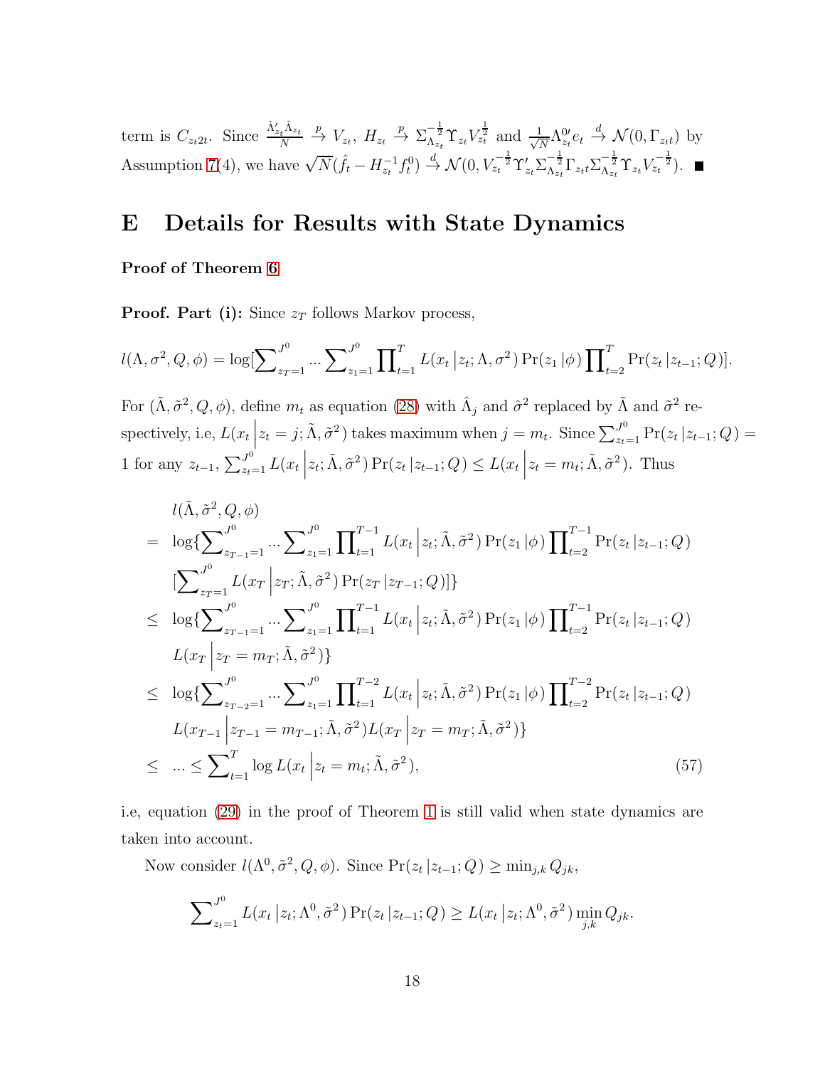term is $C_{z_t 2t}$. Since $\frac{\hat{\Lambda}_{z_t}'\hat{\Lambda}_{z_t}}{N} \xrightarrow{p} V_{z_t}$, $H_{z_t} \xrightarrow{p} \Sigma_{\Lambda_{z_t}}^{-\frac{1}{2}}\Upsilon_{z_t}V_{z_t}^{\frac{1}{2}}$ and $\frac{1}{\sqrt{N}}\Lambda_{z_t}^{0\prime}e_t \xrightarrow{d} \mathcal{N}(0, \Gamma_{z_t t})$ by Assumption 7(4), we have $\sqrt{N}(\hat{f}_t - H_{z_t}^{-1}f_t^0) \xrightarrow{d} \mathcal{N}(0, V_{z_t}^{-\frac{1}{2}}\Upsilon_{z_t}'\Sigma_{\Lambda_{z_t}}^{-\frac{1}{2}}\Gamma_{z_t t}\Sigma_{\Lambda_{z_t}}^{-\frac{1}{2}}\Upsilon_{z_t}V_{z_t}^{-\frac{1}{2}})$. ∎

# E Details for Results with State Dynamics

**Proof of Theorem 6**

**Proof. Part (i):** Since $z_T$ follows Markov process,

$$l(\Lambda, \sigma^2, Q, \phi) = \log[\sum\nolimits_{z_T=1}^{J^0} ... \sum\nolimits_{z_1=1}^{J^0} \prod\nolimits_{t=1}^{T} L(x_t \left| z_t; \Lambda, \sigma^2\right.) \Pr(z_1 \left| \phi\right.) \prod\nolimits_{t=2}^{T} \Pr(z_t \left| z_{t-1}; Q\right.)].$$

For $(\tilde{\Lambda}, \tilde{\sigma}^2, Q, \phi)$, define $m_t$ as equation (28) with $\hat{\Lambda}_j$ and $\hat{\sigma}^2$ replaced by $\tilde{\Lambda}$ and $\tilde{\sigma}^2$ respectively, i.e, $L(x_t \left| z_t = j; \tilde{\Lambda}, \tilde{\sigma}^2\right.)$ takes maximum when $j = m_t$. Since $\sum_{z_t=1}^{J^0} \Pr(z_t \left| z_{t-1}; Q\right.) = 1$ for any $z_{t-1}$, $\sum_{z_t=1}^{J^0} L(x_t \left| z_t; \tilde{\Lambda}, \tilde{\sigma}^2\right.) \Pr(z_t \left| z_{t-1}; Q\right.) \leq L(x_t \left| z_t = m_t; \tilde{\Lambda}, \tilde{\sigma}^2\right.)$. Thus

$$\begin{aligned}
& l(\tilde{\Lambda}, \tilde{\sigma}^2, Q, \phi) \\
= \ & \log\{\sum\nolimits_{z_{T-1}=1}^{J^0} ... \sum\nolimits_{z_1=1}^{J^0} \prod\nolimits_{t=1}^{T-1} L(x_t \left| z_t; \tilde{\Lambda}, \tilde{\sigma}^2\right.) \Pr(z_1 \left| \phi\right.) \prod\nolimits_{t=2}^{T-1} \Pr(z_t \left| z_{t-1}; Q\right.) \\
& [\sum\nolimits_{z_T=1}^{J^0} L(x_T \left| z_T; \tilde{\Lambda}, \tilde{\sigma}^2\right.) \Pr(z_T \left| z_{T-1}; Q\right.)]\} \\
\leq \ & \log\{\sum\nolimits_{z_{T-1}=1}^{J^0} ... \sum\nolimits_{z_1=1}^{J^0} \prod\nolimits_{t=1}^{T-1} L(x_t \left| z_t; \tilde{\Lambda}, \tilde{\sigma}^2\right.) \Pr(z_1 \left| \phi\right.) \prod\nolimits_{t=2}^{T-1} \Pr(z_t \left| z_{t-1}; Q\right.) \\
& L(x_T \left| z_T = m_T; \tilde{\Lambda}, \tilde{\sigma}^2\right.)\} \\
\leq \ & \log\{\sum\nolimits_{z_{T-2}=1}^{J^0} ... \sum\nolimits_{z_1=1}^{J^0} \prod\nolimits_{t=1}^{T-2} L(x_t \left| z_t; \tilde{\Lambda}, \tilde{\sigma}^2\right.) \Pr(z_1 \left| \phi\right.) \prod\nolimits_{t=2}^{T-2} \Pr(z_t \left| z_{t-1}; Q\right.) \\
& L(x_{T-1} \left| z_{T-1} = m_{T-1}; \tilde{\Lambda}, \tilde{\sigma}^2\right.) L(x_T \left| z_T = m_T; \tilde{\Lambda}, \tilde{\sigma}^2\right.)\} \\
\leq \ & ... \leq \sum\nolimits_{t=1}^{T} \log L(x_t \left| z_t = m_t; \tilde{\Lambda}, \tilde{\sigma}^2\right.),
\end{aligned} \tag{57}$$

i.e, equation (29) in the proof of Theorem 1 is still valid when state dynamics are taken into account.

Now consider $l(\Lambda^0, \tilde{\sigma}^2, Q, \phi)$. Since $\Pr(z_t \left| z_{t-1}; Q\right.) \geq \min_{j,k} Q_{jk}$,

$$\sum\nolimits_{z_t=1}^{J^0} L(x_t \left| z_t; \Lambda^0, \tilde{\sigma}^2\right.) \Pr(z_t \left| z_{t-1}; Q\right.) \geq L(x_t \left| z_t; \Lambda^0, \tilde{\sigma}^2\right.) \min_{j,k} Q_{jk}.$$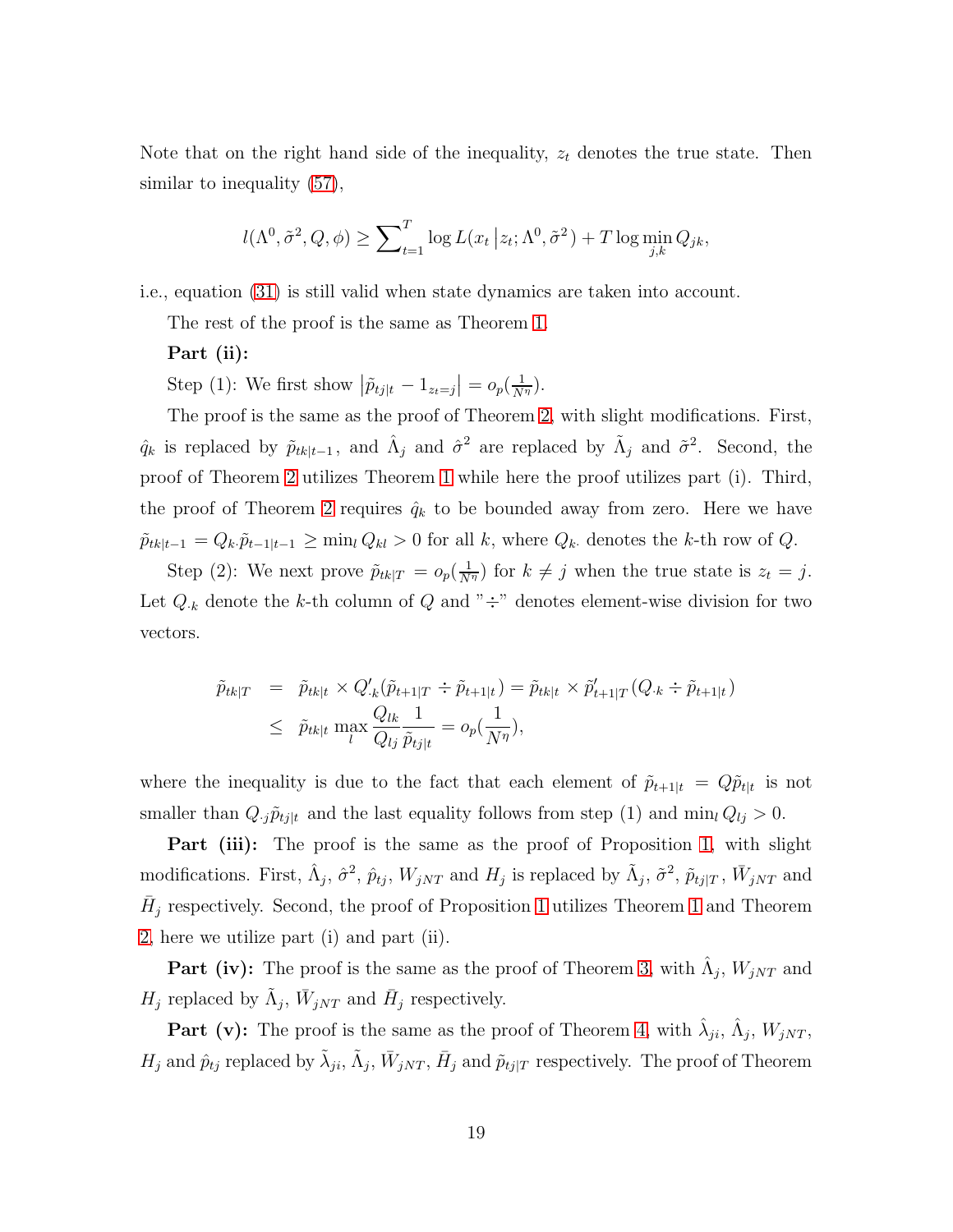Note that on the right hand side of the inequality, $z_t$ denotes the true state. Then similar to inequality (57),

$$l(\Lambda^0, \tilde{\sigma}^2, Q, \phi) \geq \sum_{t=1}^{T} \log L(x_t \,|z_t; \Lambda^0, \tilde{\sigma}^2) + T \log \min_{j,k} Q_{jk},$$

i.e., equation (31) is still valid when state dynamics are taken into account.

The rest of the proof is the same as Theorem 1.

**Part (ii):**

Step (1): We first show $\left|\tilde{p}_{tj|t} - 1_{z_t=j}\right| = o_p(\frac{1}{N^\eta})$.

The proof is the same as the proof of Theorem 2, with slight modifications. First, $\hat{q}_k$ is replaced by $\tilde{p}_{tk|t-1}$, and $\hat{\Lambda}_j$ and $\hat{\sigma}^2$ are replaced by $\tilde{\Lambda}_j$ and $\tilde{\sigma}^2$. Second, the proof of Theorem 2 utilizes Theorem 1 while here the proof utilizes part (i). Third, the proof of Theorem 2 requires $\hat{q}_k$ to be bounded away from zero. Here we have $\tilde{p}_{tk|t-1} = Q_{k\cdot}\tilde{p}_{t-1|t-1} \geq \min_l Q_{kl} > 0$ for all $k$, where $Q_{k\cdot}$ denotes the $k$-th row of $Q$.

Step (2): We next prove $\tilde{p}_{tk|T} = o_p(\frac{1}{N^\eta})$ for $k \neq j$ when the true state is $z_t = j$. Let $Q_{\cdot k}$ denote the $k$-th column of $Q$ and "$\div$" denotes element-wise division for two vectors.

$$\begin{aligned}
\tilde{p}_{tk|T} &= \tilde{p}_{tk|t} \times Q'_{\cdot k}(\tilde{p}_{t+1|T} \div \tilde{p}_{t+1|t}) = \tilde{p}_{tk|t} \times \tilde{p}'_{t+1|T}(Q_{\cdot k} \div \tilde{p}_{t+1|t}) \\
&\leq \tilde{p}_{tk|t} \max_l \frac{Q_{lk}}{Q_{lj}} \frac{1}{\tilde{p}_{tj|t}} = o_p(\frac{1}{N^\eta}),
\end{aligned}$$

where the inequality is due to the fact that each element of $\tilde{p}_{t+1|t} = Q\tilde{p}_{t|t}$ is not smaller than $Q_{\cdot j}\tilde{p}_{tj|t}$ and the last equality follows from step (1) and $\min_l Q_{lj} > 0$.

**Part (iii):** The proof is the same as the proof of Proposition 1, with slight modifications. First, $\hat{\Lambda}_j$, $\hat{\sigma}^2$, $\hat{p}_{tj}$, $W_{jNT}$ and $H_j$ is replaced by $\tilde{\Lambda}_j$, $\tilde{\sigma}^2$, $\tilde{p}_{tj|T}$, $\bar{W}_{jNT}$ and $\bar{H}_j$ respectively. Second, the proof of Proposition 1 utilizes Theorem 1 and Theorem 2, here we utilize part (i) and part (ii).

**Part (iv):** The proof is the same as the proof of Theorem 3, with $\hat{\Lambda}_j$, $W_{jNT}$ and $H_j$ replaced by $\tilde{\Lambda}_j$, $\bar{W}_{jNT}$ and $\bar{H}_j$ respectively.

**Part (v):** The proof is the same as the proof of Theorem 4, with $\hat{\lambda}_{ji}$, $\hat{\Lambda}_j$, $W_{jNT}$, $H_j$ and $\hat{p}_{tj}$ replaced by $\tilde{\lambda}_{ji}$, $\tilde{\Lambda}_j$, $\bar{W}_{jNT}$, $\bar{H}_j$ and $\tilde{p}_{tj|T}$ respectively. The proof of Theorem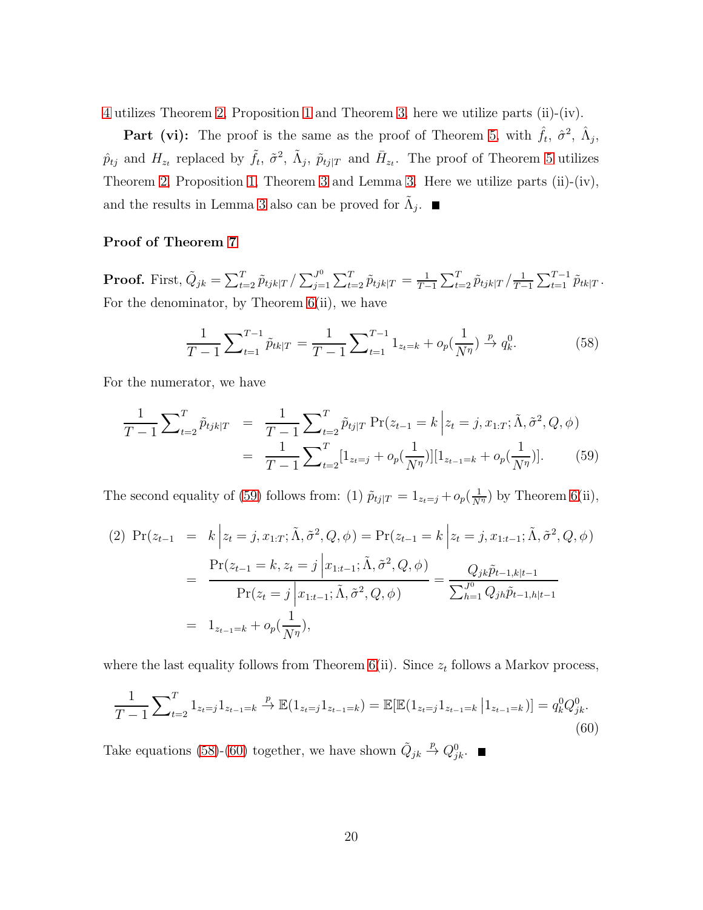4 utilizes Theorem 2, Proposition 1 and Theorem 3, here we utilize parts (ii)-(iv).

**Part (vi):** The proof is the same as the proof of Theorem 5, with $\hat{f}_t$, $\hat{\sigma}^2$, $\hat{\Lambda}_j$, $\hat{p}_{tj}$ and $H_{z_t}$ replaced by $\tilde{f}_t$, $\tilde{\sigma}^2$, $\tilde{\Lambda}_j$, $\tilde{p}_{tj|T}$ and $\bar{H}_{z_t}$. The proof of Theorem 5 utilizes Theorem 2, Proposition 1, Theorem 3 and Lemma 3. Here we utilize parts (ii)-(iv), and the results in Lemma 3 also can be proved for $\tilde{\Lambda}_j$. ■

**Proof of Theorem 7**

**Proof.** First, $\tilde{Q}_{jk} = \sum_{t=2}^{T} \tilde{p}_{tjk|T} / \sum_{j=1}^{J^0} \sum_{t=2}^{T} \tilde{p}_{tjk|T} = \frac{1}{T-1} \sum_{t=2}^{T} \tilde{p}_{tjk|T} / \frac{1}{T-1} \sum_{t=1}^{T-1} \tilde{p}_{tk|T}$. For the denominator, by Theorem 6(ii), we have

$$\frac{1}{T-1} \sum\nolimits_{t=1}^{T-1} \tilde{p}_{tk|T} = \frac{1}{T-1} \sum\nolimits_{t=1}^{T-1} 1_{z_t=k} + o_p(\frac{1}{N^\eta}) \xrightarrow{p} q_k^0. \tag{58}$$

For the numerator, we have

$$\begin{aligned} \frac{1}{T-1} \sum\nolimits_{t=2}^{T} \tilde{p}_{tjk|T} &= \frac{1}{T-1} \sum\nolimits_{t=2}^{T} \tilde{p}_{tj|T} \Pr(z_{t-1} = k \,\big|\, z_t = j, x_{1:T}; \tilde{\Lambda}, \tilde{\sigma}^2, Q, \phi) \\ &= \frac{1}{T-1} \sum\nolimits_{t=2}^{T} [1_{z_t=j} + o_p(\frac{1}{N^\eta})][1_{z_{t-1}=k} + o_p(\frac{1}{N^\eta})]. \end{aligned} \tag{59}$$

The second equality of (59) follows from: (1) $\tilde{p}_{tj|T} = 1_{z_t=j} + o_p(\frac{1}{N^\eta})$ by Theorem 6(ii),

$$\begin{aligned} (2)\ \Pr(z_{t-1} &= k \,\big|\, z_t = j, x_{1:T}; \tilde{\Lambda}, \tilde{\sigma}^2, Q, \phi) = \Pr(z_{t-1} = k \,\big|\, z_t = j, x_{1:t-1}; \tilde{\Lambda}, \tilde{\sigma}^2, Q, \phi) \\ &= \frac{\Pr(z_{t-1} = k, z_t = j \,\big|\, x_{1:t-1}; \tilde{\Lambda}, \tilde{\sigma}^2, Q, \phi)}{\Pr(z_t = j \,\big|\, x_{1:t-1}; \tilde{\Lambda}, \tilde{\sigma}^2, Q, \phi)} = \frac{Q_{jk} \tilde{p}_{t-1,k|t-1}}{\sum_{h=1}^{J^0} Q_{jh} \tilde{p}_{t-1,h|t-1}} \\ &= 1_{z_{t-1}=k} + o_p(\frac{1}{N^\eta}), \end{aligned}$$

where the last equality follows from Theorem 6(ii). Since $z_t$ follows a Markov process,

$$\frac{1}{T-1} \sum\nolimits_{t=2}^{T} 1_{z_t=j} 1_{z_{t-1}=k} \xrightarrow{p} \mathbb{E}(1_{z_t=j} 1_{z_{t-1}=k}) = \mathbb{E}[\mathbb{E}(1_{z_t=j} 1_{z_{t-1}=k} \,\big|\, 1_{z_{t-1}=k})] = q_k^0 Q_{jk}^0. \tag{60}$$

Take equations (58)-(60) together, we have shown $\tilde{Q}_{jk} \xrightarrow{p} Q_{jk}^0$. ■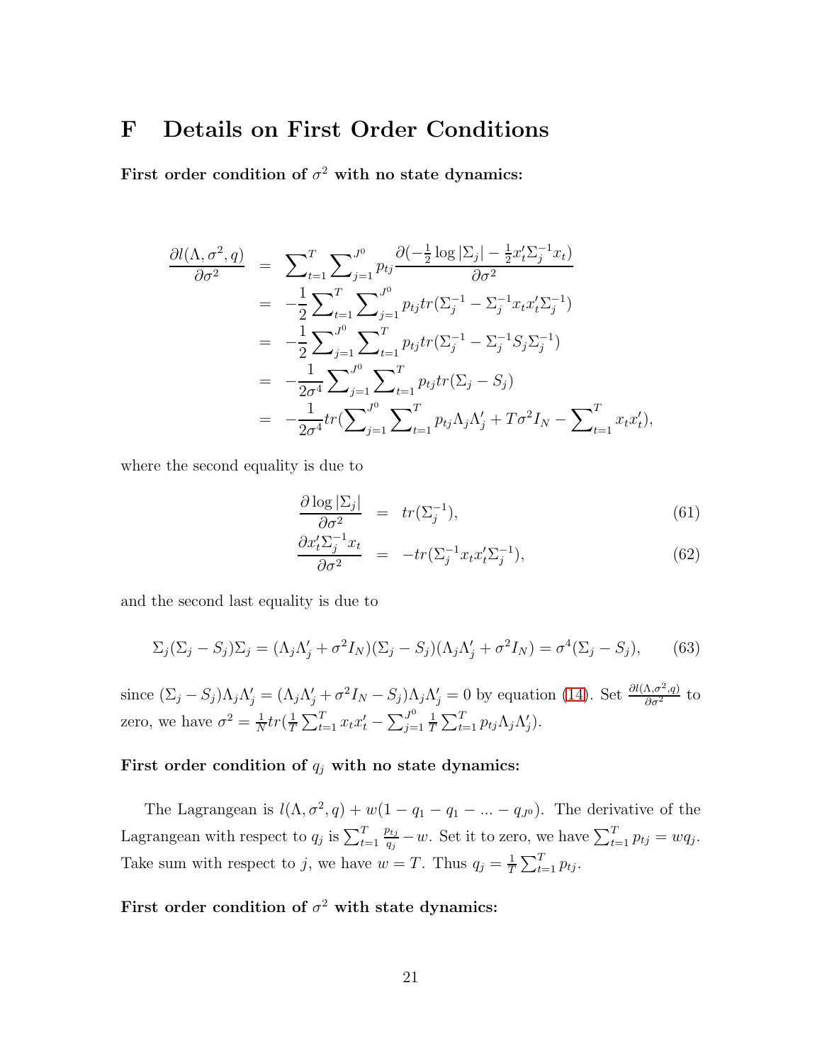# F Details on First Order Conditions

**First order condition of $\sigma^2$ with no state dynamics:**

$$
\begin{aligned}
\frac{\partial l(\Lambda, \sigma^2, q)}{\partial \sigma^2} &= \sum\nolimits_{t=1}^{T} \sum\nolimits_{j=1}^{J^0} p_{tj} \frac{\partial(-\frac{1}{2}\log|\Sigma_j| - \frac{1}{2}x_t'\Sigma_j^{-1}x_t)}{\partial \sigma^2} \\
&= -\frac{1}{2}\sum\nolimits_{t=1}^{T} \sum\nolimits_{j=1}^{J^0} p_{tj} tr(\Sigma_j^{-1} - \Sigma_j^{-1}x_t x_t'\Sigma_j^{-1}) \\
&= -\frac{1}{2}\sum\nolimits_{j=1}^{J^0} \sum\nolimits_{t=1}^{T} p_{tj} tr(\Sigma_j^{-1} - \Sigma_j^{-1}S_j\Sigma_j^{-1}) \\
&= -\frac{1}{2\sigma^4}\sum\nolimits_{j=1}^{J^0} \sum\nolimits_{t=1}^{T} p_{tj} tr(\Sigma_j - S_j) \\
&= -\frac{1}{2\sigma^4} tr(\sum\nolimits_{j=1}^{J^0} \sum\nolimits_{t=1}^{T} p_{tj}\Lambda_j\Lambda_j' + T\sigma^2 I_N - \sum\nolimits_{t=1}^{T} x_t x_t'),
\end{aligned}
$$

where the second equality is due to

$$
\frac{\partial \log|\Sigma_j|}{\partial \sigma^2} = tr(\Sigma_j^{-1}), \tag{61}
$$

$$
\frac{\partial x_t'\Sigma_j^{-1}x_t}{\partial \sigma^2} = -tr(\Sigma_j^{-1}x_t x_t'\Sigma_j^{-1}), \tag{62}
$$

and the second last equality is due to

$$
\Sigma_j(\Sigma_j - S_j)\Sigma_j = (\Lambda_j\Lambda_j' + \sigma^2 I_N)(\Sigma_j - S_j)(\Lambda_j\Lambda_j' + \sigma^2 I_N) = \sigma^4(\Sigma_j - S_j), \tag{63}
$$

since $(\Sigma_j - S_j)\Lambda_j\Lambda_j' = (\Lambda_j\Lambda_j' + \sigma^2 I_N - S_j)\Lambda_j\Lambda_j' = 0$ by equation (14). Set $\frac{\partial l(\Lambda,\sigma^2,q)}{\partial\sigma^2}$ to zero, we have $\sigma^2 = \frac{1}{N}tr(\frac{1}{T}\sum_{t=1}^{T} x_t x_t' - \sum_{j=1}^{J^0}\frac{1}{T}\sum_{t=1}^{T} p_{tj}\Lambda_j\Lambda_j')$.

**First order condition of $q_j$ with no state dynamics:**

The Lagrangean is $l(\Lambda, \sigma^2, q) + w(1 - q_1 - q_1 - ... - q_{J^0})$. The derivative of the Lagrangean with respect to $q_j$ is $\sum_{t=1}^{T}\frac{p_{tj}}{q_j} - w$. Set it to zero, we have $\sum_{t=1}^{T} p_{tj} = wq_j$. Take sum with respect to $j$, we have $w = T$. Thus $q_j = \frac{1}{T}\sum_{t=1}^{T} p_{tj}$.

**First order condition of $\sigma^2$ with state dynamics:**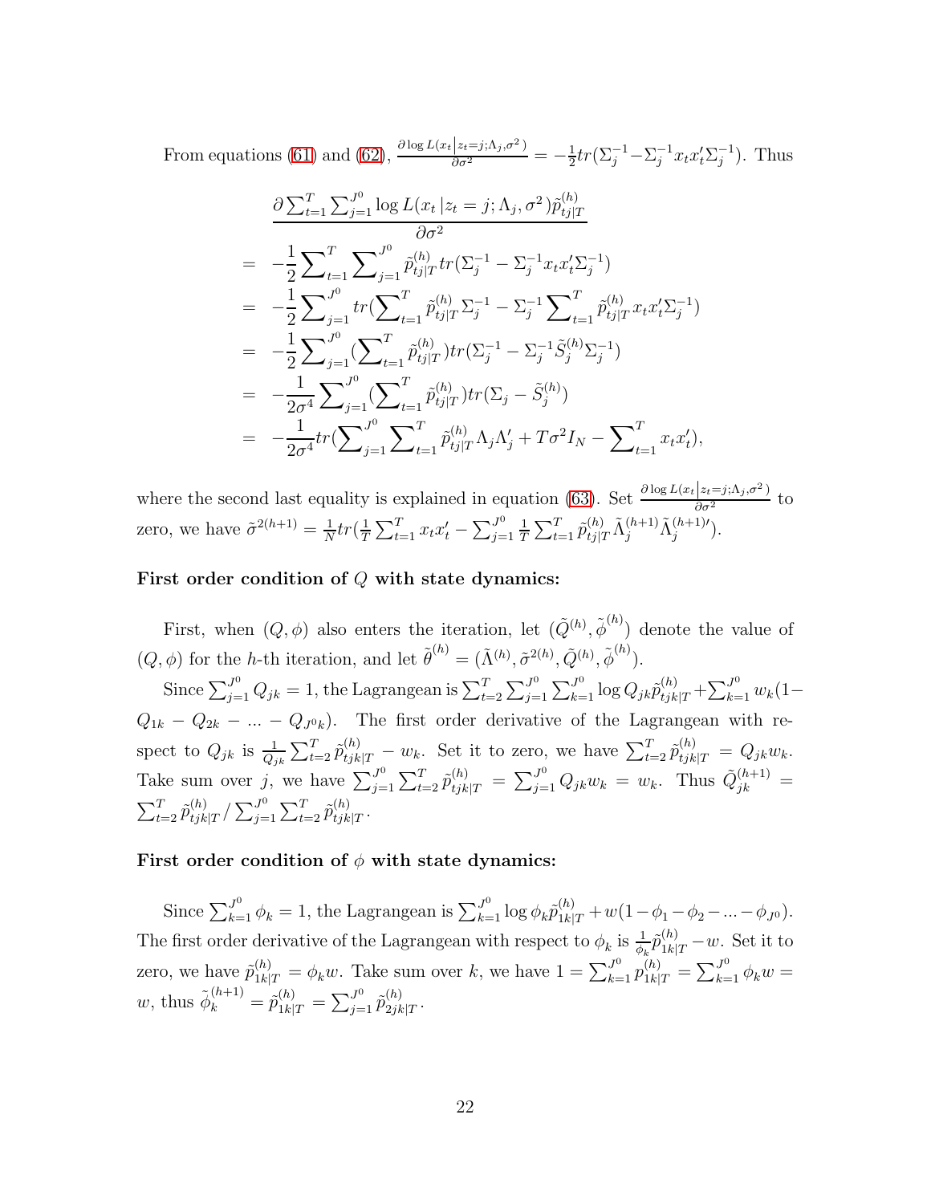From equations (61) and (62), $\frac{\partial \log L(x_t|z_t=j;\Lambda_j,\sigma^2)}{\partial \sigma^2} = -\frac{1}{2}tr(\Sigma_j^{-1} - \Sigma_j^{-1}x_t x_t' \Sigma_j^{-1})$. Thus

$$
\begin{aligned}
& \frac{\partial \sum_{t=1}^{T}\sum_{j=1}^{J^0} \log L(x_t\,|z_t=j;\Lambda_j,\sigma^2)\tilde{p}_{tj|T}^{(h)}}{\partial \sigma^2} \\
= & -\frac{1}{2}\sum_{t=1}^{T}\sum_{j=1}^{J^0} \tilde{p}_{tj|T}^{(h)} tr(\Sigma_j^{-1} - \Sigma_j^{-1}x_t x_t'\Sigma_j^{-1}) \\
= & -\frac{1}{2}\sum_{j=1}^{J^0} tr(\sum_{t=1}^{T}\tilde{p}_{tj|T}^{(h)}\Sigma_j^{-1} - \Sigma_j^{-1}\sum_{t=1}^{T}\tilde{p}_{tj|T}^{(h)} x_t x_t'\Sigma_j^{-1}) \\
= & -\frac{1}{2}\sum_{j=1}^{J^0}(\sum_{t=1}^{T}\tilde{p}_{tj|T}^{(h)}) tr(\Sigma_j^{-1} - \Sigma_j^{-1}\tilde{S}_j^{(h)}\Sigma_j^{-1}) \\
= & -\frac{1}{2\sigma^4}\sum_{j=1}^{J^0}(\sum_{t=1}^{T}\tilde{p}_{tj|T}^{(h)}) tr(\Sigma_j - \tilde{S}_j^{(h)}) \\
= & -\frac{1}{2\sigma^4} tr(\sum_{j=1}^{J^0}\sum_{t=1}^{T}\tilde{p}_{tj|T}^{(h)}\Lambda_j\Lambda_j' + T\sigma^2 I_N - \sum_{t=1}^{T} x_t x_t'),
\end{aligned}
$$

where the second last equality is explained in equation (63). Set $\frac{\partial \log L(x_t|z_t=j;\Lambda_j,\sigma^2)}{\partial \sigma^2}$ to zero, we have $\tilde{\sigma}^{2(h+1)} = \frac{1}{N}tr(\frac{1}{T}\sum_{t=1}^{T} x_t x_t' - \sum_{j=1}^{J^0}\frac{1}{T}\sum_{t=1}^{T}\tilde{p}_{tj|T}^{(h)}\tilde{\Lambda}_j^{(h+1)}\tilde{\Lambda}_j^{(h+1)\prime})$.

**First order condition of $Q$ with state dynamics:**

First, when $(Q,\phi)$ also enters the iteration, let $(\tilde{Q}^{(h)},\tilde{\phi}^{(h)})$ denote the value of $(Q,\phi)$ for the $h$-th iteration, and let $\tilde{\theta}^{(h)} = (\tilde{\Lambda}^{(h)},\tilde{\sigma}^{2(h)},\tilde{Q}^{(h)},\tilde{\phi}^{(h)})$.

Since $\sum_{j=1}^{J^0} Q_{jk} = 1$, the Lagrangean is $\sum_{t=2}^{T}\sum_{j=1}^{J^0}\sum_{k=1}^{J^0} \log Q_{jk}\tilde{p}_{tjk|T}^{(h)} + \sum_{k=1}^{J^0} w_k(1 - Q_{1k} - Q_{2k} - ... - Q_{J^0k})$. The first order derivative of the Lagrangean with respect to $Q_{jk}$ is $\frac{1}{Q_{jk}}\sum_{t=2}^{T}\tilde{p}_{tjk|T}^{(h)} - w_k$. Set it to zero, we have $\sum_{t=2}^{T}\tilde{p}_{tjk|T}^{(h)} = Q_{jk}w_k$. Take sum over $j$, we have $\sum_{j=1}^{J^0}\sum_{t=2}^{T}\tilde{p}_{tjk|T}^{(h)} = \sum_{j=1}^{J^0} Q_{jk}w_k = w_k$. Thus $\tilde{Q}_{jk}^{(h+1)} = \sum_{t=2}^{T}\tilde{p}_{tjk|T}^{(h)} / \sum_{j=1}^{J^0}\sum_{t=2}^{T}\tilde{p}_{tjk|T}^{(h)}$.

**First order condition of $\phi$ with state dynamics:**

Since $\sum_{k=1}^{J^0}\phi_k = 1$, the Lagrangean is $\sum_{k=1}^{J^0}\log\phi_k\tilde{p}_{1k|T}^{(h)} + w(1-\phi_1-\phi_2-...-\phi_{J^0})$. The first order derivative of the Lagrangean with respect to $\phi_k$ is $\frac{1}{\phi_k}\tilde{p}_{1k|T}^{(h)} - w$. Set it to zero, we have $\tilde{p}_{1k|T}^{(h)} = \phi_k w$. Take sum over $k$, we have $1 = \sum_{k=1}^{J^0} p_{1k|T}^{(h)} = \sum_{k=1}^{J^0}\phi_k w = w$, thus $\tilde{\phi}_k^{(h+1)} = \tilde{p}_{1k|T}^{(h)} = \sum_{j=1}^{J^0}\tilde{p}_{2jk|T}^{(h)}$.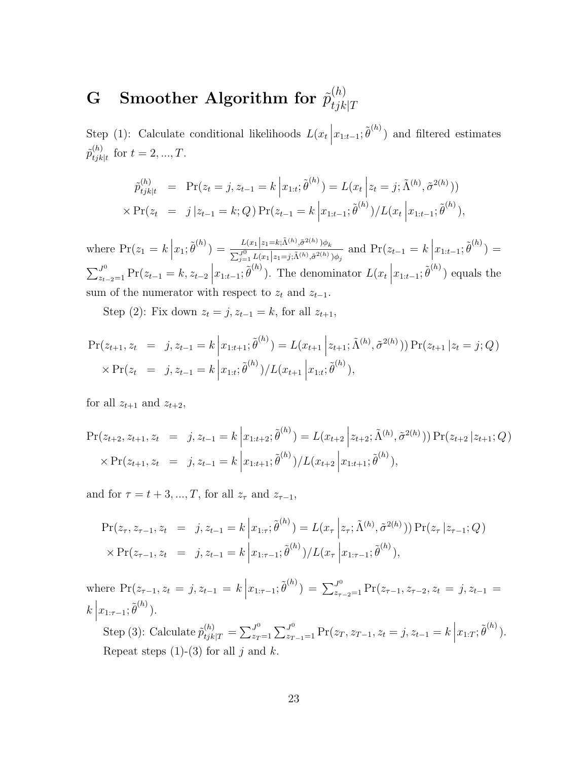# G Smoother Algorithm for $\tilde{p}_{tjk|T}^{(h)}$

Step (1): Calculate conditional likelihoods $L(x_t \Big| x_{1:t-1}; \tilde{\theta}^{(h)})$ and filtered estimates $\tilde{p}_{tjk|t}^{(h)}$ for $t = 2, ..., T$.

$$
\begin{aligned}
\tilde{p}_{tjk|t}^{(h)} &= \Pr(z_t = j, z_{t-1} = k \Big| x_{1:t}; \tilde{\theta}^{(h)}) = L(x_t \Big| z_t = j; \tilde{\Lambda}^{(h)}, \tilde{\sigma}^{2(h)})) \\
\times \Pr(z_t &= j \,| z_{t-1} = k; Q) \Pr(z_{t-1} = k \Big| x_{1:t-1}; \tilde{\theta}^{(h)}) / L(x_t \Big| x_{1:t-1}; \tilde{\theta}^{(h)}),
\end{aligned}
$$

where $\Pr(z_1 = k \Big| x_1; \tilde{\theta}^{(h)}) = \frac{L(x_1 | z_1 = k; \tilde{\Lambda}^{(h)}, \tilde{\sigma}^{2(h)})\phi_k}{\sum_{j=1}^{J^0} L(x_1 | z_1 = j; \tilde{\Lambda}^{(h)}, \tilde{\sigma}^{2(h)})\phi_j}$ and $\Pr(z_{t-1} = k \Big| x_{1:t-1}; \tilde{\theta}^{(h)}) = \sum_{z_{t-2}=1}^{J^0} \Pr(z_{t-1} = k, z_{t-2} \Big| x_{1:t-1}; \tilde{\theta}^{(h)})$. The denominator $L(x_t \Big| x_{1:t-1}; \tilde{\theta}^{(h)})$ equals the sum of the numerator with respect to $z_t$ and $z_{t-1}$.

Step (2): Fix down $z_t = j, z_{t-1} = k$, for all $z_{t+1}$,

$$
\begin{aligned}
\Pr(z_{t+1}, z_t &= j, z_{t-1} = k \Big| x_{1:t+1}; \tilde{\theta}^{(h)}) = L(x_{t+1} \Big| z_{t+1}; \tilde{\Lambda}^{(h)}, \tilde{\sigma}^{2(h)})) \Pr(z_{t+1} \,| z_t = j; Q) \\
\times \Pr(z_t &= j, z_{t-1} = k \Big| x_{1:t}; \tilde{\theta}^{(h)}) / L(x_{t+1} \Big| x_{1:t}; \tilde{\theta}^{(h)}),
\end{aligned}
$$

for all $z_{t+1}$ and $z_{t+2}$,

$$
\begin{aligned}
\Pr(z_{t+2}, z_{t+1}, z_t &= j, z_{t-1} = k \Big| x_{1:t+2}; \tilde{\theta}^{(h)}) = L(x_{t+2} \Big| z_{t+2}; \tilde{\Lambda}^{(h)}, \tilde{\sigma}^{2(h)})) \Pr(z_{t+2} \,| z_{t+1}; Q) \\
\times \Pr(z_{t+1}, z_t &= j, z_{t-1} = k \Big| x_{1:t+1}; \tilde{\theta}^{(h)}) / L(x_{t+2} \Big| x_{1:t+1}; \tilde{\theta}^{(h)}),
\end{aligned}
$$

and for $\tau = t+3, ..., T$, for all $z_\tau$ and $z_{\tau-1}$,

$$
\begin{aligned}
\Pr(z_\tau, z_{\tau-1}, z_t &= j, z_{t-1} = k \Big| x_{1:\tau}; \tilde{\theta}^{(h)}) = L(x_\tau \Big| z_\tau; \tilde{\Lambda}^{(h)}, \tilde{\sigma}^{2(h)})) \Pr(z_\tau \,| z_{\tau-1}; Q) \\
\times \Pr(z_{\tau-1}, z_t &= j, z_{t-1} = k \Big| x_{1:\tau-1}; \tilde{\theta}^{(h)}) / L(x_\tau \Big| x_{1:\tau-1}; \tilde{\theta}^{(h)}),
\end{aligned}
$$

where $\Pr(z_{\tau-1}, z_t = j, z_{t-1} = k \Big| x_{1:\tau-1}; \tilde{\theta}^{(h)}) = \sum_{z_{\tau-2}=1}^{J^0} \Pr(z_{\tau-1}, z_{\tau-2}, z_t = j, z_{t-1} = k \Big| x_{1:\tau-1}; \tilde{\theta}^{(h)})$.

Step (3): Calculate $\tilde{p}_{tjk|T}^{(h)} = \sum_{z_T=1}^{J^0} \sum_{z_{T-1}=1}^{J^0} \Pr(z_T, z_{T-1}, z_t = j, z_{t-1} = k \Big| x_{1:T}; \tilde{\theta}^{(h)})$.

Repeat steps (1)-(3) for all $j$ and $k$.